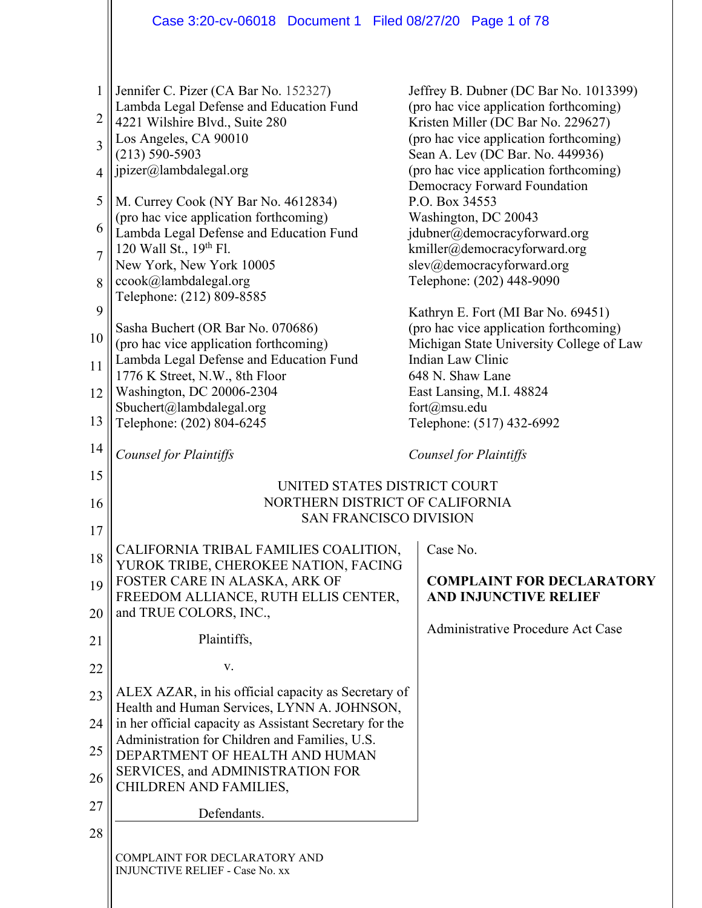Jennifer C. Pizer (CA Bar No. 152327)
Lambda Legal Defense and Education Fund
4221 Wilshire Blvd., Suite 280
Los Angeles, CA 90010
(213) 590-5903
jpizer@lambdalegal.org

M. Currey Cook (NY Bar No. 4612834)
(pro hac vice application forthcoming)
Lambda Legal Defense and Education Fund
120 Wall St., 19th Fl.
New York, New York 10005
ccook@lambdalegal.org
Telephone: (212) 809-8585

Sasha Buchert (OR Bar No. 070686)
(pro hac vice application forthcoming)
Lambda Legal Defense and Education Fund
1776 K Street, N.W., 8th Floor
Washington, DC 20006-2304
Sbuchert@lambdalegal.org
Telephone: (202) 804-6245

*Counsel for Plaintiffs*

Jeffrey B. Dubner (DC Bar No. 1013399)
(pro hac vice application forthcoming)
Kristen Miller (DC Bar No. 229627)
(pro hac vice application forthcoming)
Sean A. Lev (DC Bar. No. 449936)
(pro hac vice application forthcoming)
Democracy Forward Foundation
P.O. Box 34553
Washington, DC 20043
jdubner@democracyforward.org
kmiller@democracyforward.org
slev@democracyforward.org
Telephone: (202) 448-9090

Kathryn E. Fort (MI Bar No. 69451)
(pro hac vice application forthcoming)
Michigan State University College of Law
Indian Law Clinic
648 N. Shaw Lane
East Lansing, M.I. 48824
fort@msu.edu
Telephone: (517) 432-6992

*Counsel for Plaintiffs*

UNITED STATES DISTRICT COURT
NORTHERN DISTRICT OF CALIFORNIA
SAN FRANCISCO DIVISION

CALIFORNIA TRIBAL FAMILIES COALITION, YUROK TRIBE, CHEROKEE NATION, FACING FOSTER CARE IN ALASKA, ARK OF FREEDOM ALLIANCE, RUTH ELLIS CENTER, and TRUE COLORS, INC.,

Plaintiffs,

v.

ALEX AZAR, in his official capacity as Secretary of Health and Human Services, LYNN A. JOHNSON, in her official capacity as Assistant Secretary for the Administration for Children and Families, U.S. DEPARTMENT OF HEALTH AND HUMAN SERVICES, and ADMINISTRATION FOR CHILDREN AND FAMILIES,

Defendants.

Case No.

**COMPLAINT FOR DECLARATORY AND INJUNCTIVE RELIEF**

Administrative Procedure Act Case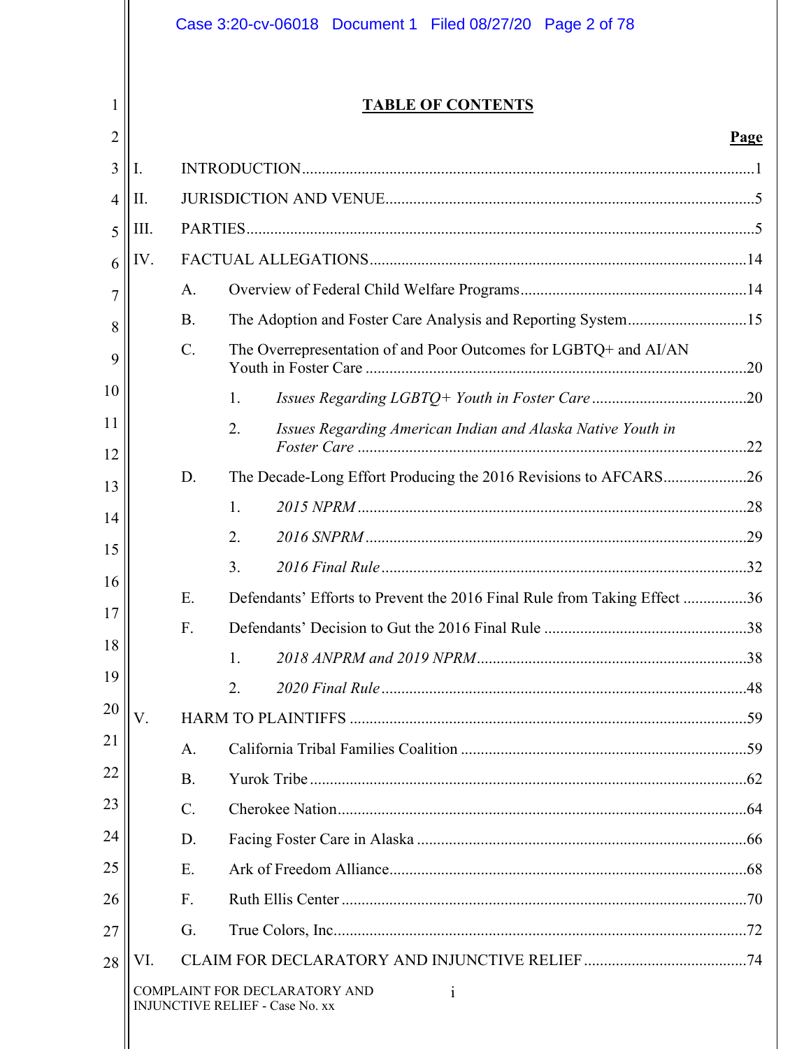# TABLE OF CONTENTS

**Page**

I. INTRODUCTION ..... 1

II. JURISDICTION AND VENUE ..... 5

III. PARTIES ..... 5

IV. FACTUAL ALLEGATIONS ..... 14

- A. Overview of Federal Child Welfare Programs ..... 14
- B. The Adoption and Foster Care Analysis and Reporting System ..... 15
- C. The Overrepresentation of and Poor Outcomes for LGBTQ+ and AI/AN Youth in Foster Care ..... 20
  - 1. *Issues Regarding LGBTQ+ Youth in Foster Care* ..... 20
  - 2. *Issues Regarding American Indian and Alaska Native Youth in Foster Care* ..... 22
- D. The Decade-Long Effort Producing the 2016 Revisions to AFCARS ..... 26
  - 1. *2015 NPRM* ..... 28
  - 2. *2016 SNPRM* ..... 29
  - 3. *2016 Final Rule* ..... 32
- E. Defendants' Efforts to Prevent the 2016 Final Rule from Taking Effect ..... 36
- F. Defendants' Decision to Gut the 2016 Final Rule ..... 38
  - 1. *2018 ANPRM and 2019 NPRM* ..... 38
  - 2. *2020 Final Rule* ..... 48

V. HARM TO PLAINTIFFS ..... 59

- A. California Tribal Families Coalition ..... 59
- B. Yurok Tribe ..... 62
- C. Cherokee Nation ..... 64
- D. Facing Foster Care in Alaska ..... 66
- E. Ark of Freedom Alliance ..... 68
- F. Ruth Ellis Center ..... 70
- G. True Colors, Inc. ..... 72

VI. CLAIM FOR DECLARATORY AND INJUNCTIVE RELIEF ..... 74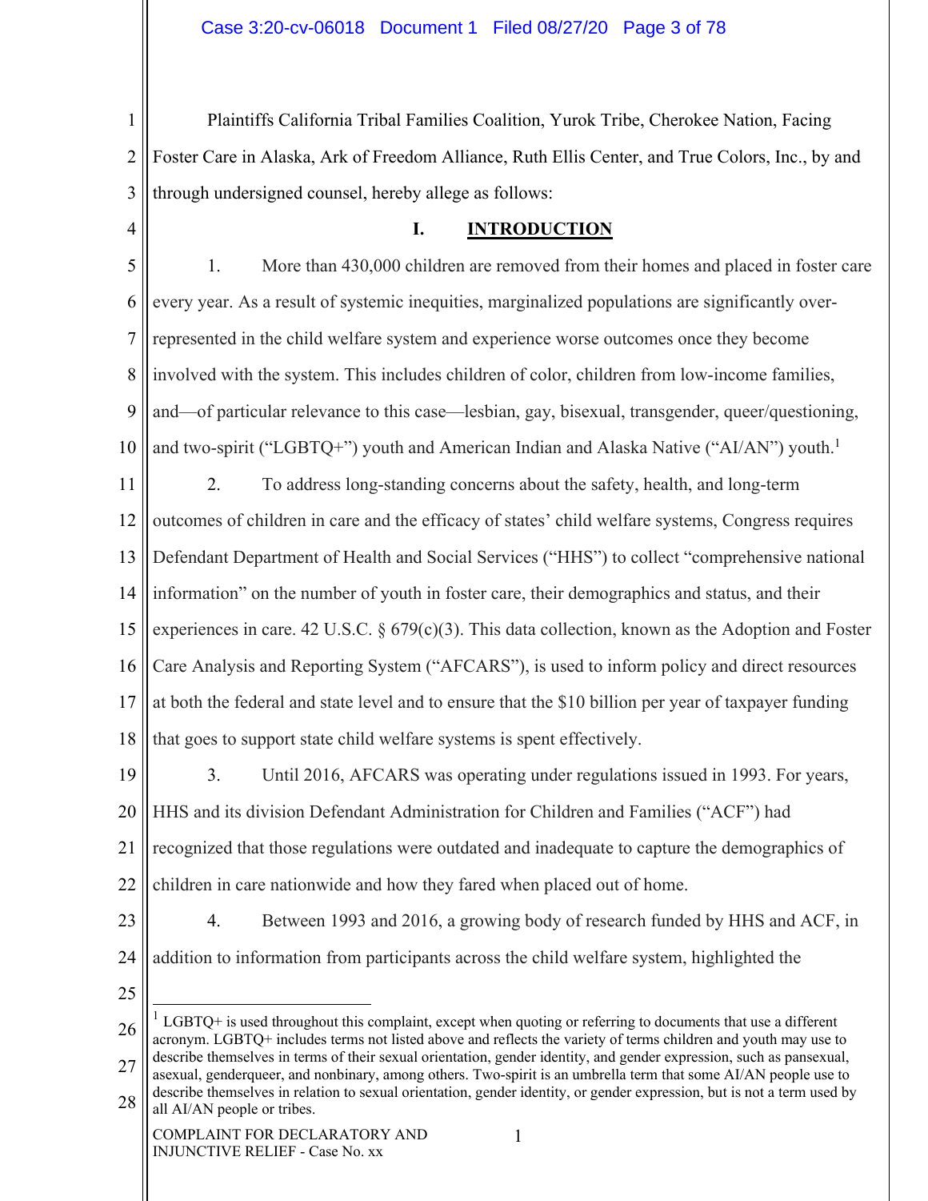Plaintiffs California Tribal Families Coalition, Yurok Tribe, Cherokee Nation, Facing Foster Care in Alaska, Ark of Freedom Alliance, Ruth Ellis Center, and True Colors, Inc., by and through undersigned counsel, hereby allege as follows:

## I. INTRODUCTION

1. More than 430,000 children are removed from their homes and placed in foster care every year. As a result of systemic inequities, marginalized populations are significantly over-represented in the child welfare system and experience worse outcomes once they become involved with the system. This includes children of color, children from low-income families, and—of particular relevance to this case—lesbian, gay, bisexual, transgender, queer/questioning, and two-spirit ("LGBTQ+") youth and American Indian and Alaska Native ("AI/AN") youth.[1]

2. To address long-standing concerns about the safety, health, and long-term outcomes of children in care and the efficacy of states' child welfare systems, Congress requires Defendant Department of Health and Social Services ("HHS") to collect "comprehensive national information" on the number of youth in foster care, their demographics and status, and their experiences in care. 42 U.S.C. § 679(c)(3). This data collection, known as the Adoption and Foster Care Analysis and Reporting System ("AFCARS"), is used to inform policy and direct resources at both the federal and state level and to ensure that the $10 billion per year of taxpayer funding that goes to support state child welfare systems is spent effectively.

3. Until 2016, AFCARS was operating under regulations issued in 1993. For years, HHS and its division Defendant Administration for Children and Families ("ACF") had recognized that those regulations were outdated and inadequate to capture the demographics of children in care nationwide and how they fared when placed out of home.

4. Between 1993 and 2016, a growing body of research funded by HHS and ACF, in addition to information from participants across the child welfare system, highlighted the

---

[1] LGBTQ+ is used throughout this complaint, except when quoting or referring to documents that use a different acronym. LGBTQ+ includes terms not listed above and reflects the variety of terms children and youth may use to describe themselves in terms of their sexual orientation, gender identity, and gender expression, such as pansexual, asexual, genderqueer, and nonbinary, among others. Two-spirit is an umbrella term that some AI/AN people use to describe themselves in relation to sexual orientation, gender identity, or gender expression, but is not a term used by all AI/AN people or tribes.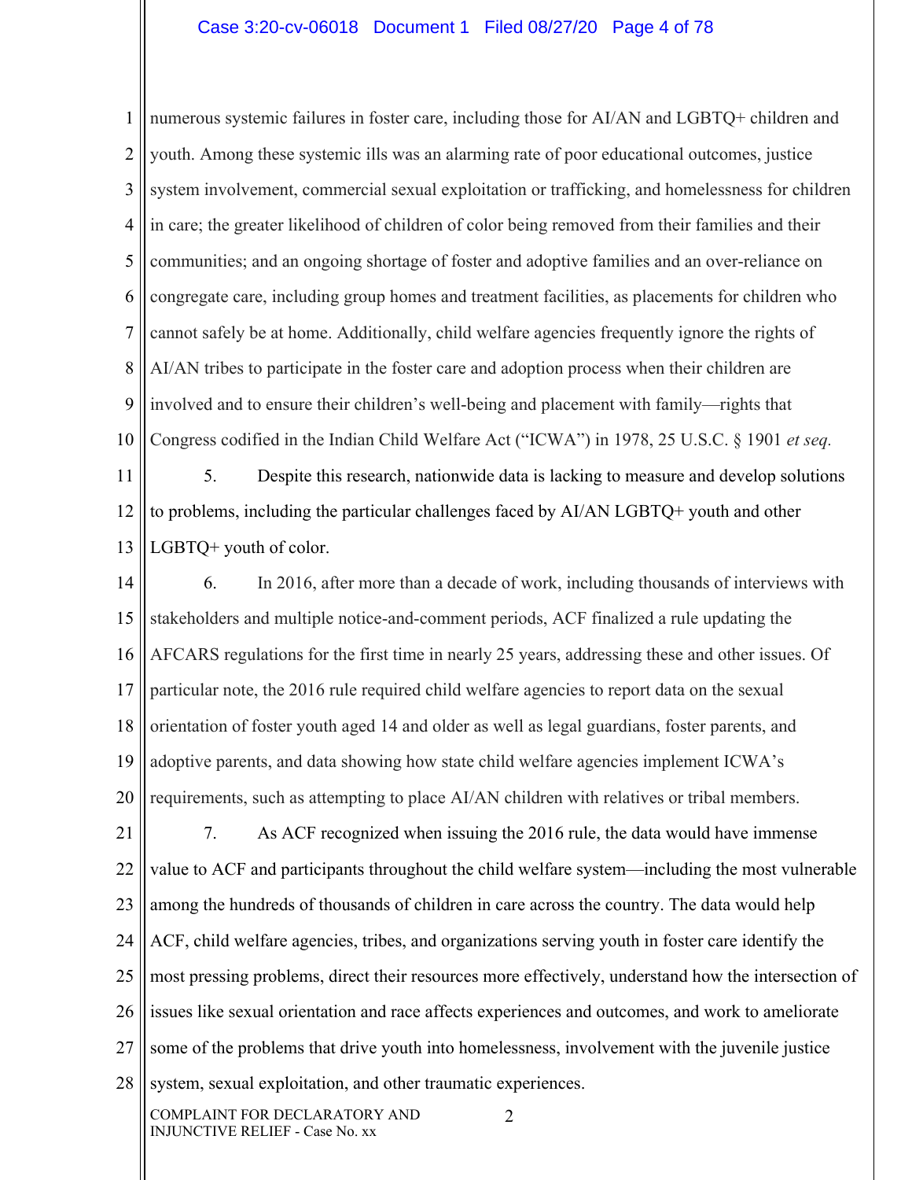numerous systemic failures in foster care, including those for AI/AN and LGBTQ+ children and youth. Among these systemic ills was an alarming rate of poor educational outcomes, justice system involvement, commercial sexual exploitation or trafficking, and homelessness for children in care; the greater likelihood of children of color being removed from their families and their communities; and an ongoing shortage of foster and adoptive families and an over-reliance on congregate care, including group homes and treatment facilities, as placements for children who cannot safely be at home. Additionally, child welfare agencies frequently ignore the rights of AI/AN tribes to participate in the foster care and adoption process when their children are involved and to ensure their children's well-being and placement with family—rights that Congress codified in the Indian Child Welfare Act ("ICWA") in 1978, 25 U.S.C. § 1901 *et seq.*

5. Despite this research, nationwide data is lacking to measure and develop solutions to problems, including the particular challenges faced by AI/AN LGBTQ+ youth and other LGBTQ+ youth of color.

6. In 2016, after more than a decade of work, including thousands of interviews with stakeholders and multiple notice-and-comment periods, ACF finalized a rule updating the AFCARS regulations for the first time in nearly 25 years, addressing these and other issues. Of particular note, the 2016 rule required child welfare agencies to report data on the sexual orientation of foster youth aged 14 and older as well as legal guardians, foster parents, and adoptive parents, and data showing how state child welfare agencies implement ICWA's requirements, such as attempting to place AI/AN children with relatives or tribal members.

7. As ACF recognized when issuing the 2016 rule, the data would have immense value to ACF and participants throughout the child welfare system—including the most vulnerable among the hundreds of thousands of children in care across the country. The data would help ACF, child welfare agencies, tribes, and organizations serving youth in foster care identify the most pressing problems, direct their resources more effectively, understand how the intersection of issues like sexual orientation and race affects experiences and outcomes, and work to ameliorate some of the problems that drive youth into homelessness, involvement with the juvenile justice system, sexual exploitation, and other traumatic experiences.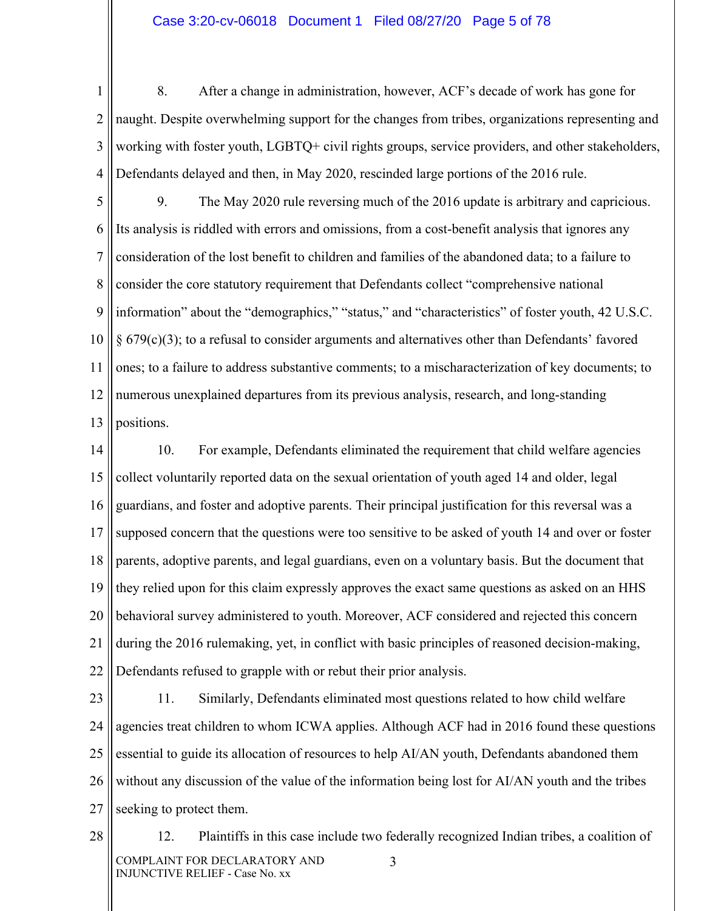8. After a change in administration, however, ACF's decade of work has gone for naught. Despite overwhelming support for the changes from tribes, organizations representing and working with foster youth, LGBTQ+ civil rights groups, service providers, and other stakeholders, Defendants delayed and then, in May 2020, rescinded large portions of the 2016 rule.

9. The May 2020 rule reversing much of the 2016 update is arbitrary and capricious. Its analysis is riddled with errors and omissions, from a cost-benefit analysis that ignores any consideration of the lost benefit to children and families of the abandoned data; to a failure to consider the core statutory requirement that Defendants collect "comprehensive national information" about the "demographics," "status," and "characteristics" of foster youth, 42 U.S.C. § 679(c)(3); to a refusal to consider arguments and alternatives other than Defendants' favored ones; to a failure to address substantive comments; to a mischaracterization of key documents; to numerous unexplained departures from its previous analysis, research, and long-standing positions.

10. For example, Defendants eliminated the requirement that child welfare agencies collect voluntarily reported data on the sexual orientation of youth aged 14 and older, legal guardians, and foster and adoptive parents. Their principal justification for this reversal was a supposed concern that the questions were too sensitive to be asked of youth 14 and over or foster parents, adoptive parents, and legal guardians, even on a voluntary basis. But the document that they relied upon for this claim expressly approves the exact same questions as asked on an HHS behavioral survey administered to youth. Moreover, ACF considered and rejected this concern during the 2016 rulemaking, yet, in conflict with basic principles of reasoned decision-making, Defendants refused to grapple with or rebut their prior analysis.

11. Similarly, Defendants eliminated most questions related to how child welfare agencies treat children to whom ICWA applies. Although ACF had in 2016 found these questions essential to guide its allocation of resources to help AI/AN youth, Defendants abandoned them without any discussion of the value of the information being lost for AI/AN youth and the tribes seeking to protect them.

12. Plaintiffs in this case include two federally recognized Indian tribes, a coalition of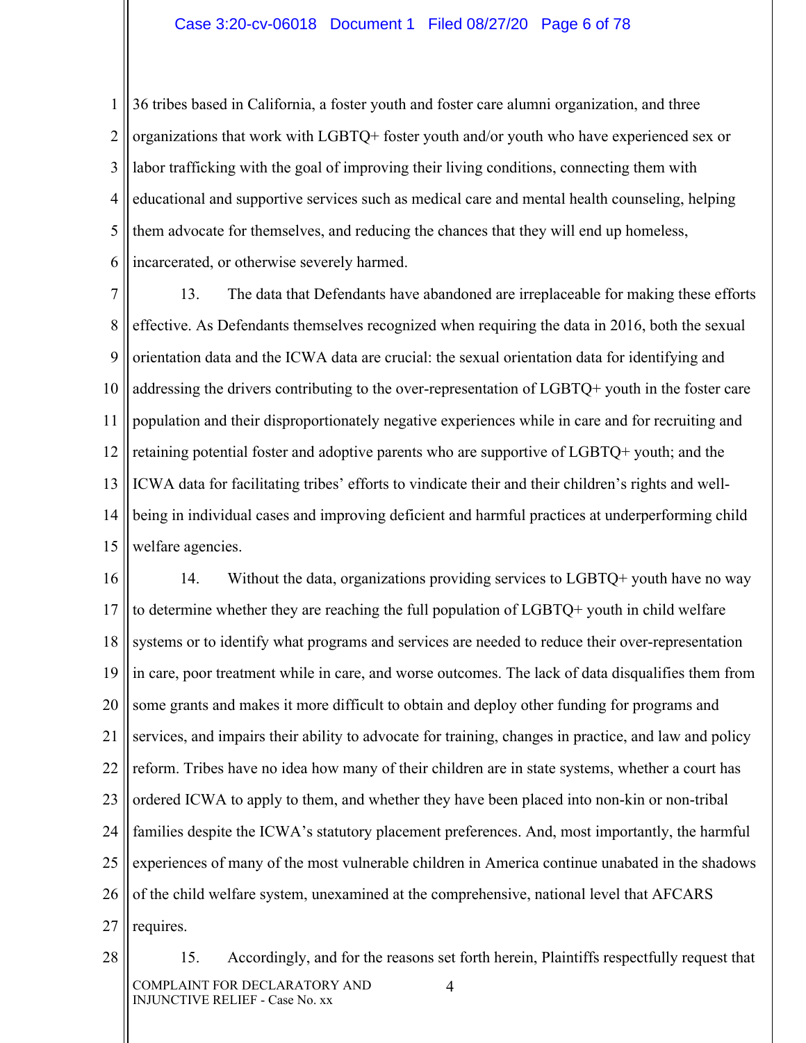36 tribes based in California, a foster youth and foster care alumni organization, and three organizations that work with LGBTQ+ foster youth and/or youth who have experienced sex or labor trafficking with the goal of improving their living conditions, connecting them with educational and supportive services such as medical care and mental health counseling, helping them advocate for themselves, and reducing the chances that they will end up homeless, incarcerated, or otherwise severely harmed.

13. The data that Defendants have abandoned are irreplaceable for making these efforts effective. As Defendants themselves recognized when requiring the data in 2016, both the sexual orientation data and the ICWA data are crucial: the sexual orientation data for identifying and addressing the drivers contributing to the over-representation of LGBTQ+ youth in the foster care population and their disproportionately negative experiences while in care and for recruiting and retaining potential foster and adoptive parents who are supportive of LGBTQ+ youth; and the ICWA data for facilitating tribes' efforts to vindicate their and their children's rights and well-being in individual cases and improving deficient and harmful practices at underperforming child welfare agencies.

14. Without the data, organizations providing services to LGBTQ+ youth have no way to determine whether they are reaching the full population of LGBTQ+ youth in child welfare systems or to identify what programs and services are needed to reduce their over-representation in care, poor treatment while in care, and worse outcomes. The lack of data disqualifies them from some grants and makes it more difficult to obtain and deploy other funding for programs and services, and impairs their ability to advocate for training, changes in practice, and law and policy reform. Tribes have no idea how many of their children are in state systems, whether a court has ordered ICWA to apply to them, and whether they have been placed into non-kin or non-tribal families despite the ICWA's statutory placement preferences. And, most importantly, the harmful experiences of many of the most vulnerable children in America continue unabated in the shadows of the child welfare system, unexamined at the comprehensive, national level that AFCARS requires.

15. Accordingly, and for the reasons set forth herein, Plaintiffs respectfully request that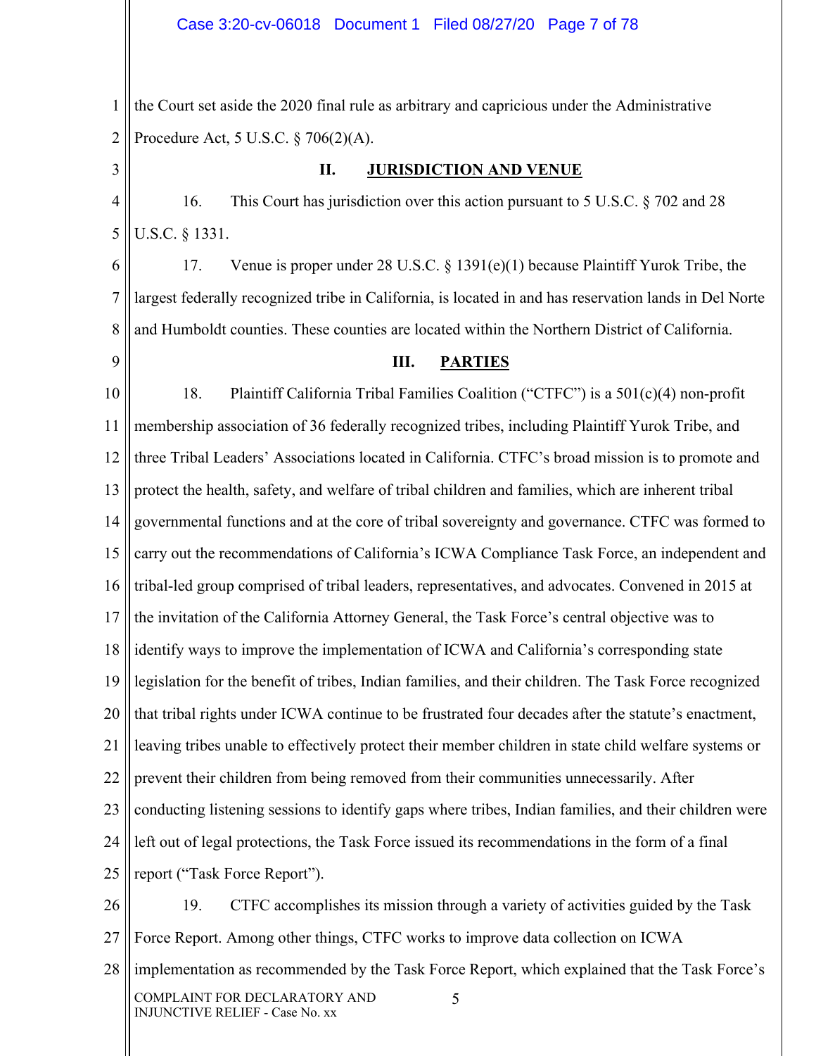the Court set aside the 2020 final rule as arbitrary and capricious under the Administrative Procedure Act, 5 U.S.C. § 706(2)(A).

## II. JURISDICTION AND VENUE

16. This Court has jurisdiction over this action pursuant to 5 U.S.C. § 702 and 28 U.S.C. § 1331.

17. Venue is proper under 28 U.S.C. § 1391(e)(1) because Plaintiff Yurok Tribe, the largest federally recognized tribe in California, is located in and has reservation lands in Del Norte and Humboldt counties. These counties are located within the Northern District of California.

## III. PARTIES

18. Plaintiff California Tribal Families Coalition ("CTFC") is a 501(c)(4) non-profit membership association of 36 federally recognized tribes, including Plaintiff Yurok Tribe, and three Tribal Leaders' Associations located in California. CTFC's broad mission is to promote and protect the health, safety, and welfare of tribal children and families, which are inherent tribal governmental functions and at the core of tribal sovereignty and governance. CTFC was formed to carry out the recommendations of California's ICWA Compliance Task Force, an independent and tribal-led group comprised of tribal leaders, representatives, and advocates. Convened in 2015 at the invitation of the California Attorney General, the Task Force's central objective was to identify ways to improve the implementation of ICWA and California's corresponding state legislation for the benefit of tribes, Indian families, and their children. The Task Force recognized that tribal rights under ICWA continue to be frustrated four decades after the statute's enactment, leaving tribes unable to effectively protect their member children in state child welfare systems or prevent their children from being removed from their communities unnecessarily. After conducting listening sessions to identify gaps where tribes, Indian families, and their children were left out of legal protections, the Task Force issued its recommendations in the form of a final report ("Task Force Report").

19. CTFC accomplishes its mission through a variety of activities guided by the Task Force Report. Among other things, CTFC works to improve data collection on ICWA implementation as recommended by the Task Force Report, which explained that the Task Force's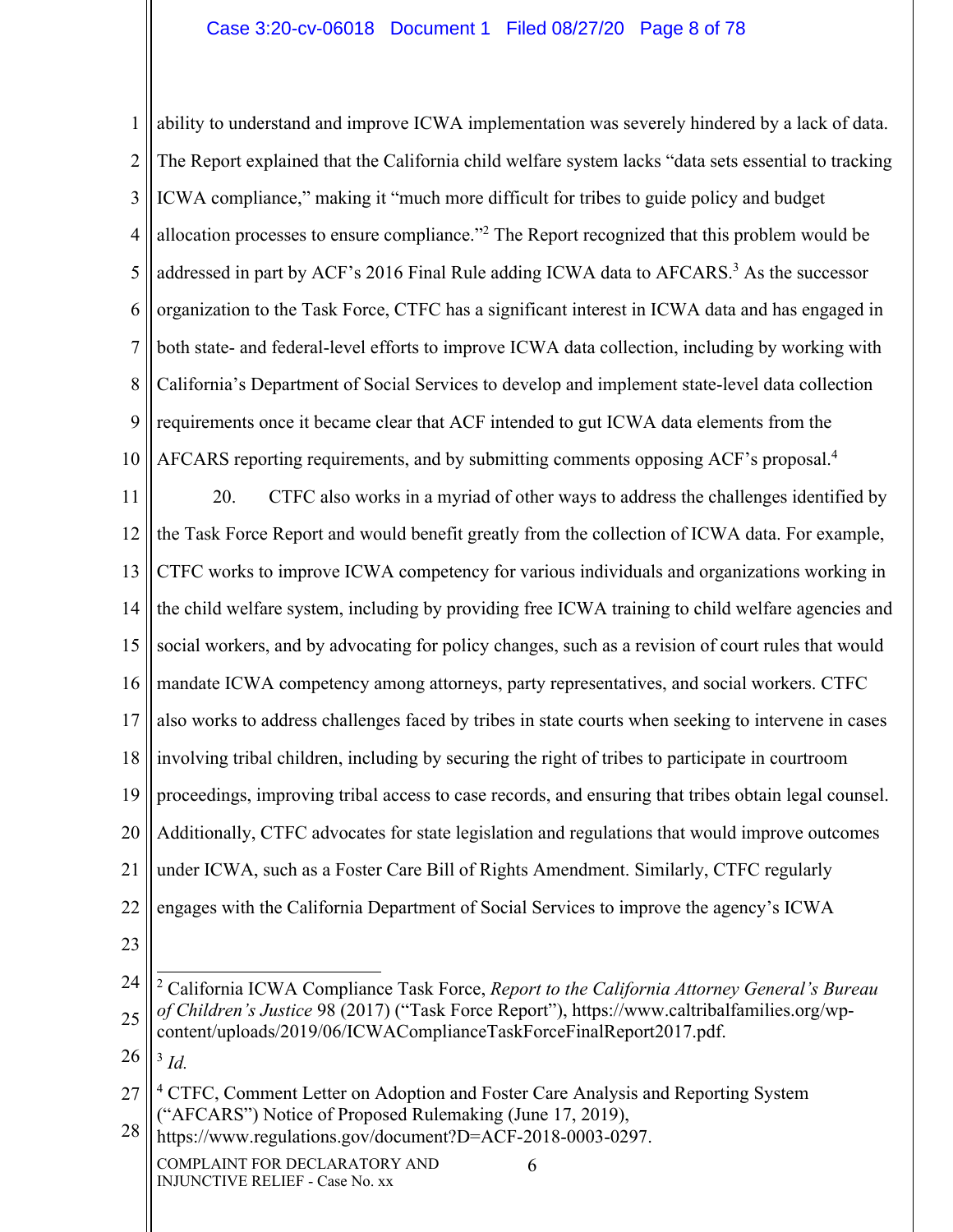ability to understand and improve ICWA implementation was severely hindered by a lack of data. The Report explained that the California child welfare system lacks "data sets essential to tracking ICWA compliance," making it "much more difficult for tribes to guide policy and budget allocation processes to ensure compliance."[2] The Report recognized that this problem would be addressed in part by ACF's 2016 Final Rule adding ICWA data to AFCARS.[3] As the successor organization to the Task Force, CTFC has a significant interest in ICWA data and has engaged in both state- and federal-level efforts to improve ICWA data collection, including by working with California's Department of Social Services to develop and implement state-level data collection requirements once it became clear that ACF intended to gut ICWA data elements from the AFCARS reporting requirements, and by submitting comments opposing ACF's proposal.[4]

20. CTFC also works in a myriad of other ways to address the challenges identified by the Task Force Report and would benefit greatly from the collection of ICWA data. For example, CTFC works to improve ICWA competency for various individuals and organizations working in the child welfare system, including by providing free ICWA training to child welfare agencies and social workers, and by advocating for policy changes, such as a revision of court rules that would mandate ICWA competency among attorneys, party representatives, and social workers. CTFC also works to address challenges faced by tribes in state courts when seeking to intervene in cases involving tribal children, including by securing the right of tribes to participate in courtroom proceedings, improving tribal access to case records, and ensuring that tribes obtain legal counsel. Additionally, CTFC advocates for state legislation and regulations that would improve outcomes under ICWA, such as a Foster Care Bill of Rights Amendment. Similarly, CTFC regularly engages with the California Department of Social Services to improve the agency's ICWA

---

[2] California ICWA Compliance Task Force, *Report to the California Attorney General's Bureau of Children's Justice* 98 (2017) ("Task Force Report"), https://www.caltribalfamilies.org/wp-content/uploads/2019/06/ICWAComplianceTaskForceFinalReport2017.pdf.

[3] *Id.*

[4] CTFC, Comment Letter on Adoption and Foster Care Analysis and Reporting System ("AFCARS") Notice of Proposed Rulemaking (June 17, 2019), https://www.regulations.gov/document?D=ACF-2018-0003-0297.

COMPLAINT FOR DECLARATORY AND INJUNCTIVE RELIEF - Case No. xx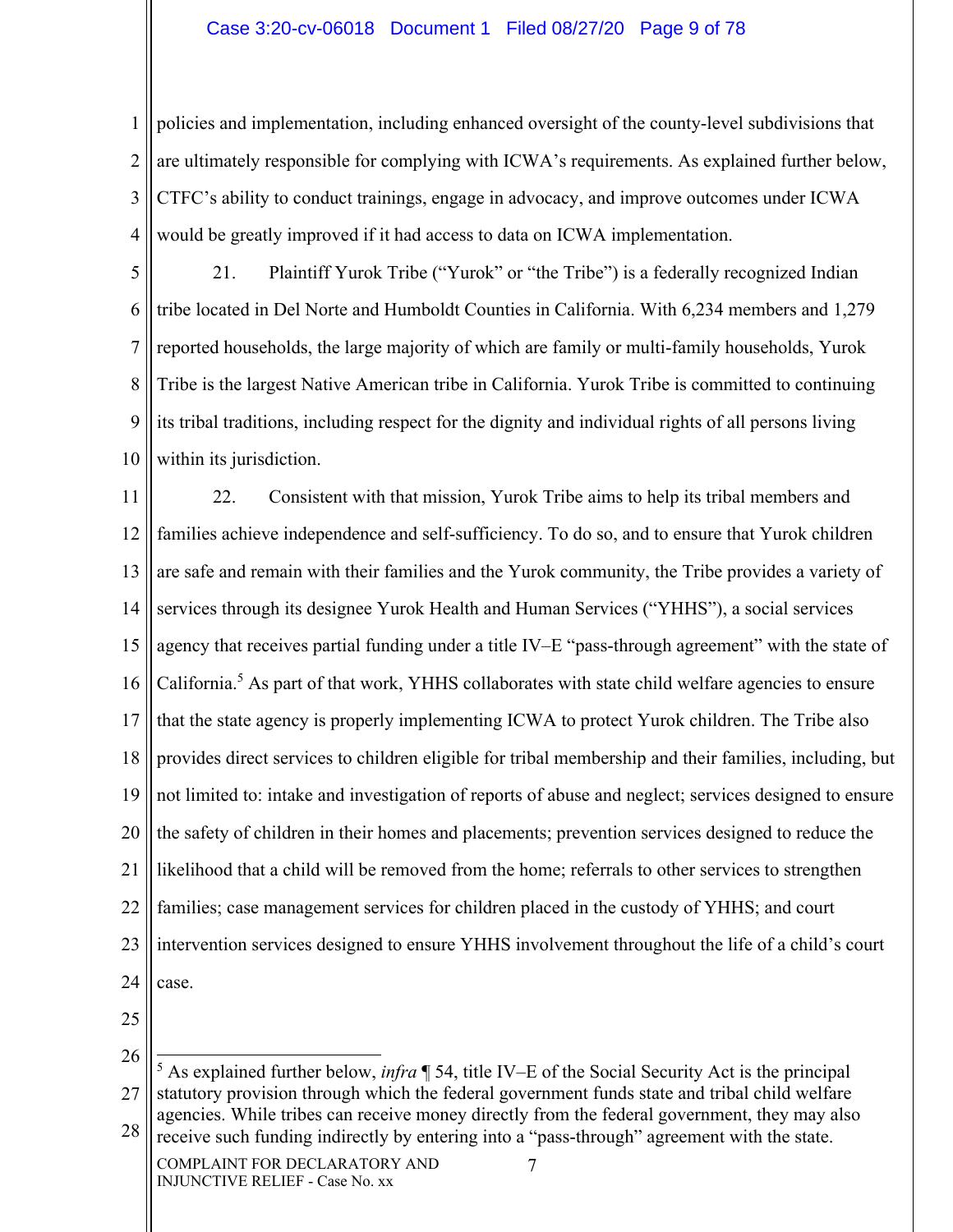policies and implementation, including enhanced oversight of the county-level subdivisions that are ultimately responsible for complying with ICWA's requirements. As explained further below, CTFC's ability to conduct trainings, engage in advocacy, and improve outcomes under ICWA would be greatly improved if it had access to data on ICWA implementation.

21. Plaintiff Yurok Tribe ("Yurok" or "the Tribe") is a federally recognized Indian tribe located in Del Norte and Humboldt Counties in California. With 6,234 members and 1,279 reported households, the large majority of which are family or multi-family households, Yurok Tribe is the largest Native American tribe in California. Yurok Tribe is committed to continuing its tribal traditions, including respect for the dignity and individual rights of all persons living within its jurisdiction.

22. Consistent with that mission, Yurok Tribe aims to help its tribal members and families achieve independence and self-sufficiency. To do so, and to ensure that Yurok children are safe and remain with their families and the Yurok community, the Tribe provides a variety of services through its designee Yurok Health and Human Services ("YHHS"), a social services agency that receives partial funding under a title IV–E "pass-through agreement" with the state of California.[5] As part of that work, YHHS collaborates with state child welfare agencies to ensure that the state agency is properly implementing ICWA to protect Yurok children. The Tribe also provides direct services to children eligible for tribal membership and their families, including, but not limited to: intake and investigation of reports of abuse and neglect; services designed to ensure the safety of children in their homes and placements; prevention services designed to reduce the likelihood that a child will be removed from the home; referrals to other services to strengthen families; case management services for children placed in the custody of YHHS; and court intervention services designed to ensure YHHS involvement throughout the life of a child's court case.

---

[5] As explained further below, *infra* ¶ 54, title IV–E of the Social Security Act is the principal statutory provision through which the federal government funds state and tribal child welfare agencies. While tribes can receive money directly from the federal government, they may also receive such funding indirectly by entering into a "pass-through" agreement with the state.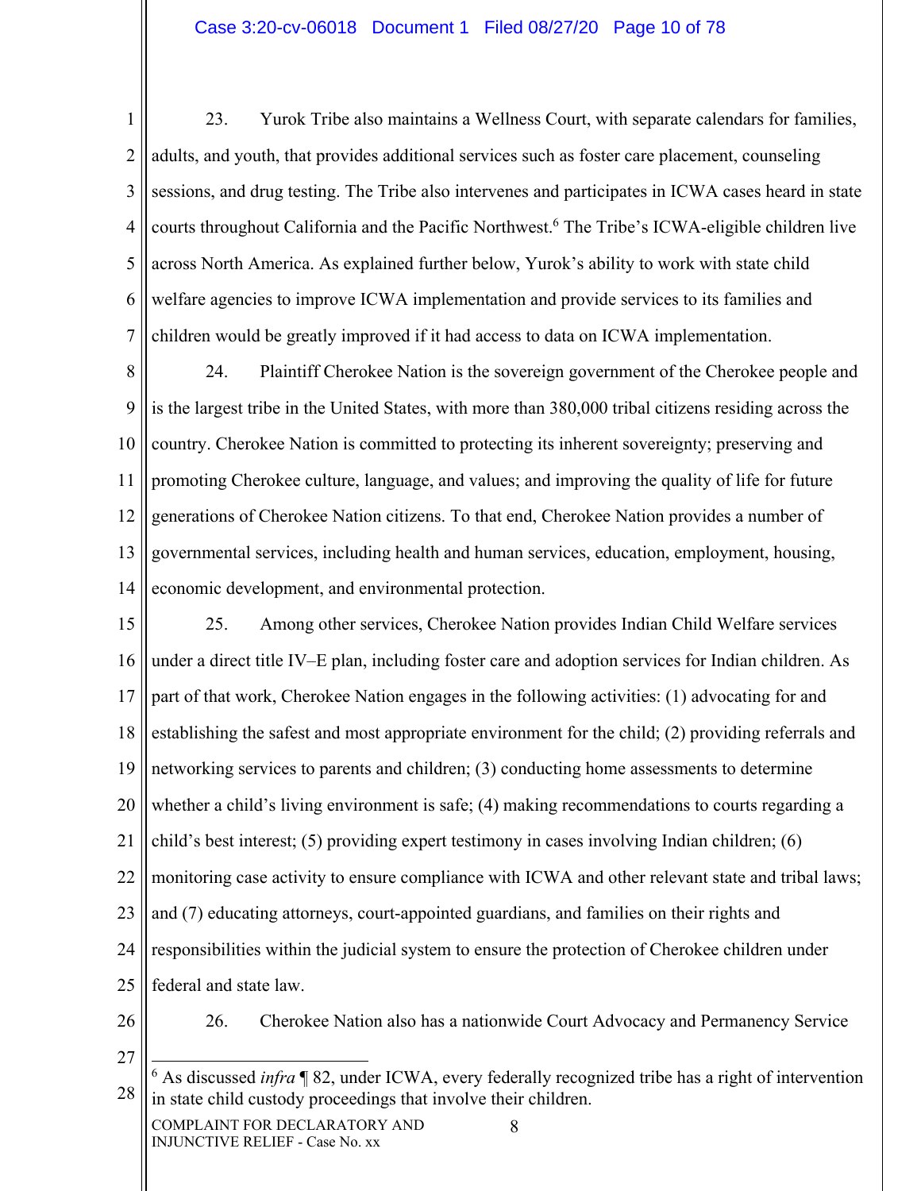23. Yurok Tribe also maintains a Wellness Court, with separate calendars for families, adults, and youth, that provides additional services such as foster care placement, counseling sessions, and drug testing. The Tribe also intervenes and participates in ICWA cases heard in state courts throughout California and the Pacific Northwest.[6] The Tribe's ICWA-eligible children live across North America. As explained further below, Yurok's ability to work with state child welfare agencies to improve ICWA implementation and provide services to its families and children would be greatly improved if it had access to data on ICWA implementation.

24. Plaintiff Cherokee Nation is the sovereign government of the Cherokee people and is the largest tribe in the United States, with more than 380,000 tribal citizens residing across the country. Cherokee Nation is committed to protecting its inherent sovereignty; preserving and promoting Cherokee culture, language, and values; and improving the quality of life for future generations of Cherokee Nation citizens. To that end, Cherokee Nation provides a number of governmental services, including health and human services, education, employment, housing, economic development, and environmental protection.

25. Among other services, Cherokee Nation provides Indian Child Welfare services under a direct title IV–E plan, including foster care and adoption services for Indian children. As part of that work, Cherokee Nation engages in the following activities: (1) advocating for and establishing the safest and most appropriate environment for the child; (2) providing referrals and networking services to parents and children; (3) conducting home assessments to determine whether a child's living environment is safe; (4) making recommendations to courts regarding a child's best interest; (5) providing expert testimony in cases involving Indian children; (6) monitoring case activity to ensure compliance with ICWA and other relevant state and tribal laws; and (7) educating attorneys, court-appointed guardians, and families on their rights and responsibilities within the judicial system to ensure the protection of Cherokee children under federal and state law.

26. Cherokee Nation also has a nationwide Court Advocacy and Permanency Service

[6] As discussed *infra* ¶ 82, under ICWA, every federally recognized tribe has a right of intervention in state child custody proceedings that involve their children.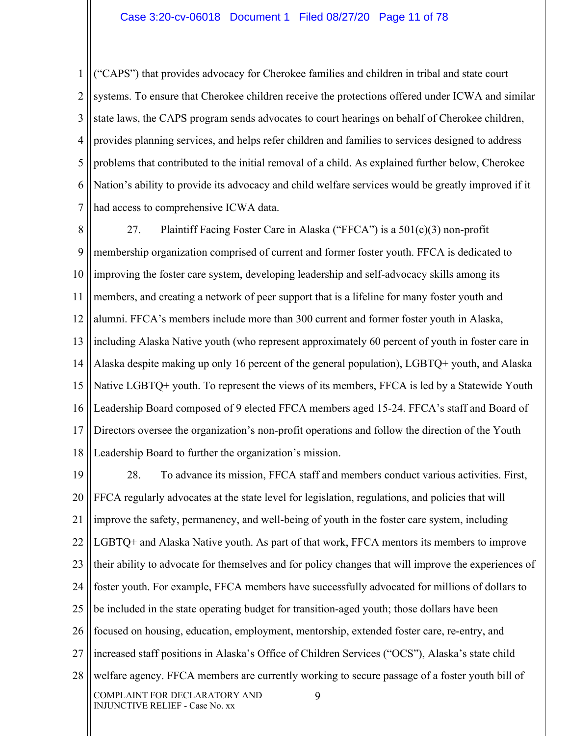("CAPS") that provides advocacy for Cherokee families and children in tribal and state court systems. To ensure that Cherokee children receive the protections offered under ICWA and similar state laws, the CAPS program sends advocates to court hearings on behalf of Cherokee children, provides planning services, and helps refer children and families to services designed to address problems that contributed to the initial removal of a child. As explained further below, Cherokee Nation's ability to provide its advocacy and child welfare services would be greatly improved if it had access to comprehensive ICWA data.

27. Plaintiff Facing Foster Care in Alaska ("FFCA") is a 501(c)(3) non-profit membership organization comprised of current and former foster youth. FFCA is dedicated to improving the foster care system, developing leadership and self-advocacy skills among its members, and creating a network of peer support that is a lifeline for many foster youth and alumni. FFCA's members include more than 300 current and former foster youth in Alaska, including Alaska Native youth (who represent approximately 60 percent of youth in foster care in Alaska despite making up only 16 percent of the general population), LGBTQ+ youth, and Alaska Native LGBTQ+ youth. To represent the views of its members, FFCA is led by a Statewide Youth Leadership Board composed of 9 elected FFCA members aged 15-24. FFCA's staff and Board of Directors oversee the organization's non-profit operations and follow the direction of the Youth Leadership Board to further the organization's mission.

28. To advance its mission, FFCA staff and members conduct various activities. First, FFCA regularly advocates at the state level for legislation, regulations, and policies that will improve the safety, permanency, and well-being of youth in the foster care system, including LGBTQ+ and Alaska Native youth. As part of that work, FFCA mentors its members to improve their ability to advocate for themselves and for policy changes that will improve the experiences of foster youth. For example, FFCA members have successfully advocated for millions of dollars to be included in the state operating budget for transition-aged youth; those dollars have been focused on housing, education, employment, mentorship, extended foster care, re-entry, and increased staff positions in Alaska's Office of Children Services ("OCS"), Alaska's state child welfare agency. FFCA members are currently working to secure passage of a foster youth bill of

COMPLAINT FOR DECLARATORY AND INJUNCTIVE RELIEF - Case No. xx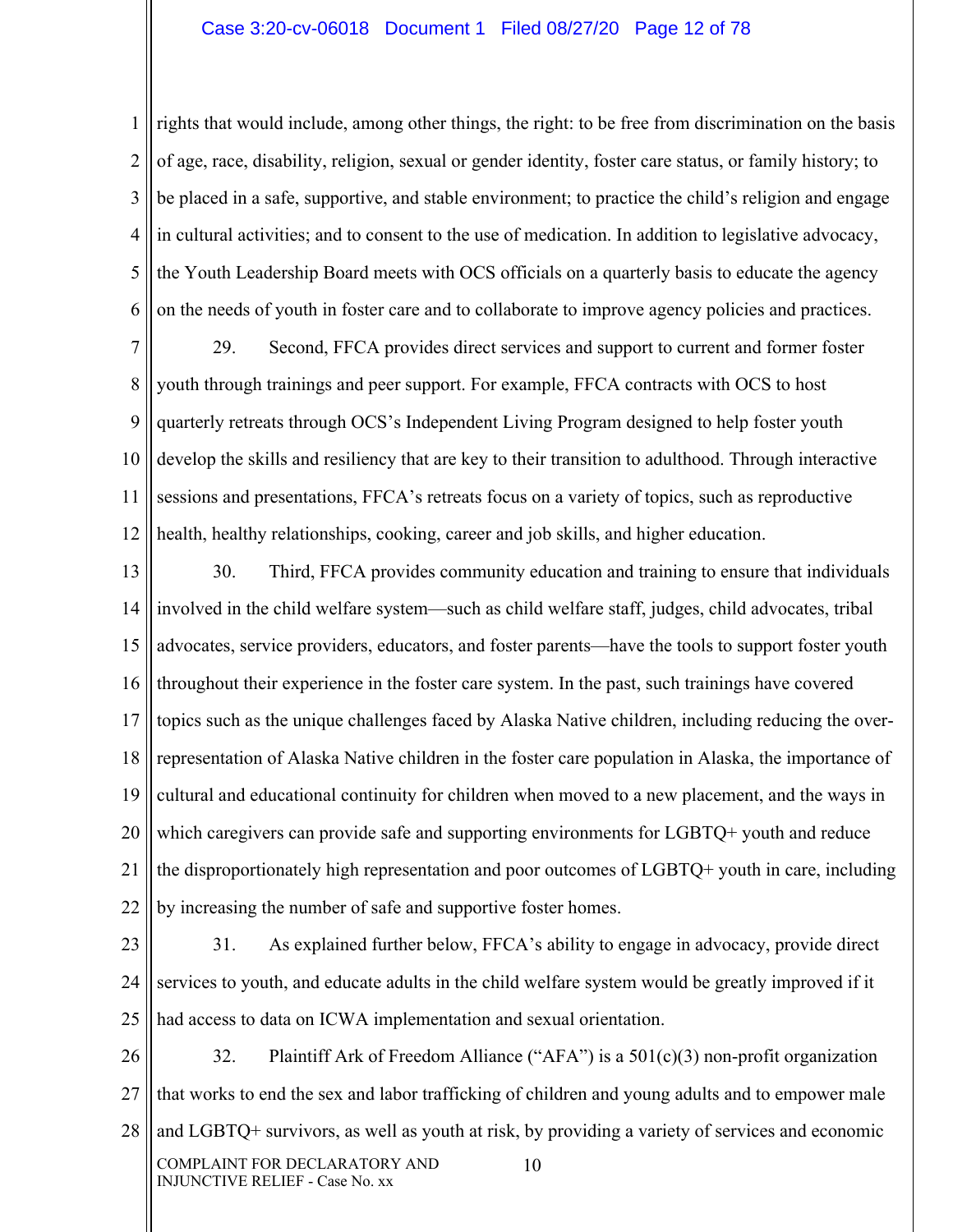rights that would include, among other things, the right: to be free from discrimination on the basis of age, race, disability, religion, sexual or gender identity, foster care status, or family history; to be placed in a safe, supportive, and stable environment; to practice the child's religion and engage in cultural activities; and to consent to the use of medication. In addition to legislative advocacy, the Youth Leadership Board meets with OCS officials on a quarterly basis to educate the agency on the needs of youth in foster care and to collaborate to improve agency policies and practices.

29. Second, FFCA provides direct services and support to current and former foster youth through trainings and peer support. For example, FFCA contracts with OCS to host quarterly retreats through OCS's Independent Living Program designed to help foster youth develop the skills and resiliency that are key to their transition to adulthood. Through interactive sessions and presentations, FFCA's retreats focus on a variety of topics, such as reproductive health, healthy relationships, cooking, career and job skills, and higher education.

30. Third, FFCA provides community education and training to ensure that individuals involved in the child welfare system—such as child welfare staff, judges, child advocates, tribal advocates, service providers, educators, and foster parents—have the tools to support foster youth throughout their experience in the foster care system. In the past, such trainings have covered topics such as the unique challenges faced by Alaska Native children, including reducing the over-representation of Alaska Native children in the foster care population in Alaska, the importance of cultural and educational continuity for children when moved to a new placement, and the ways in which caregivers can provide safe and supporting environments for LGBTQ+ youth and reduce the disproportionately high representation and poor outcomes of LGBTQ+ youth in care, including by increasing the number of safe and supportive foster homes.

31. As explained further below, FFCA's ability to engage in advocacy, provide direct services to youth, and educate adults in the child welfare system would be greatly improved if it had access to data on ICWA implementation and sexual orientation.

32. Plaintiff Ark of Freedom Alliance ("AFA") is a 501(c)(3) non-profit organization that works to end the sex and labor trafficking of children and young adults and to empower male and LGBTQ+ survivors, as well as youth at risk, by providing a variety of services and economic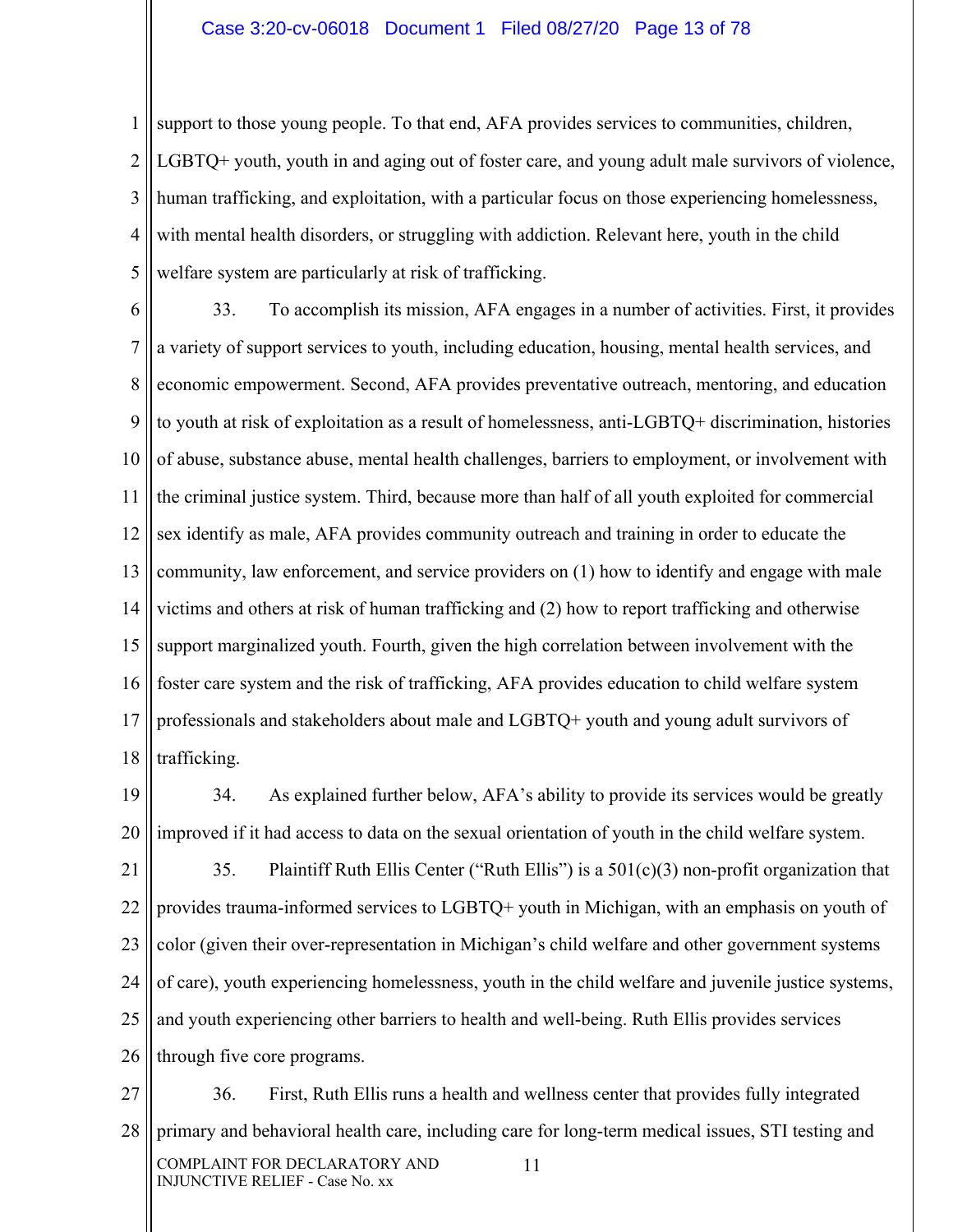support to those young people. To that end, AFA provides services to communities, children, LGBTQ+ youth, youth in and aging out of foster care, and young adult male survivors of violence, human trafficking, and exploitation, with a particular focus on those experiencing homelessness, with mental health disorders, or struggling with addiction. Relevant here, youth in the child welfare system are particularly at risk of trafficking.

33. To accomplish its mission, AFA engages in a number of activities. First, it provides a variety of support services to youth, including education, housing, mental health services, and economic empowerment. Second, AFA provides preventative outreach, mentoring, and education to youth at risk of exploitation as a result of homelessness, anti-LGBTQ+ discrimination, histories of abuse, substance abuse, mental health challenges, barriers to employment, or involvement with the criminal justice system. Third, because more than half of all youth exploited for commercial sex identify as male, AFA provides community outreach and training in order to educate the community, law enforcement, and service providers on (1) how to identify and engage with male victims and others at risk of human trafficking and (2) how to report trafficking and otherwise support marginalized youth. Fourth, given the high correlation between involvement with the foster care system and the risk of trafficking, AFA provides education to child welfare system professionals and stakeholders about male and LGBTQ+ youth and young adult survivors of trafficking.

34. As explained further below, AFA's ability to provide its services would be greatly improved if it had access to data on the sexual orientation of youth in the child welfare system.

35. Plaintiff Ruth Ellis Center ("Ruth Ellis") is a 501(c)(3) non-profit organization that provides trauma-informed services to LGBTQ+ youth in Michigan, with an emphasis on youth of color (given their over-representation in Michigan's child welfare and other government systems of care), youth experiencing homelessness, youth in the child welfare and juvenile justice systems, and youth experiencing other barriers to health and well-being. Ruth Ellis provides services through five core programs.

36. First, Ruth Ellis runs a health and wellness center that provides fully integrated primary and behavioral health care, including care for long-term medical issues, STI testing and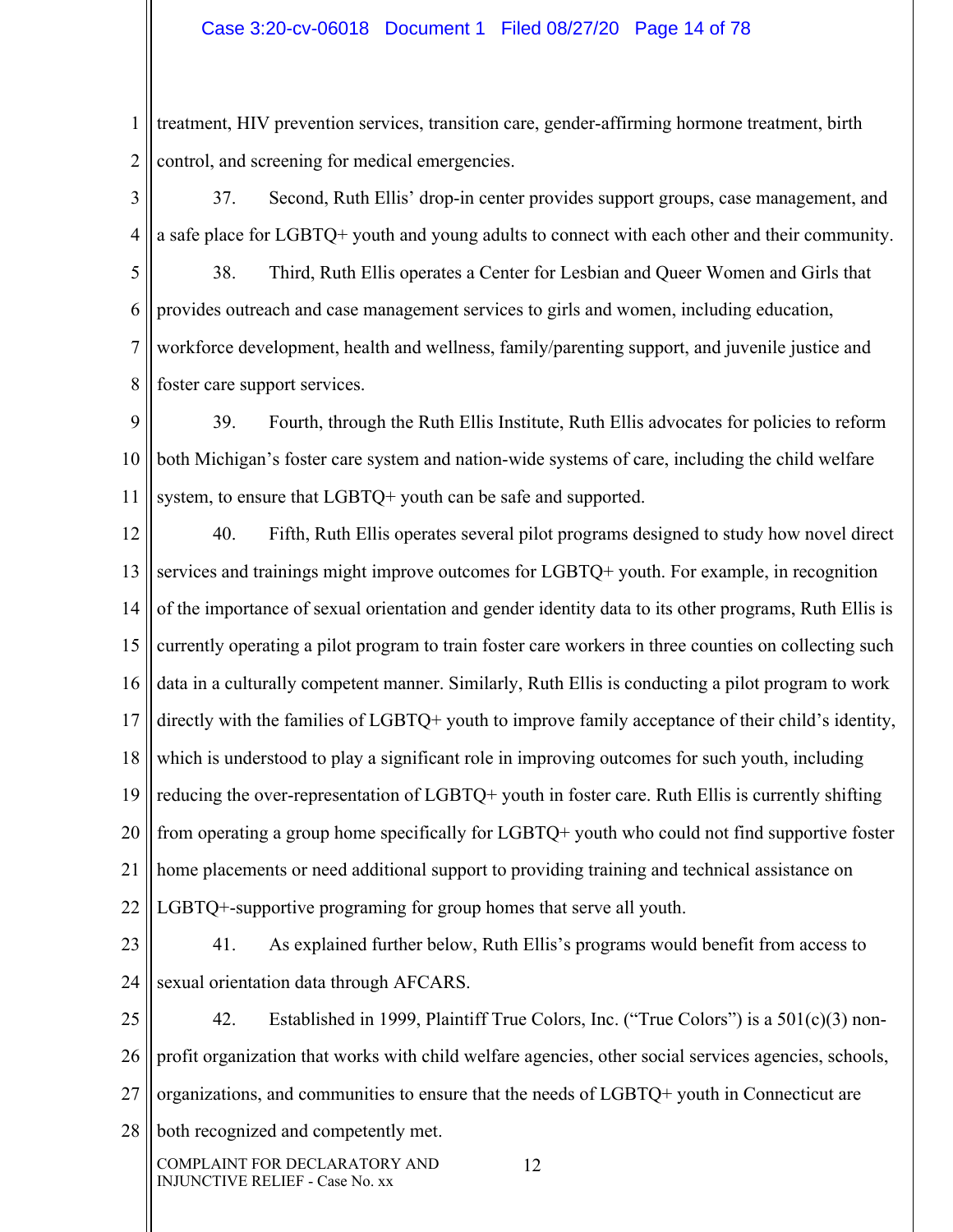treatment, HIV prevention services, transition care, gender-affirming hormone treatment, birth control, and screening for medical emergencies.

37. Second, Ruth Ellis' drop-in center provides support groups, case management, and a safe place for LGBTQ+ youth and young adults to connect with each other and their community.

38. Third, Ruth Ellis operates a Center for Lesbian and Queer Women and Girls that provides outreach and case management services to girls and women, including education, workforce development, health and wellness, family/parenting support, and juvenile justice and foster care support services.

39. Fourth, through the Ruth Ellis Institute, Ruth Ellis advocates for policies to reform both Michigan's foster care system and nation-wide systems of care, including the child welfare system, to ensure that LGBTQ+ youth can be safe and supported.

40. Fifth, Ruth Ellis operates several pilot programs designed to study how novel direct services and trainings might improve outcomes for LGBTQ+ youth. For example, in recognition of the importance of sexual orientation and gender identity data to its other programs, Ruth Ellis is currently operating a pilot program to train foster care workers in three counties on collecting such data in a culturally competent manner. Similarly, Ruth Ellis is conducting a pilot program to work directly with the families of LGBTQ+ youth to improve family acceptance of their child's identity, which is understood to play a significant role in improving outcomes for such youth, including reducing the over-representation of LGBTQ+ youth in foster care. Ruth Ellis is currently shifting from operating a group home specifically for LGBTQ+ youth who could not find supportive foster home placements or need additional support to providing training and technical assistance on LGBTQ+-supportive programing for group homes that serve all youth.

41. As explained further below, Ruth Ellis's programs would benefit from access to sexual orientation data through AFCARS.

42. Established in 1999, Plaintiff True Colors, Inc. ("True Colors") is a 501(c)(3) non-profit organization that works with child welfare agencies, other social services agencies, schools, organizations, and communities to ensure that the needs of LGBTQ+ youth in Connecticut are both recognized and competently met.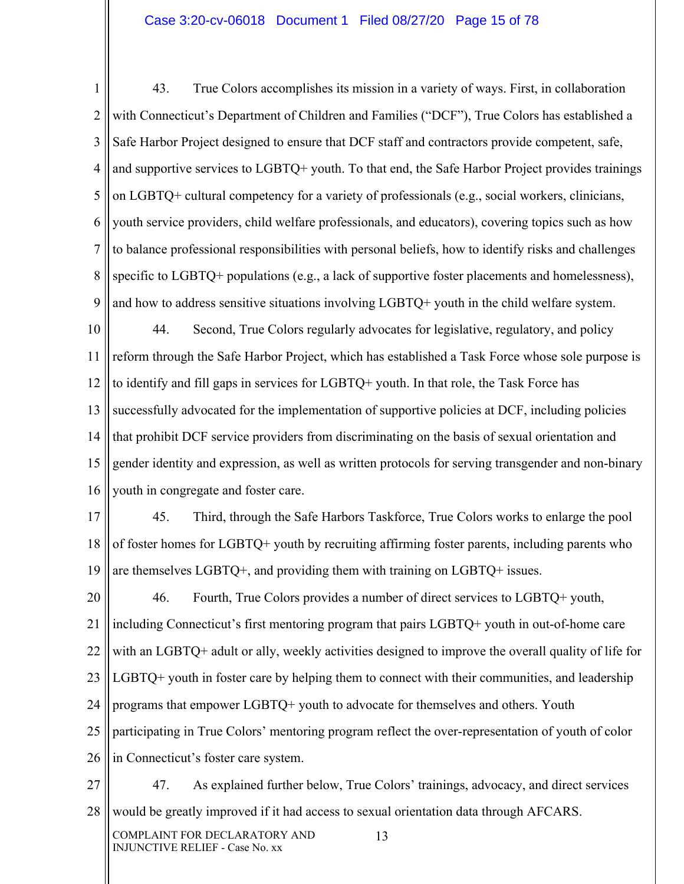43. True Colors accomplishes its mission in a variety of ways. First, in collaboration with Connecticut's Department of Children and Families ("DCF"), True Colors has established a Safe Harbor Project designed to ensure that DCF staff and contractors provide competent, safe, and supportive services to LGBTQ+ youth. To that end, the Safe Harbor Project provides trainings on LGBTQ+ cultural competency for a variety of professionals (e.g., social workers, clinicians, youth service providers, child welfare professionals, and educators), covering topics such as how to balance professional responsibilities with personal beliefs, how to identify risks and challenges specific to LGBTQ+ populations (e.g., a lack of supportive foster placements and homelessness), and how to address sensitive situations involving LGBTQ+ youth in the child welfare system.

44. Second, True Colors regularly advocates for legislative, regulatory, and policy reform through the Safe Harbor Project, which has established a Task Force whose sole purpose is to identify and fill gaps in services for LGBTQ+ youth. In that role, the Task Force has successfully advocated for the implementation of supportive policies at DCF, including policies that prohibit DCF service providers from discriminating on the basis of sexual orientation and gender identity and expression, as well as written protocols for serving transgender and non-binary youth in congregate and foster care.

45. Third, through the Safe Harbors Taskforce, True Colors works to enlarge the pool of foster homes for LGBTQ+ youth by recruiting affirming foster parents, including parents who are themselves LGBTQ+, and providing them with training on LGBTQ+ issues.

46. Fourth, True Colors provides a number of direct services to LGBTQ+ youth, including Connecticut's first mentoring program that pairs LGBTQ+ youth in out-of-home care with an LGBTQ+ adult or ally, weekly activities designed to improve the overall quality of life for LGBTQ+ youth in foster care by helping them to connect with their communities, and leadership programs that empower LGBTQ+ youth to advocate for themselves and others. Youth participating in True Colors' mentoring program reflect the over-representation of youth of color in Connecticut's foster care system.

47. As explained further below, True Colors' trainings, advocacy, and direct services would be greatly improved if it had access to sexual orientation data through AFCARS.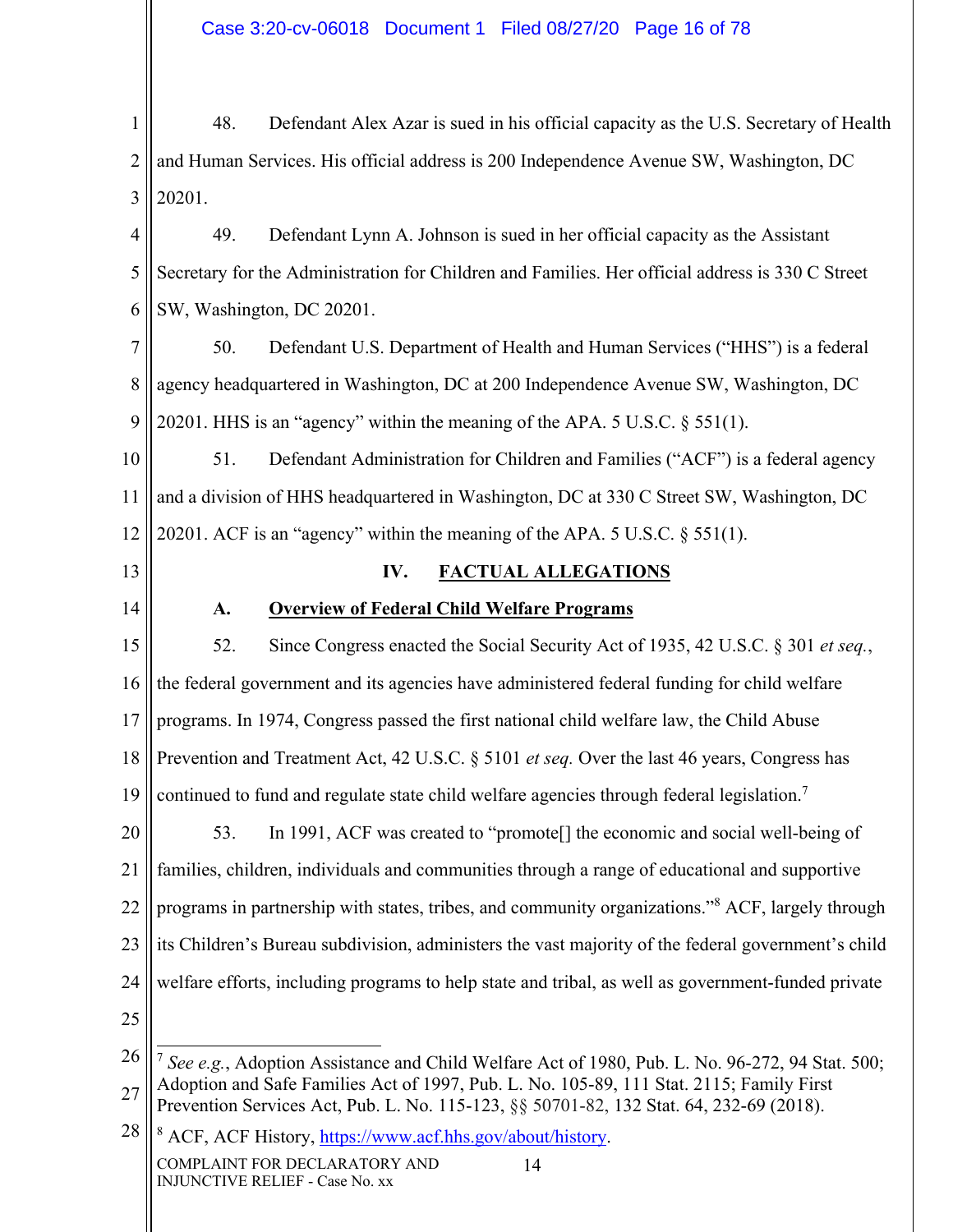48. Defendant Alex Azar is sued in his official capacity as the U.S. Secretary of Health and Human Services. His official address is 200 Independence Avenue SW, Washington, DC 20201.

49. Defendant Lynn A. Johnson is sued in her official capacity as the Assistant Secretary for the Administration for Children and Families. Her official address is 330 C Street SW, Washington, DC 20201.

50. Defendant U.S. Department of Health and Human Services ("HHS") is a federal agency headquartered in Washington, DC at 200 Independence Avenue SW, Washington, DC 20201. HHS is an "agency" within the meaning of the APA. 5 U.S.C. § 551(1).

51. Defendant Administration for Children and Families ("ACF") is a federal agency and a division of HHS headquartered in Washington, DC at 330 C Street SW, Washington, DC 20201. ACF is an "agency" within the meaning of the APA. 5 U.S.C. § 551(1).

## IV. <u>FACTUAL ALLEGATIONS</u>

### A. <u>Overview of Federal Child Welfare Programs</u>

52. Since Congress enacted the Social Security Act of 1935, 42 U.S.C. § 301 *et seq.*, the federal government and its agencies have administered federal funding for child welfare programs. In 1974, Congress passed the first national child welfare law, the Child Abuse Prevention and Treatment Act, 42 U.S.C. § 5101 *et seq.* Over the last 46 years, Congress has continued to fund and regulate state child welfare agencies through federal legislation.[7]

53. In 1991, ACF was created to "promote[] the economic and social well-being of families, children, individuals and communities through a range of educational and supportive programs in partnership with states, tribes, and community organizations."[8] ACF, largely through its Children's Bureau subdivision, administers the vast majority of the federal government's child welfare efforts, including programs to help state and tribal, as well as government-funded private

---

[7] *See e.g.*, Adoption Assistance and Child Welfare Act of 1980, Pub. L. No. 96-272, 94 Stat. 500; Adoption and Safe Families Act of 1997, Pub. L. No. 105-89, 111 Stat. 2115; Family First Prevention Services Act, Pub. L. No. 115-123, §§ 50701-82, 132 Stat. 64, 232-69 (2018).

[8] ACF, ACF History, https://www.acf.hhs.gov/about/history.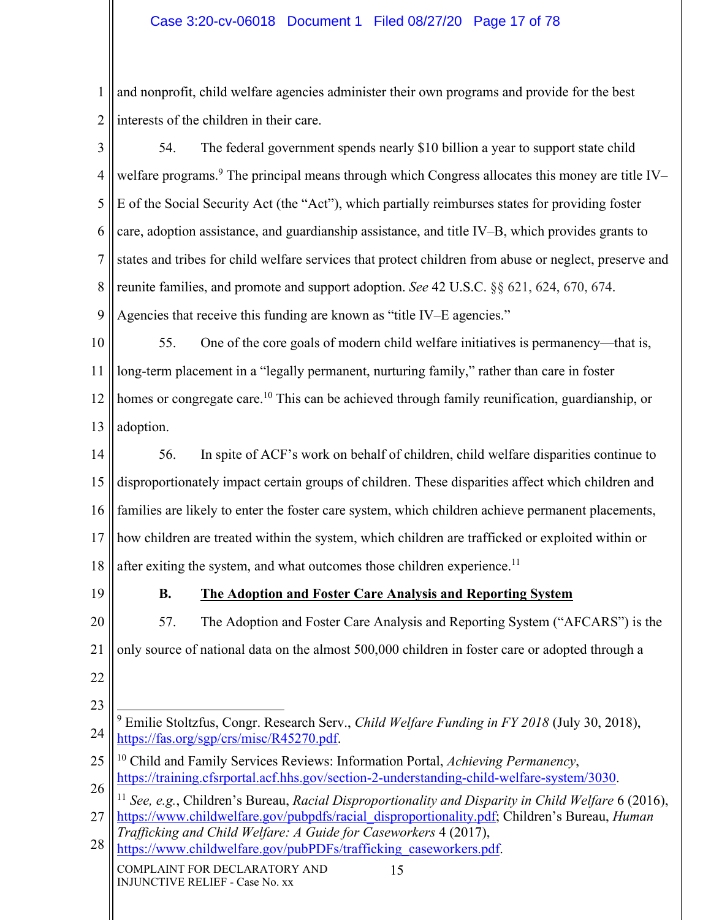and nonprofit, child welfare agencies administer their own programs and provide for the best interests of the children in their care.

54. The federal government spends nearly $10 billion a year to support state child welfare programs.[9] The principal means through which Congress allocates this money are title IV–E of the Social Security Act (the "Act"), which partially reimburses states for providing foster care, adoption assistance, and guardianship assistance, and title IV–B, which provides grants to states and tribes for child welfare services that protect children from abuse or neglect, preserve and reunite families, and promote and support adoption. *See* 42 U.S.C. §§ 621, 624, 670, 674. Agencies that receive this funding are known as "title IV–E agencies."

55. One of the core goals of modern child welfare initiatives is permanency—that is, long-term placement in a "legally permanent, nurturing family," rather than care in foster homes or congregate care.[10] This can be achieved through family reunification, guardianship, or adoption.

56. In spite of ACF's work on behalf of children, child welfare disparities continue to disproportionately impact certain groups of children. These disparities affect which children and families are likely to enter the foster care system, which children achieve permanent placements, how children are treated within the system, which children are trafficked or exploited within or after exiting the system, and what outcomes those children experience.[11]

**B. The Adoption and Foster Care Analysis and Reporting System**

57. The Adoption and Foster Care Analysis and Reporting System ("AFCARS") is the only source of national data on the almost 500,000 children in foster care or adopted through a

---

[9] Emilie Stoltzfus, Congr. Research Serv., *Child Welfare Funding in FY 2018* (July 30, 2018), https://fas.org/sgp/crs/misc/R45270.pdf.

[10] Child and Family Services Reviews: Information Portal, *Achieving Permanency*, https://training.cfsrportal.acf.hhs.gov/section-2-understanding-child-welfare-system/3030.

[11] *See, e.g.*, Children's Bureau, *Racial Disproportionality and Disparity in Child Welfare* 6 (2016), https://www.childwelfare.gov/pubpdfs/racial_disproportionality.pdf; Children's Bureau, *Human Trafficking and Child Welfare: A Guide for Caseworkers* 4 (2017), https://www.childwelfare.gov/pubPDFs/trafficking_caseworkers.pdf.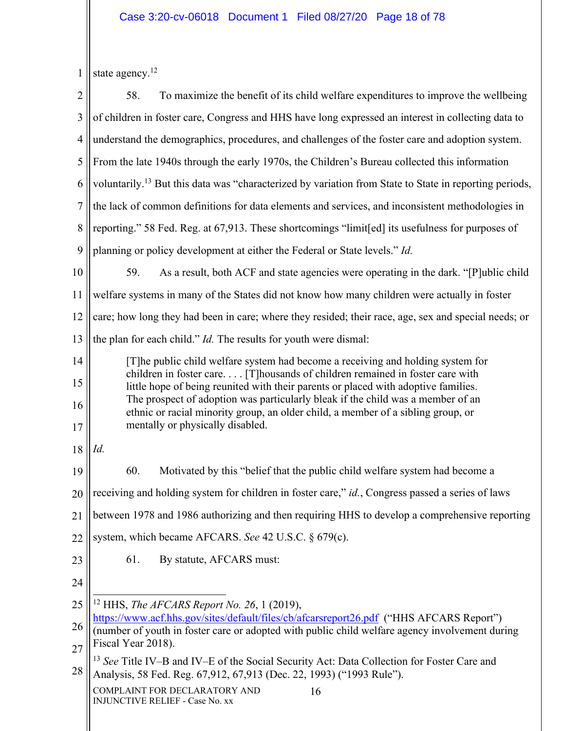state agency.[12]

58. To maximize the benefit of its child welfare expenditures to improve the wellbeing of children in foster care, Congress and HHS have long expressed an interest in collecting data to understand the demographics, procedures, and challenges of the foster care and adoption system. From the late 1940s through the early 1970s, the Children's Bureau collected this information voluntarily.[13] But this data was "characterized by variation from State to State in reporting periods, the lack of common definitions for data elements and services, and inconsistent methodologies in reporting." 58 Fed. Reg. at 67,913. These shortcomings "limit[ed] its usefulness for purposes of planning or policy development at either the Federal or State levels." *Id.*

59. As a result, both ACF and state agencies were operating in the dark. "[P]ublic child welfare systems in many of the States did not know how many children were actually in foster care; how long they had been in care; where they resided; their race, age, sex and special needs; or the plan for each child." *Id.* The results for youth were dismal:

> [T]he public child welfare system had become a receiving and holding system for children in foster care. . . . [T]housands of children remained in foster care with little hope of being reunited with their parents or placed with adoptive families. The prospect of adoption was particularly bleak if the child was a member of an ethnic or racial minority group, an older child, a member of a sibling group, or mentally or physically disabled.

*Id.*

60. Motivated by this "belief that the public child welfare system had become a receiving and holding system for children in foster care," *id.*, Congress passed a series of laws between 1978 and 1986 authorizing and then requiring HHS to develop a comprehensive reporting system, which became AFCARS. *See* 42 U.S.C. § 679(c).

61. By statute, AFCARS must:

---

[12] HHS, *The AFCARS Report No. 26*, 1 (2019), https://www.acf.hhs.gov/sites/default/files/cb/afcarsreport26.pdf ("HHS AFCARS Report") (number of youth in foster care or adopted with public child welfare agency involvement during Fiscal Year 2018).

[13] *See* Title IV–B and IV–E of the Social Security Act: Data Collection for Foster Care and Analysis, 58 Fed. Reg. 67,912, 67,913 (Dec. 22, 1993) ("1993 Rule").

COMPLAINT FOR DECLARATORY AND INJUNCTIVE RELIEF - Case No. xx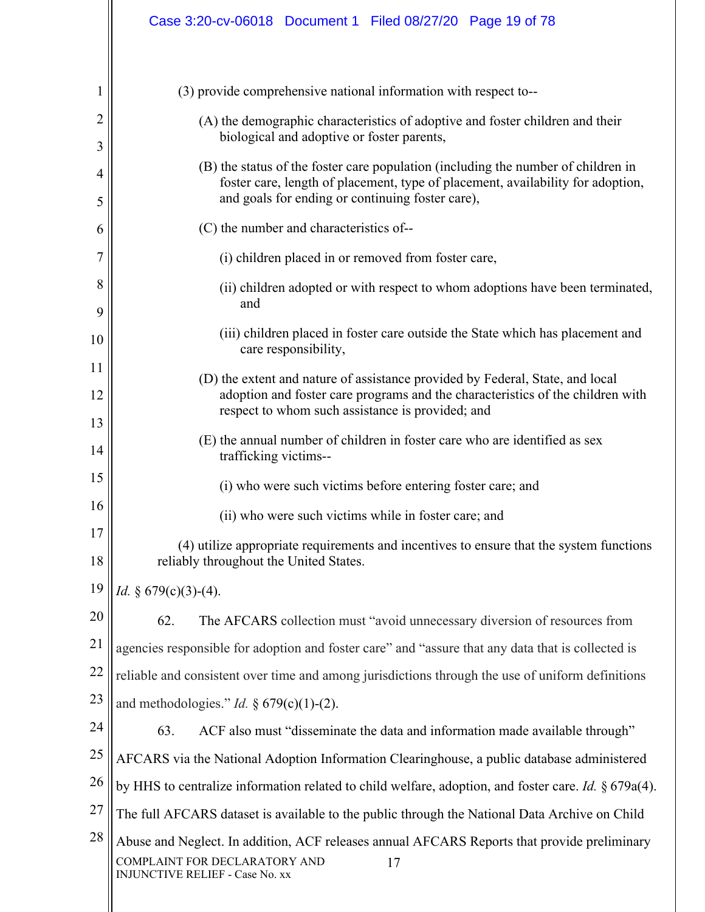(3) provide comprehensive national information with respect to--

(A) the demographic characteristics of adoptive and foster children and their biological and adoptive or foster parents,

(B) the status of the foster care population (including the number of children in foster care, length of placement, type of placement, availability for adoption, and goals for ending or continuing foster care),

(C) the number and characteristics of--

(i) children placed in or removed from foster care,

(ii) children adopted or with respect to whom adoptions have been terminated, and

(iii) children placed in foster care outside the State which has placement and care responsibility,

(D) the extent and nature of assistance provided by Federal, State, and local adoption and foster care programs and the characteristics of the children with respect to whom such assistance is provided; and

(E) the annual number of children in foster care who are identified as sex trafficking victims--

(i) who were such victims before entering foster care; and

(ii) who were such victims while in foster care; and

(4) utilize appropriate requirements and incentives to ensure that the system functions reliably throughout the United States.

*Id.* § 679(c)(3)-(4).

62. The AFCARS collection must "avoid unnecessary diversion of resources from agencies responsible for adoption and foster care" and "assure that any data that is collected is reliable and consistent over time and among jurisdictions through the use of uniform definitions and methodologies." *Id.* § 679(c)(1)-(2).

63. ACF also must "disseminate the data and information made available through" AFCARS via the National Adoption Information Clearinghouse, a public database administered by HHS to centralize information related to child welfare, adoption, and foster care. *Id.* § 679a(4). The full AFCARS dataset is available to the public through the National Data Archive on Child Abuse and Neglect. In addition, ACF releases annual AFCARS Reports that provide preliminary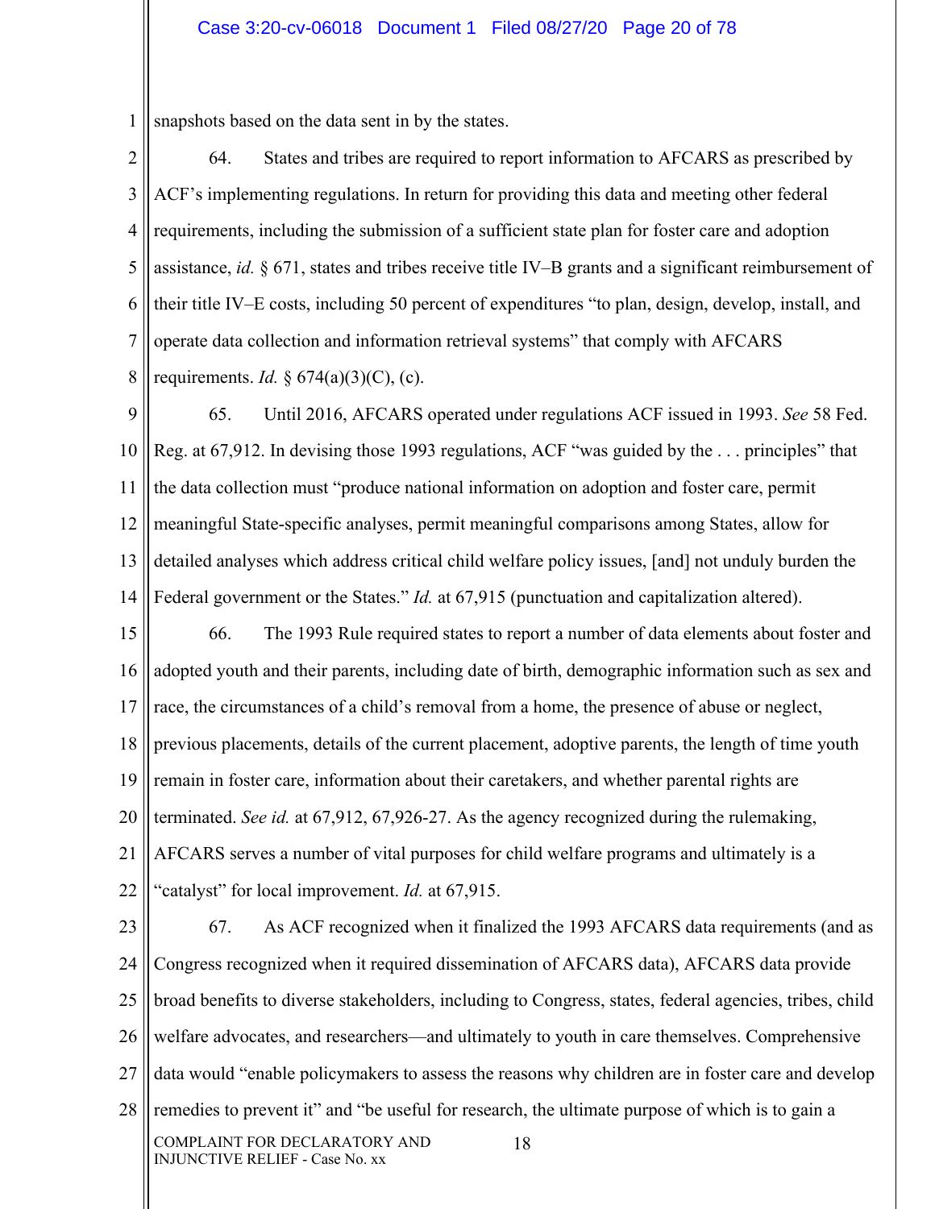snapshots based on the data sent in by the states.

64. States and tribes are required to report information to AFCARS as prescribed by ACF's implementing regulations. In return for providing this data and meeting other federal requirements, including the submission of a sufficient state plan for foster care and adoption assistance, *id.* § 671, states and tribes receive title IV–B grants and a significant reimbursement of their title IV–E costs, including 50 percent of expenditures "to plan, design, develop, install, and operate data collection and information retrieval systems" that comply with AFCARS requirements. *Id.* § 674(a)(3)(C), (c).

65. Until 2016, AFCARS operated under regulations ACF issued in 1993. *See* 58 Fed. Reg. at 67,912. In devising those 1993 regulations, ACF "was guided by the . . . principles" that the data collection must "produce national information on adoption and foster care, permit meaningful State-specific analyses, permit meaningful comparisons among States, allow for detailed analyses which address critical child welfare policy issues, [and] not unduly burden the Federal government or the States." *Id.* at 67,915 (punctuation and capitalization altered).

66. The 1993 Rule required states to report a number of data elements about foster and adopted youth and their parents, including date of birth, demographic information such as sex and race, the circumstances of a child's removal from a home, the presence of abuse or neglect, previous placements, details of the current placement, adoptive parents, the length of time youth remain in foster care, information about their caretakers, and whether parental rights are terminated. *See id.* at 67,912, 67,926-27. As the agency recognized during the rulemaking, AFCARS serves a number of vital purposes for child welfare programs and ultimately is a "catalyst" for local improvement. *Id.* at 67,915.

67. As ACF recognized when it finalized the 1993 AFCARS data requirements (and as Congress recognized when it required dissemination of AFCARS data), AFCARS data provide broad benefits to diverse stakeholders, including to Congress, states, federal agencies, tribes, child welfare advocates, and researchers—and ultimately to youth in care themselves. Comprehensive data would "enable policymakers to assess the reasons why children are in foster care and develop remedies to prevent it" and "be useful for research, the ultimate purpose of which is to gain a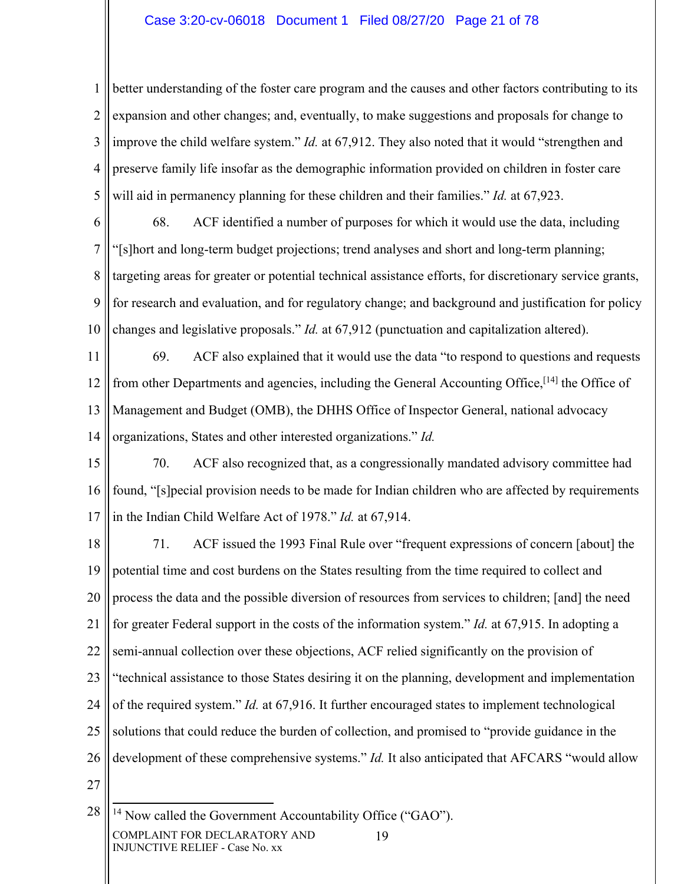better understanding of the foster care program and the causes and other factors contributing to its expansion and other changes; and, eventually, to make suggestions and proposals for change to improve the child welfare system." *Id.* at 67,912. They also noted that it would "strengthen and preserve family life insofar as the demographic information provided on children in foster care will aid in permanency planning for these children and their families." *Id.* at 67,923.

68. ACF identified a number of purposes for which it would use the data, including "[s]hort and long-term budget projections; trend analyses and short and long-term planning; targeting areas for greater or potential technical assistance efforts, for discretionary service grants, for research and evaluation, and for regulatory change; and background and justification for policy changes and legislative proposals." *Id.* at 67,912 (punctuation and capitalization altered).

69. ACF also explained that it would use the data "to respond to questions and requests from other Departments and agencies, including the General Accounting Office,[14] the Office of Management and Budget (OMB), the DHHS Office of Inspector General, national advocacy organizations, States and other interested organizations." *Id.*

70. ACF also recognized that, as a congressionally mandated advisory committee had found, "[s]pecial provision needs to be made for Indian children who are affected by requirements in the Indian Child Welfare Act of 1978." *Id.* at 67,914.

71. ACF issued the 1993 Final Rule over "frequent expressions of concern [about] the potential time and cost burdens on the States resulting from the time required to collect and process the data and the possible diversion of resources from services to children; [and] the need for greater Federal support in the costs of the information system." *Id.* at 67,915. In adopting a semi-annual collection over these objections, ACF relied significantly on the provision of "technical assistance to those States desiring it on the planning, development and implementation of the required system." *Id.* at 67,916. It further encouraged states to implement technological solutions that could reduce the burden of collection, and promised to "provide guidance in the development of these comprehensive systems." *Id.* It also anticipated that AFCARS "would allow

[14] Now called the Government Accountability Office ("GAO").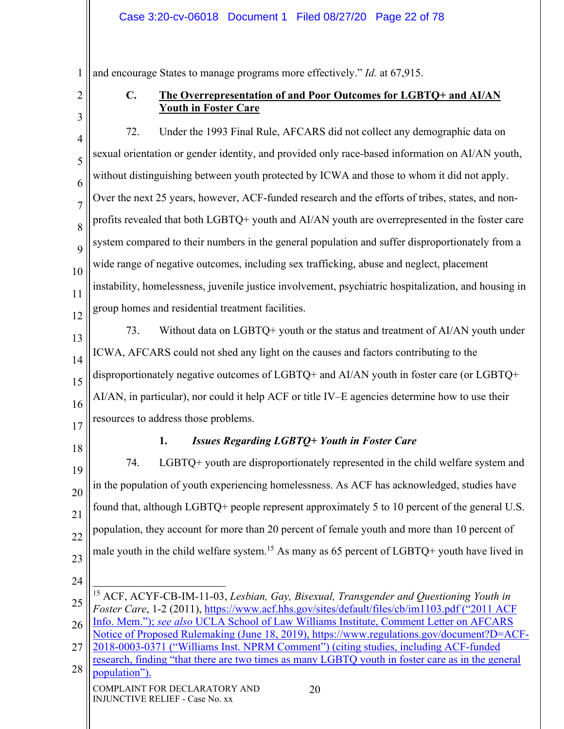and encourage States to manage programs more effectively." *Id.* at 67,915.

### C. The Overrepresentation of and Poor Outcomes for LGBTQ+ and AI/AN Youth in Foster Care

72. Under the 1993 Final Rule, AFCARS did not collect any demographic data on sexual orientation or gender identity, and provided only race-based information on AI/AN youth, without distinguishing between youth protected by ICWA and those to whom it did not apply. Over the next 25 years, however, ACF-funded research and the efforts of tribes, states, and non-profits revealed that both LGBTQ+ youth and AI/AN youth are overrepresented in the foster care system compared to their numbers in the general population and suffer disproportionately from a wide range of negative outcomes, including sex trafficking, abuse and neglect, placement instability, homelessness, juvenile justice involvement, psychiatric hospitalization, and housing in group homes and residential treatment facilities.

73. Without data on LGBTQ+ youth or the status and treatment of AI/AN youth under ICWA, AFCARS could not shed any light on the causes and factors contributing to the disproportionately negative outcomes of LGBTQ+ and AI/AN youth in foster care (or LGBTQ+ AI/AN, in particular), nor could it help ACF or title IV–E agencies determine how to use their resources to address those problems.

#### 1. *Issues Regarding LGBTQ+ Youth in Foster Care*

74. LGBTQ+ youth are disproportionately represented in the child welfare system and in the population of youth experiencing homelessness. As ACF has acknowledged, studies have found that, although LGBTQ+ people represent approximately 5 to 10 percent of the general U.S. population, they account for more than 20 percent of female youth and more than 10 percent of male youth in the child welfare system.[15] As many as 65 percent of LGBTQ+ youth have lived in

---

[15] ACF, ACYF-CB-IM-11-03, *Lesbian, Gay, Bisexual, Transgender and Questioning Youth in Foster Care*, 1-2 (2011), https://www.acf.hhs.gov/sites/default/files/cb/im1103.pdf ("2011 ACF Info. Mem."); *see also* UCLA School of Law Williams Institute, Comment Letter on AFCARS Notice of Proposed Rulemaking (June 18, 2019), https://www.regulations.gov/document?D=ACF-2018-0003-0371 ("Williams Inst. NPRM Comment") (citing studies, including ACF-funded research, finding "that there are two times as many LGBTQ youth in foster care as in the general population").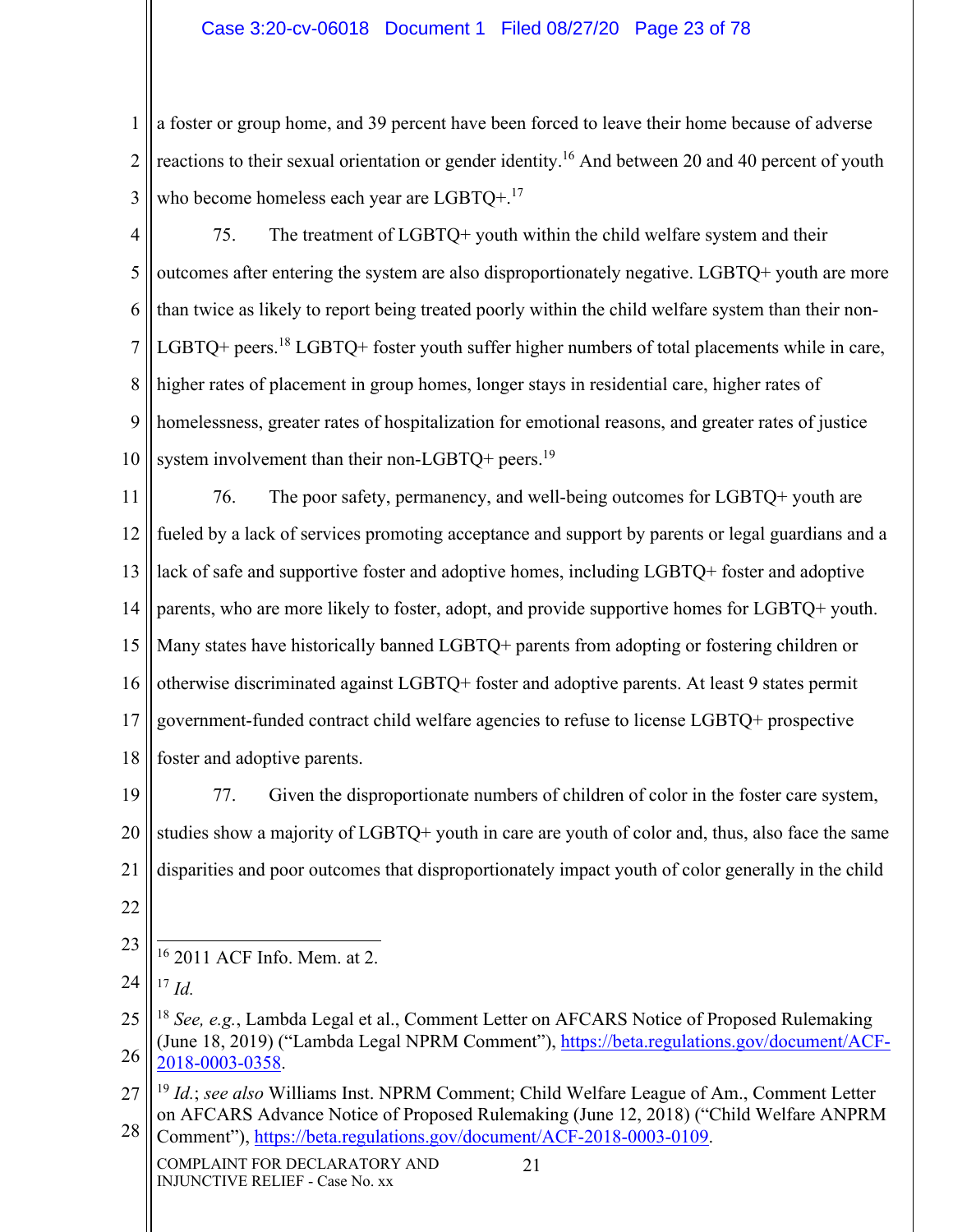a foster or group home, and 39 percent have been forced to leave their home because of adverse reactions to their sexual orientation or gender identity.[16] And between 20 and 40 percent of youth who become homeless each year are LGBTQ+.[17]

75. The treatment of LGBTQ+ youth within the child welfare system and their outcomes after entering the system are also disproportionately negative. LGBTQ+ youth are more than twice as likely to report being treated poorly within the child welfare system than their non-LGBTQ+ peers.[18] LGBTQ+ foster youth suffer higher numbers of total placements while in care, higher rates of placement in group homes, longer stays in residential care, higher rates of homelessness, greater rates of hospitalization for emotional reasons, and greater rates of justice system involvement than their non-LGBTQ+ peers.[19]

76. The poor safety, permanency, and well-being outcomes for LGBTQ+ youth are fueled by a lack of services promoting acceptance and support by parents or legal guardians and a lack of safe and supportive foster and adoptive homes, including LGBTQ+ foster and adoptive parents, who are more likely to foster, adopt, and provide supportive homes for LGBTQ+ youth. Many states have historically banned LGBTQ+ parents from adopting or fostering children or otherwise discriminated against LGBTQ+ foster and adoptive parents. At least 9 states permit government-funded contract child welfare agencies to refuse to license LGBTQ+ prospective foster and adoptive parents.

77. Given the disproportionate numbers of children of color in the foster care system, studies show a majority of LGBTQ+ youth in care are youth of color and, thus, also face the same disparities and poor outcomes that disproportionately impact youth of color generally in the child

---

[16] 2011 ACF Info. Mem. at 2.

[17] *Id.*

[18] *See, e.g.*, Lambda Legal et al., Comment Letter on AFCARS Notice of Proposed Rulemaking (June 18, 2019) ("Lambda Legal NPRM Comment"), https://beta.regulations.gov/document/ACF-2018-0003-0358.

[19] *Id.*; *see also* Williams Inst. NPRM Comment; Child Welfare League of Am., Comment Letter on AFCARS Advance Notice of Proposed Rulemaking (June 12, 2018) ("Child Welfare ANPRM Comment"), https://beta.regulations.gov/document/ACF-2018-0003-0109.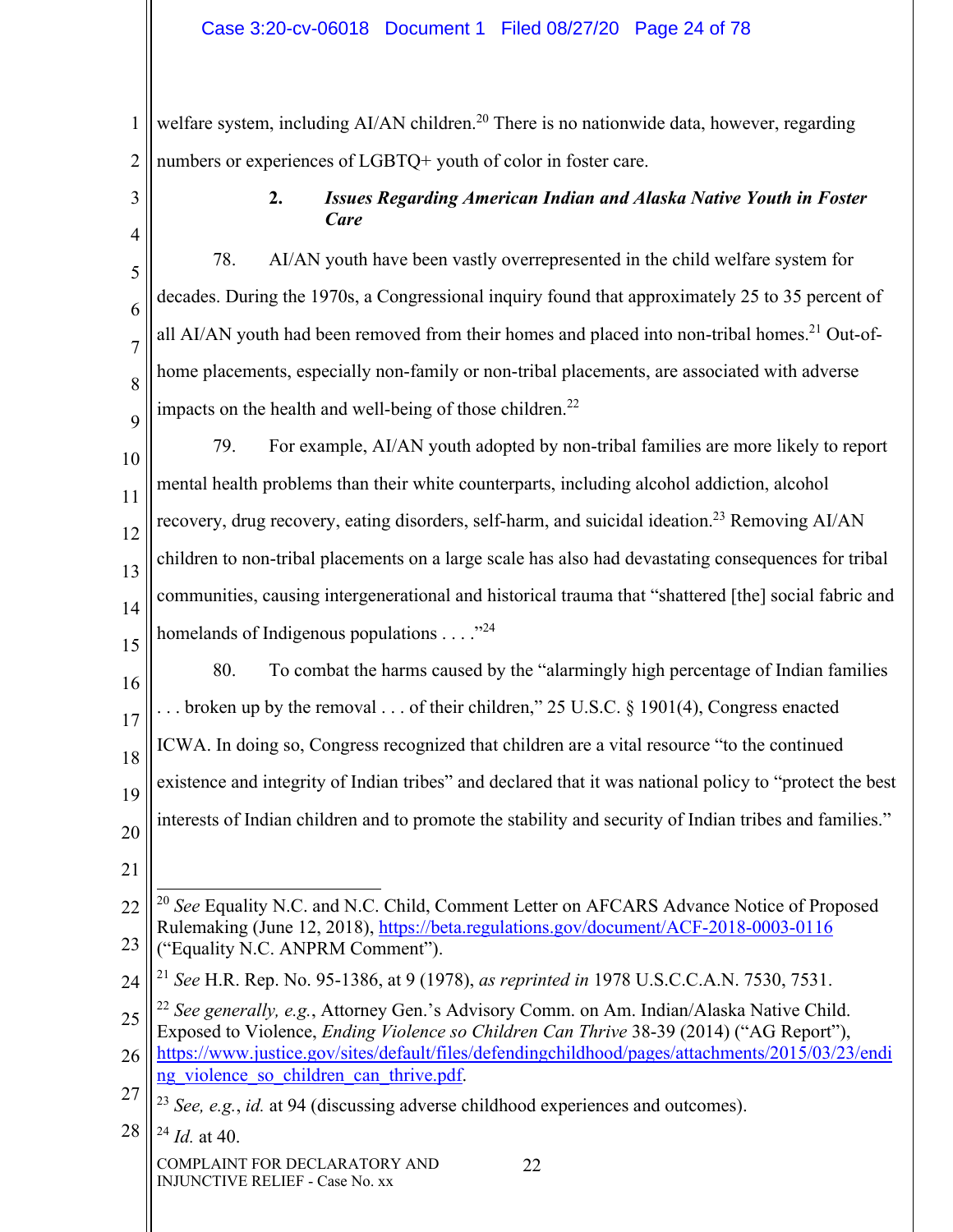welfare system, including AI/AN children.[20] There is no nationwide data, however, regarding numbers or experiences of LGBTQ+ youth of color in foster care.

### 2. *Issues Regarding American Indian and Alaska Native Youth in Foster Care*

78. AI/AN youth have been vastly overrepresented in the child welfare system for decades. During the 1970s, a Congressional inquiry found that approximately 25 to 35 percent of all AI/AN youth had been removed from their homes and placed into non-tribal homes.[21] Out-of-home placements, especially non-family or non-tribal placements, are associated with adverse impacts on the health and well-being of those children.[22]

79. For example, AI/AN youth adopted by non-tribal families are more likely to report mental health problems than their white counterparts, including alcohol addiction, alcohol recovery, drug recovery, eating disorders, self-harm, and suicidal ideation.[23] Removing AI/AN children to non-tribal placements on a large scale has also had devastating consequences for tribal communities, causing intergenerational and historical trauma that "shattered [the] social fabric and homelands of Indigenous populations . . . ."[24]

80. To combat the harms caused by the "alarmingly high percentage of Indian families . . . broken up by the removal . . . of their children," 25 U.S.C. § 1901(4), Congress enacted ICWA. In doing so, Congress recognized that children are a vital resource "to the continued existence and integrity of Indian tribes" and declared that it was national policy to "protect the best interests of Indian children and to promote the stability and security of Indian tribes and families."

---

[20] *See* Equality N.C. and N.C. Child, Comment Letter on AFCARS Advance Notice of Proposed Rulemaking (June 12, 2018), https://beta.regulations.gov/document/ACF-2018-0003-0116 ("Equality N.C. ANPRM Comment").

[21] *See* H.R. Rep. No. 95-1386, at 9 (1978), *as reprinted in* 1978 U.S.C.C.A.N. 7530, 7531.

[22] *See generally, e.g.*, Attorney Gen.'s Advisory Comm. on Am. Indian/Alaska Native Child. Exposed to Violence, *Ending Violence so Children Can Thrive* 38-39 (2014) ("AG Report"), https://www.justice.gov/sites/default/files/defendingchildhood/pages/attachments/2015/03/23/ending_violence_so_children_can_thrive.pdf.

[23] *See, e.g.*, *id.* at 94 (discussing adverse childhood experiences and outcomes).

[24] *Id.* at 40.

COMPLAINT FOR DECLARATORY AND INJUNCTIVE RELIEF - Case No. xx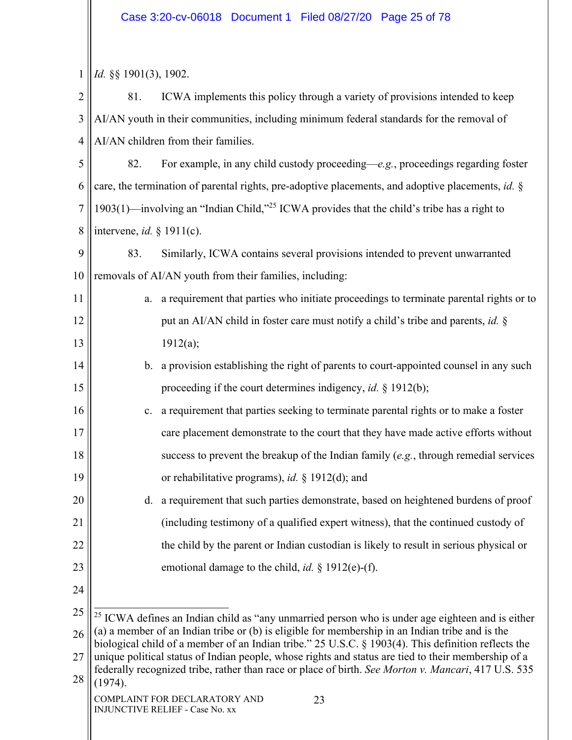*Id.* §§ 1901(3), 1902.

81. ICWA implements this policy through a variety of provisions intended to keep AI/AN youth in their communities, including minimum federal standards for the removal of AI/AN children from their families.

82. For example, in any child custody proceeding—*e.g.*, proceedings regarding foster care, the termination of parental rights, pre-adoptive placements, and adoptive placements, *id.* § 1903(1)—involving an "Indian Child,"[25] ICWA provides that the child's tribe has a right to intervene, *id.* § 1911(c).

83. Similarly, ICWA contains several provisions intended to prevent unwarranted removals of AI/AN youth from their families, including:

a. a requirement that parties who initiate proceedings to terminate parental rights or to put an AI/AN child in foster care must notify a child's tribe and parents, *id.* § 1912(a);

b. a provision establishing the right of parents to court-appointed counsel in any such proceeding if the court determines indigency, *id.* § 1912(b);

c. a requirement that parties seeking to terminate parental rights or to make a foster care placement demonstrate to the court that they have made active efforts without success to prevent the breakup of the Indian family (*e.g.*, through remedial services or rehabilitative programs), *id.* § 1912(d); and

d. a requirement that such parties demonstrate, based on heightened burdens of proof (including testimony of a qualified expert witness), that the continued custody of the child by the parent or Indian custodian is likely to result in serious physical or emotional damage to the child, *id.* § 1912(e)-(f).

---

[25] ICWA defines an Indian child as "any unmarried person who is under age eighteen and is either (a) a member of an Indian tribe or (b) is eligible for membership in an Indian tribe and is the biological child of a member of an Indian tribe." 25 U.S.C. § 1903(4). This definition reflects the unique political status of Indian people, whose rights and status are tied to their membership of a federally recognized tribe, rather than race or place of birth. *See Morton v. Mancari*, 417 U.S. 535 (1974).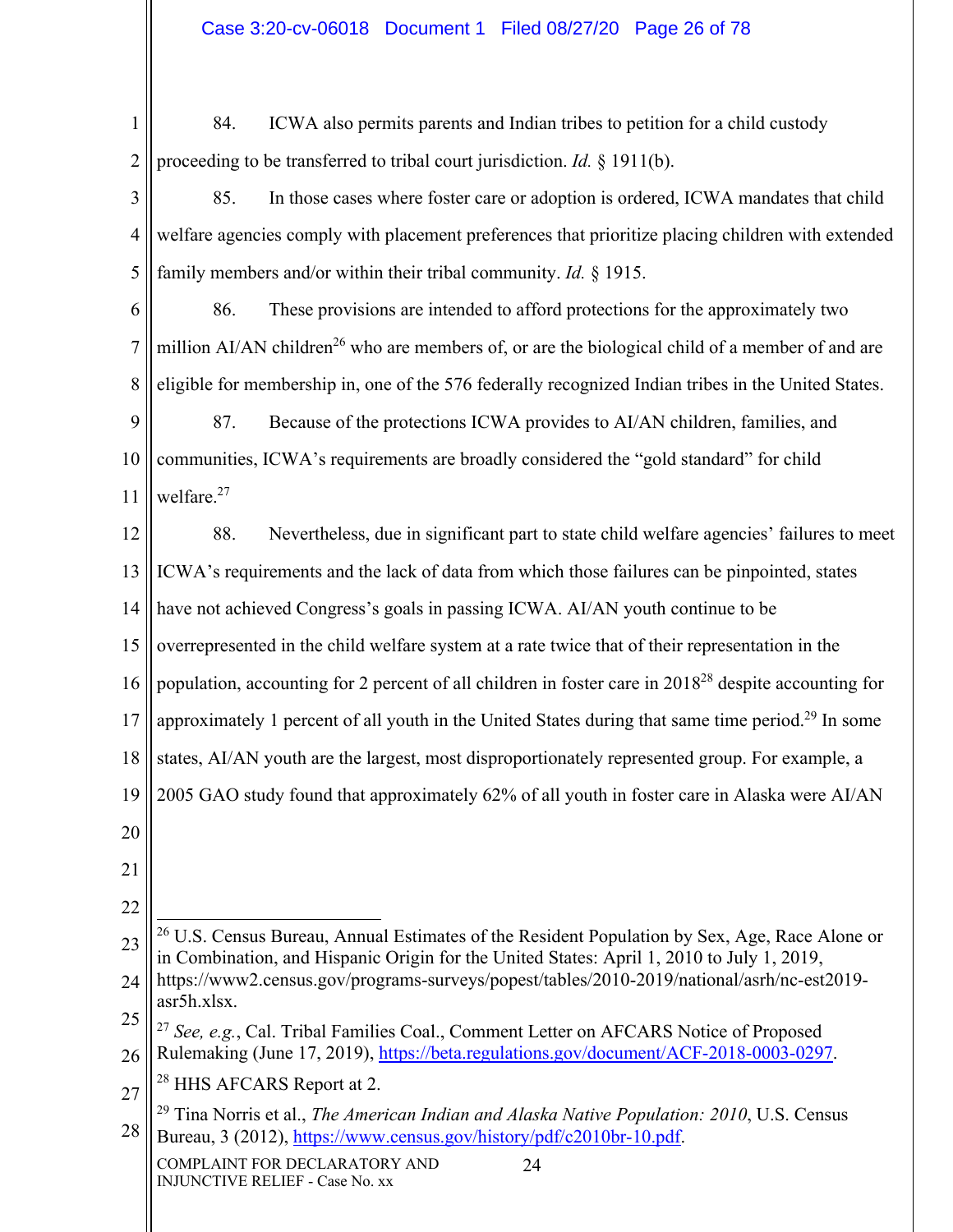84. ICWA also permits parents and Indian tribes to petition for a child custody proceeding to be transferred to tribal court jurisdiction. *Id.* § 1911(b).

85. In those cases where foster care or adoption is ordered, ICWA mandates that child welfare agencies comply with placement preferences that prioritize placing children with extended family members and/or within their tribal community. *Id.* § 1915.

86. These provisions are intended to afford protections for the approximately two million AI/AN children[26] who are members of, or are the biological child of a member of and are eligible for membership in, one of the 576 federally recognized Indian tribes in the United States.

87. Because of the protections ICWA provides to AI/AN children, families, and communities, ICWA's requirements are broadly considered the "gold standard" for child welfare.[27]

88. Nevertheless, due in significant part to state child welfare agencies' failures to meet ICWA's requirements and the lack of data from which those failures can be pinpointed, states have not achieved Congress's goals in passing ICWA. AI/AN youth continue to be overrepresented in the child welfare system at a rate twice that of their representation in the population, accounting for 2 percent of all children in foster care in 2018[28] despite accounting for approximately 1 percent of all youth in the United States during that same time period.[29] In some states, AI/AN youth are the largest, most disproportionately represented group. For example, a 2005 GAO study found that approximately 62% of all youth in foster care in Alaska were AI/AN

---

[26] U.S. Census Bureau, Annual Estimates of the Resident Population by Sex, Age, Race Alone or in Combination, and Hispanic Origin for the United States: April 1, 2010 to July 1, 2019, https://www2.census.gov/programs-surveys/popest/tables/2010-2019/national/asrh/nc-est2019-asr5h.xlsx.

[27] *See, e.g.*, Cal. Tribal Families Coal., Comment Letter on AFCARS Notice of Proposed Rulemaking (June 17, 2019), https://beta.regulations.gov/document/ACF-2018-0003-0297.

[28] HHS AFCARS Report at 2.

[29] Tina Norris et al., *The American Indian and Alaska Native Population: 2010*, U.S. Census Bureau, 3 (2012), https://www.census.gov/history/pdf/c2010br-10.pdf.

COMPLAINT FOR DECLARATORY AND INJUNCTIVE RELIEF - Case No. xx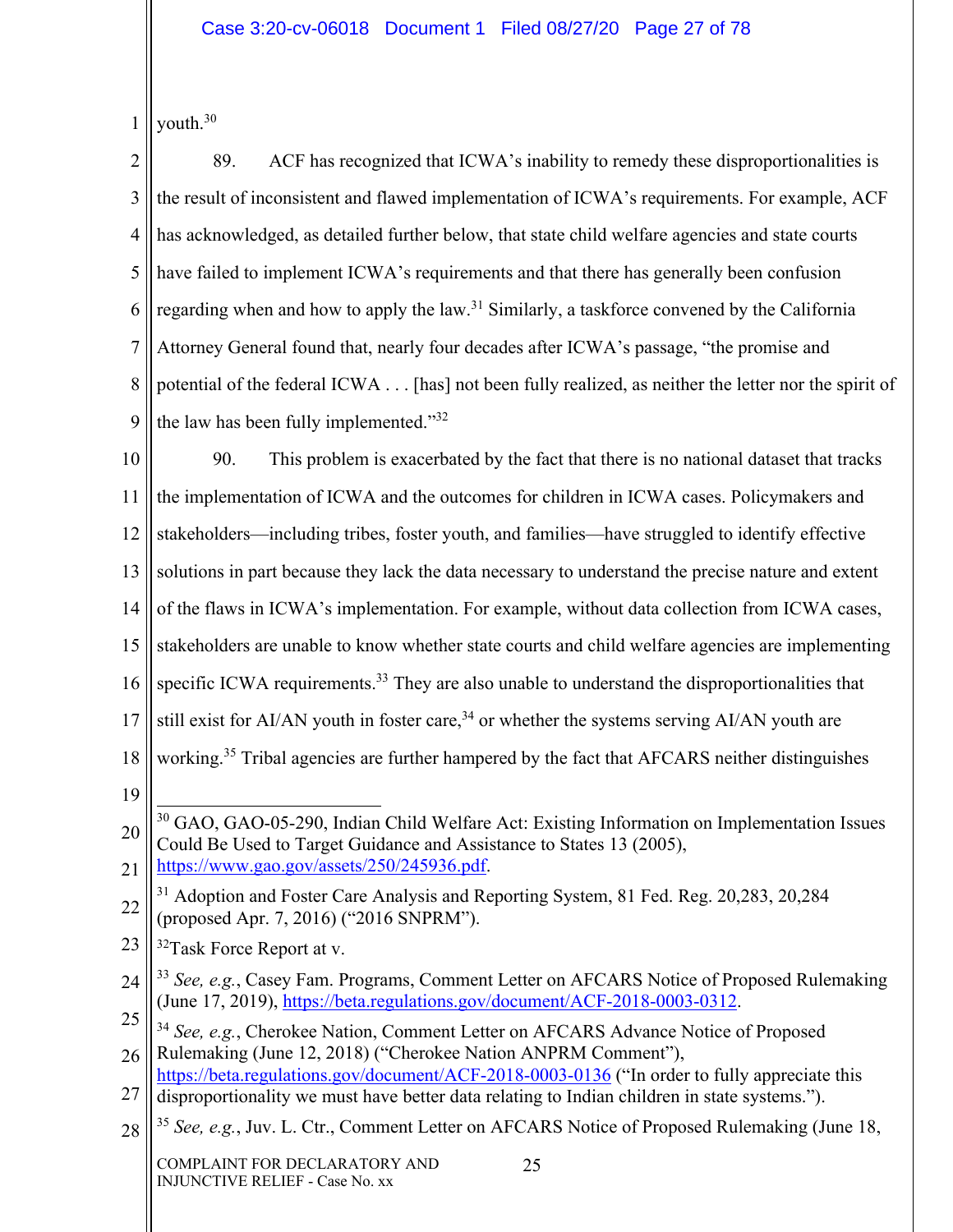youth.[30]

89. ACF has recognized that ICWA's inability to remedy these disproportionalities is the result of inconsistent and flawed implementation of ICWA's requirements. For example, ACF has acknowledged, as detailed further below, that state child welfare agencies and state courts have failed to implement ICWA's requirements and that there has generally been confusion regarding when and how to apply the law.[31] Similarly, a taskforce convened by the California Attorney General found that, nearly four decades after ICWA's passage, "the promise and potential of the federal ICWA . . . [has] not been fully realized, as neither the letter nor the spirit of the law has been fully implemented."[32]

90. This problem is exacerbated by the fact that there is no national dataset that tracks the implementation of ICWA and the outcomes for children in ICWA cases. Policymakers and stakeholders—including tribes, foster youth, and families—have struggled to identify effective solutions in part because they lack the data necessary to understand the precise nature and extent of the flaws in ICWA's implementation. For example, without data collection from ICWA cases, stakeholders are unable to know whether state courts and child welfare agencies are implementing specific ICWA requirements.[33] They are also unable to understand the disproportionalities that still exist for AI/AN youth in foster care,[34] or whether the systems serving AI/AN youth are working.[35] Tribal agencies are further hampered by the fact that AFCARS neither distinguishes

---

[30] GAO, GAO-05-290, Indian Child Welfare Act: Existing Information on Implementation Issues Could Be Used to Target Guidance and Assistance to States 13 (2005), https://www.gao.gov/assets/250/245936.pdf.

[31] Adoption and Foster Care Analysis and Reporting System, 81 Fed. Reg. 20,283, 20,284 (proposed Apr. 7, 2016) ("2016 SNPRM").

[32] Task Force Report at v.

[33] *See, e.g.*, Casey Fam. Programs, Comment Letter on AFCARS Notice of Proposed Rulemaking (June 17, 2019), https://beta.regulations.gov/document/ACF-2018-0003-0312.

[34] *See, e.g.*, Cherokee Nation, Comment Letter on AFCARS Advance Notice of Proposed Rulemaking (June 12, 2018) ("Cherokee Nation ANPRM Comment"), https://beta.regulations.gov/document/ACF-2018-0003-0136 ("In order to fully appreciate this disproportionality we must have better data relating to Indian children in state systems.").

[35] *See, e.g.*, Juv. L. Ctr., Comment Letter on AFCARS Notice of Proposed Rulemaking (June 18,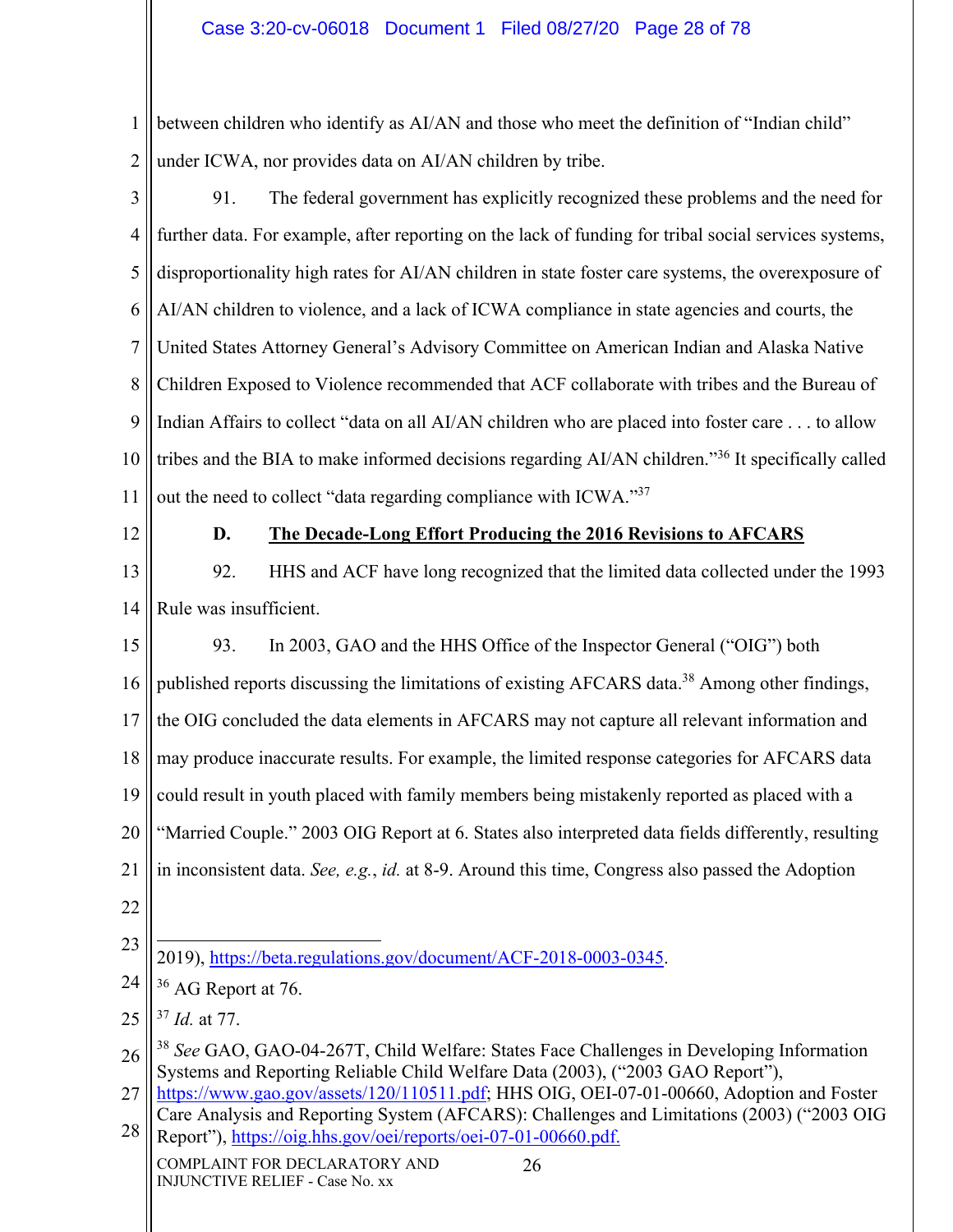between children who identify as AI/AN and those who meet the definition of "Indian child" under ICWA, nor provides data on AI/AN children by tribe.

91. The federal government has explicitly recognized these problems and the need for further data. For example, after reporting on the lack of funding for tribal social services systems, disproportionality high rates for AI/AN children in state foster care systems, the overexposure of AI/AN children to violence, and a lack of ICWA compliance in state agencies and courts, the United States Attorney General's Advisory Committee on American Indian and Alaska Native Children Exposed to Violence recommended that ACF collaborate with tribes and the Bureau of Indian Affairs to collect "data on all AI/AN children who are placed into foster care . . . to allow tribes and the BIA to make informed decisions regarding AI/AN children."[36] It specifically called out the need to collect "data regarding compliance with ICWA."[37]

**D. <u>The Decade-Long Effort Producing the 2016 Revisions to AFCARS</u>**

92. HHS and ACF have long recognized that the limited data collected under the 1993 Rule was insufficient.

93. In 2003, GAO and the HHS Office of the Inspector General ("OIG") both published reports discussing the limitations of existing AFCARS data.[38] Among other findings, the OIG concluded the data elements in AFCARS may not capture all relevant information and may produce inaccurate results. For example, the limited response categories for AFCARS data could result in youth placed with family members being mistakenly reported as placed with a "Married Couple." 2003 OIG Report at 6. States also interpreted data fields differently, resulting in inconsistent data. *See, e.g.*, *id.* at 8-9. Around this time, Congress also passed the Adoption

---

2019), https://beta.regulations.gov/document/ACF-2018-0003-0345.

[36] AG Report at 76.

[37] *Id.* at 77.

[38] *See* GAO, GAO-04-267T, Child Welfare: States Face Challenges in Developing Information Systems and Reporting Reliable Child Welfare Data (2003), ("2003 GAO Report"), https://www.gao.gov/assets/120/110511.pdf; HHS OIG, OEI-07-01-00660, Adoption and Foster Care Analysis and Reporting System (AFCARS): Challenges and Limitations (2003) ("2003 OIG Report"), https://oig.hhs.gov/oei/reports/oei-07-01-00660.pdf.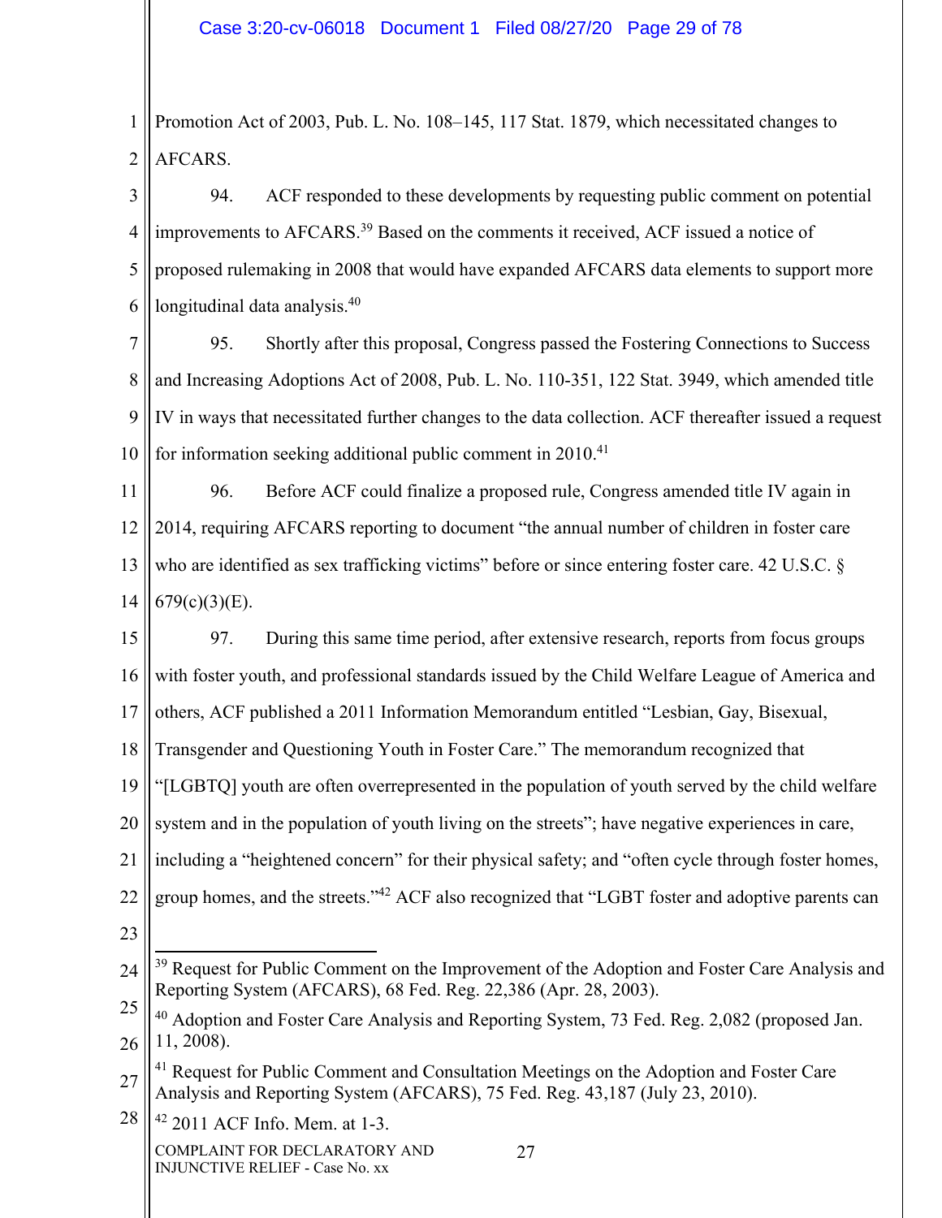Promotion Act of 2003, Pub. L. No. 108–145, 117 Stat. 1879, which necessitated changes to AFCARS.

94. ACF responded to these developments by requesting public comment on potential improvements to AFCARS.[39] Based on the comments it received, ACF issued a notice of proposed rulemaking in 2008 that would have expanded AFCARS data elements to support more longitudinal data analysis.[40]

95. Shortly after this proposal, Congress passed the Fostering Connections to Success and Increasing Adoptions Act of 2008, Pub. L. No. 110-351, 122 Stat. 3949, which amended title IV in ways that necessitated further changes to the data collection. ACF thereafter issued a request for information seeking additional public comment in 2010.[41]

96. Before ACF could finalize a proposed rule, Congress amended title IV again in 2014, requiring AFCARS reporting to document "the annual number of children in foster care who are identified as sex trafficking victims" before or since entering foster care. 42 U.S.C. § 679(c)(3)(E).

97. During this same time period, after extensive research, reports from focus groups with foster youth, and professional standards issued by the Child Welfare League of America and others, ACF published a 2011 Information Memorandum entitled "Lesbian, Gay, Bisexual, Transgender and Questioning Youth in Foster Care." The memorandum recognized that "[LGBTQ] youth are often overrepresented in the population of youth served by the child welfare system and in the population of youth living on the streets"; have negative experiences in care, including a "heightened concern" for their physical safety; and "often cycle through foster homes, group homes, and the streets."[42] ACF also recognized that "LGBT foster and adoptive parents can

---

[39] Request for Public Comment on the Improvement of the Adoption and Foster Care Analysis and Reporting System (AFCARS), 68 Fed. Reg. 22,386 (Apr. 28, 2003).

[40] Adoption and Foster Care Analysis and Reporting System, 73 Fed. Reg. 2,082 (proposed Jan. 11, 2008).

[41] Request for Public Comment and Consultation Meetings on the Adoption and Foster Care Analysis and Reporting System (AFCARS), 75 Fed. Reg. 43,187 (July 23, 2010).

[42] 2011 ACF Info. Mem. at 1-3.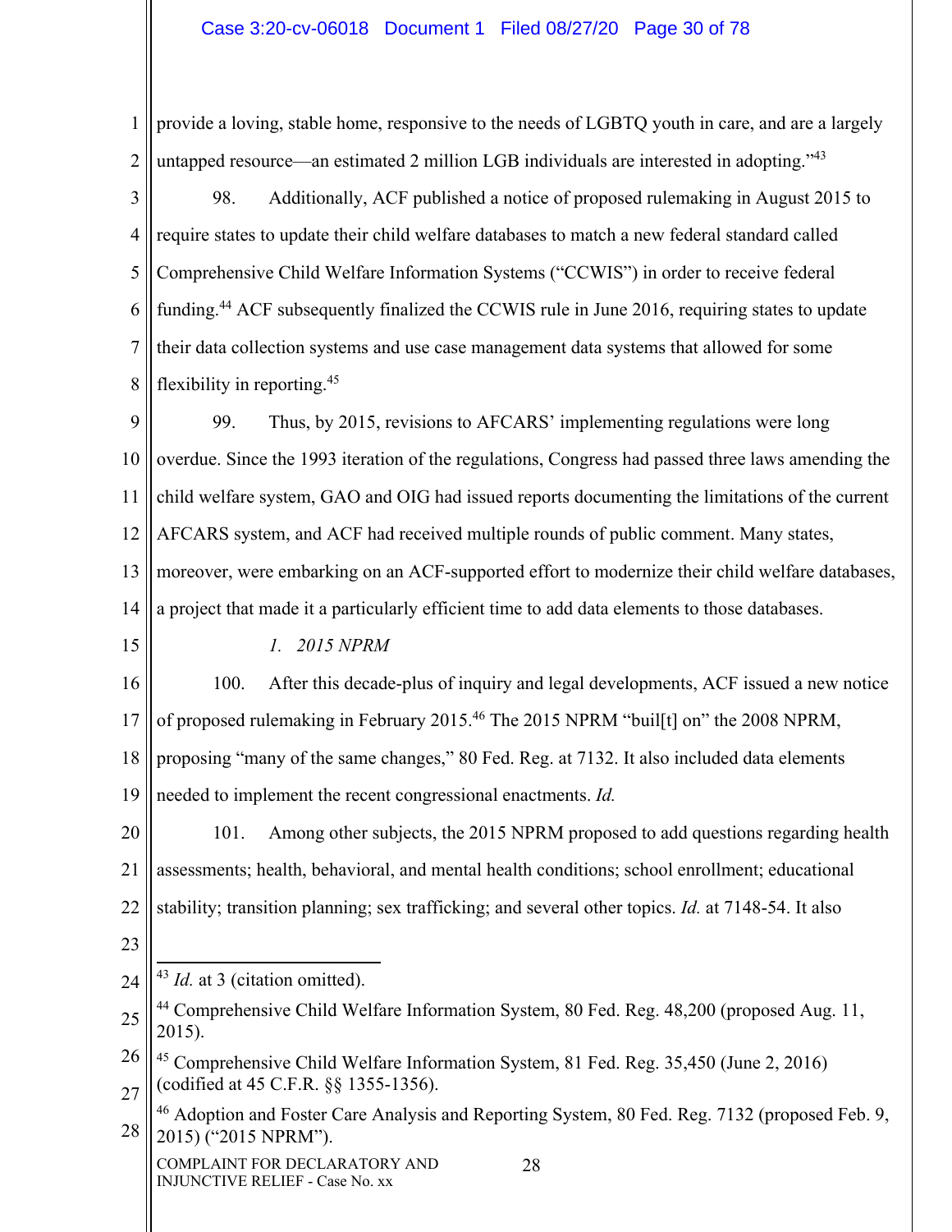provide a loving, stable home, responsive to the needs of LGBTQ youth in care, and are a largely untapped resource—an estimated 2 million LGB individuals are interested in adopting."[43]

98. Additionally, ACF published a notice of proposed rulemaking in August 2015 to require states to update their child welfare databases to match a new federal standard called Comprehensive Child Welfare Information Systems ("CCWIS") in order to receive federal funding.[44] ACF subsequently finalized the CCWIS rule in June 2016, requiring states to update their data collection systems and use case management data systems that allowed for some flexibility in reporting.[45]

99. Thus, by 2015, revisions to AFCARS' implementing regulations were long overdue. Since the 1993 iteration of the regulations, Congress had passed three laws amending the child welfare system, GAO and OIG had issued reports documenting the limitations of the current AFCARS system, and ACF had received multiple rounds of public comment. Many states, moreover, were embarking on an ACF-supported effort to modernize their child welfare databases, a project that made it a particularly efficient time to add data elements to those databases.

*1. 2015 NPRM*

100. After this decade-plus of inquiry and legal developments, ACF issued a new notice of proposed rulemaking in February 2015.[46] The 2015 NPRM "buil[t] on" the 2008 NPRM, proposing "many of the same changes," 80 Fed. Reg. at 7132. It also included data elements needed to implement the recent congressional enactments. *Id.*

101. Among other subjects, the 2015 NPRM proposed to add questions regarding health assessments; health, behavioral, and mental health conditions; school enrollment; educational stability; transition planning; sex trafficking; and several other topics. *Id.* at 7148-54. It also

---

[43] *Id.* at 3 (citation omitted).

[44] Comprehensive Child Welfare Information System, 80 Fed. Reg. 48,200 (proposed Aug. 11, 2015).

[45] Comprehensive Child Welfare Information System, 81 Fed. Reg. 35,450 (June 2, 2016) (codified at 45 C.F.R. §§ 1355-1356).

[46] Adoption and Foster Care Analysis and Reporting System, 80 Fed. Reg. 7132 (proposed Feb. 9, 2015) ("2015 NPRM").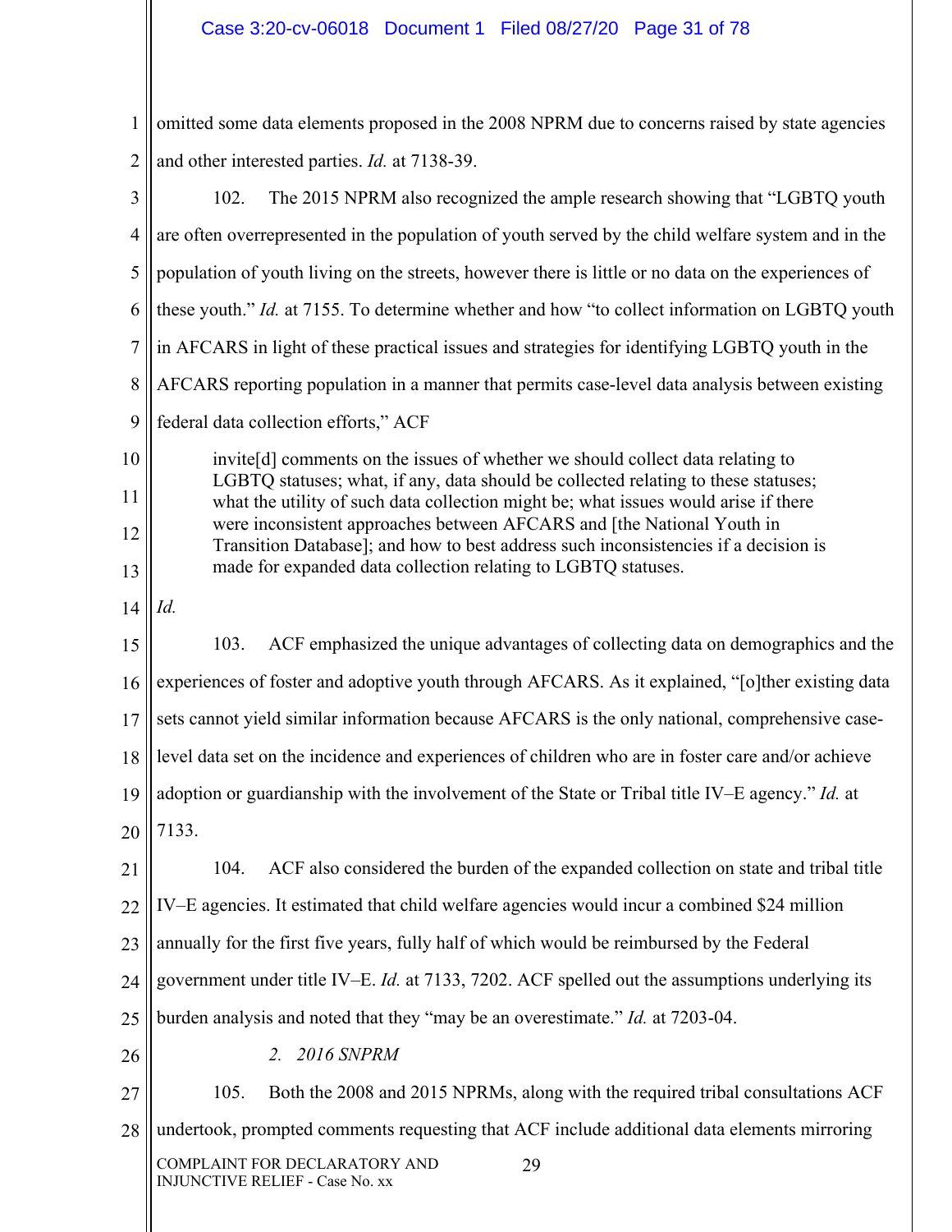omitted some data elements proposed in the 2008 NPRM due to concerns raised by state agencies and other interested parties. *Id.* at 7138-39.

102. The 2015 NPRM also recognized the ample research showing that "LGBTQ youth are often overrepresented in the population of youth served by the child welfare system and in the population of youth living on the streets, however there is little or no data on the experiences of these youth." *Id.* at 7155. To determine whether and how "to collect information on LGBTQ youth in AFCARS in light of these practical issues and strategies for identifying LGBTQ youth in the AFCARS reporting population in a manner that permits case-level data analysis between existing federal data collection efforts," ACF

> invite[d] comments on the issues of whether we should collect data relating to LGBTQ statuses; what, if any, data should be collected relating to these statuses; what the utility of such data collection might be; what issues would arise if there were inconsistent approaches between AFCARS and [the National Youth in Transition Database]; and how to best address such inconsistencies if a decision is made for expanded data collection relating to LGBTQ statuses.

*Id.*

103. ACF emphasized the unique advantages of collecting data on demographics and the experiences of foster and adoptive youth through AFCARS. As it explained, "[o]ther existing data sets cannot yield similar information because AFCARS is the only national, comprehensive case-level data set on the incidence and experiences of children who are in foster care and/or achieve adoption or guardianship with the involvement of the State or Tribal title IV–E agency." *Id.* at 7133.

104. ACF also considered the burden of the expanded collection on state and tribal title IV–E agencies. It estimated that child welfare agencies would incur a combined $24 million annually for the first five years, fully half of which would be reimbursed by the Federal government under title IV–E. *Id.* at 7133, 7202. ACF spelled out the assumptions underlying its burden analysis and noted that they "may be an overestimate." *Id.* at 7203-04.

*2. 2016 SNPRM*

105. Both the 2008 and 2015 NPRMs, along with the required tribal consultations ACF undertook, prompted comments requesting that ACF include additional data elements mirroring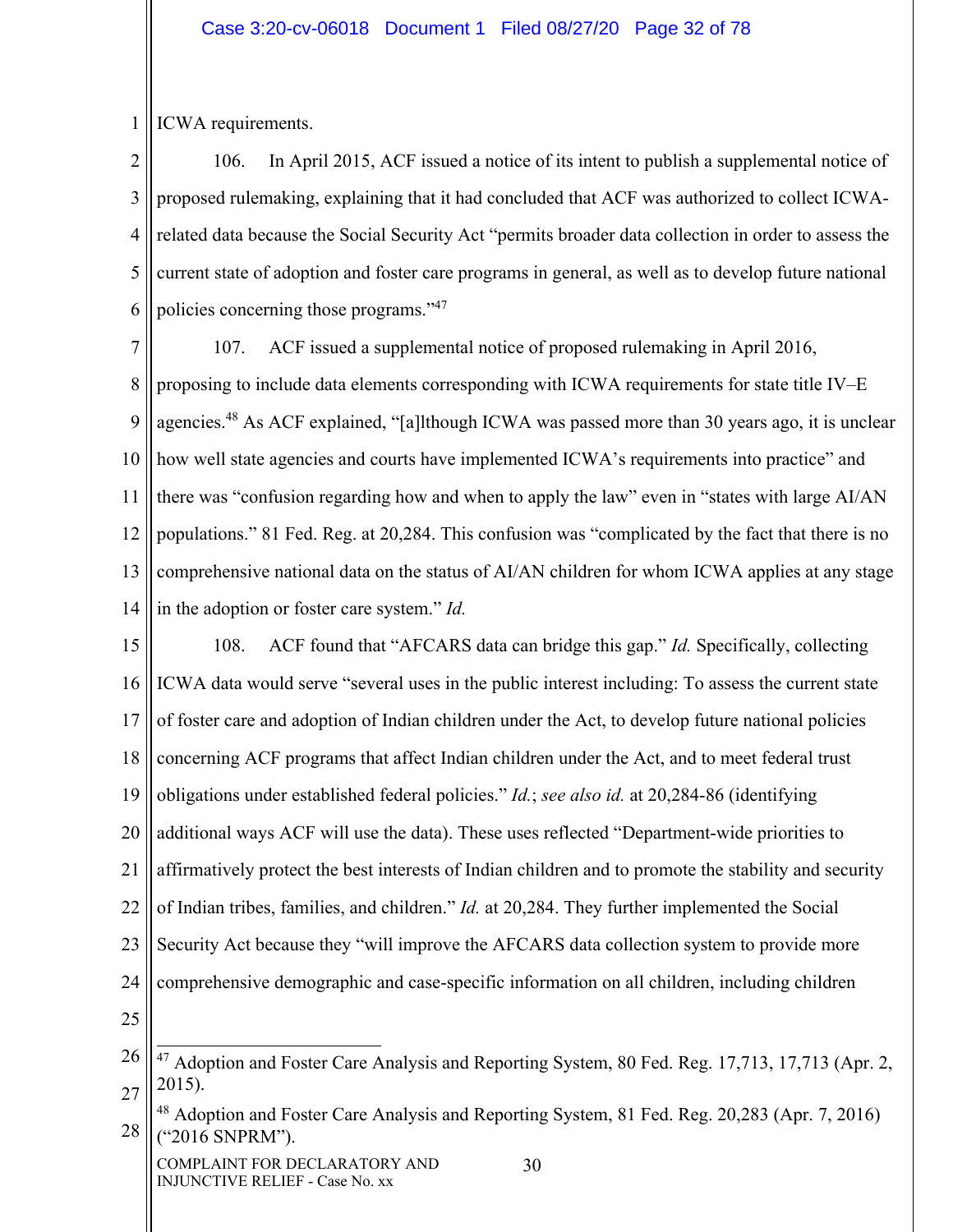ICWA requirements.

106. In April 2015, ACF issued a notice of its intent to publish a supplemental notice of proposed rulemaking, explaining that it had concluded that ACF was authorized to collect ICWA-related data because the Social Security Act "permits broader data collection in order to assess the current state of adoption and foster care programs in general, as well as to develop future national policies concerning those programs."[47]

107. ACF issued a supplemental notice of proposed rulemaking in April 2016, proposing to include data elements corresponding with ICWA requirements for state title IV–E agencies.[48] As ACF explained, "[a]lthough ICWA was passed more than 30 years ago, it is unclear how well state agencies and courts have implemented ICWA's requirements into practice" and there was "confusion regarding how and when to apply the law" even in "states with large AI/AN populations." 81 Fed. Reg. at 20,284. This confusion was "complicated by the fact that there is no comprehensive national data on the status of AI/AN children for whom ICWA applies at any stage in the adoption or foster care system." *Id.*

108. ACF found that "AFCARS data can bridge this gap." *Id.* Specifically, collecting ICWA data would serve "several uses in the public interest including: To assess the current state of foster care and adoption of Indian children under the Act, to develop future national policies concerning ACF programs that affect Indian children under the Act, and to meet federal trust obligations under established federal policies." *Id.*; *see also id.* at 20,284-86 (identifying additional ways ACF will use the data). These uses reflected "Department-wide priorities to affirmatively protect the best interests of Indian children and to promote the stability and security of Indian tribes, families, and children." *Id.* at 20,284. They further implemented the Social Security Act because they "will improve the AFCARS data collection system to provide more comprehensive demographic and case-specific information on all children, including children

---

[47] Adoption and Foster Care Analysis and Reporting System, 80 Fed. Reg. 17,713, 17,713 (Apr. 2, 2015).

[48] Adoption and Foster Care Analysis and Reporting System, 81 Fed. Reg. 20,283 (Apr. 7, 2016) ("2016 SNPRM").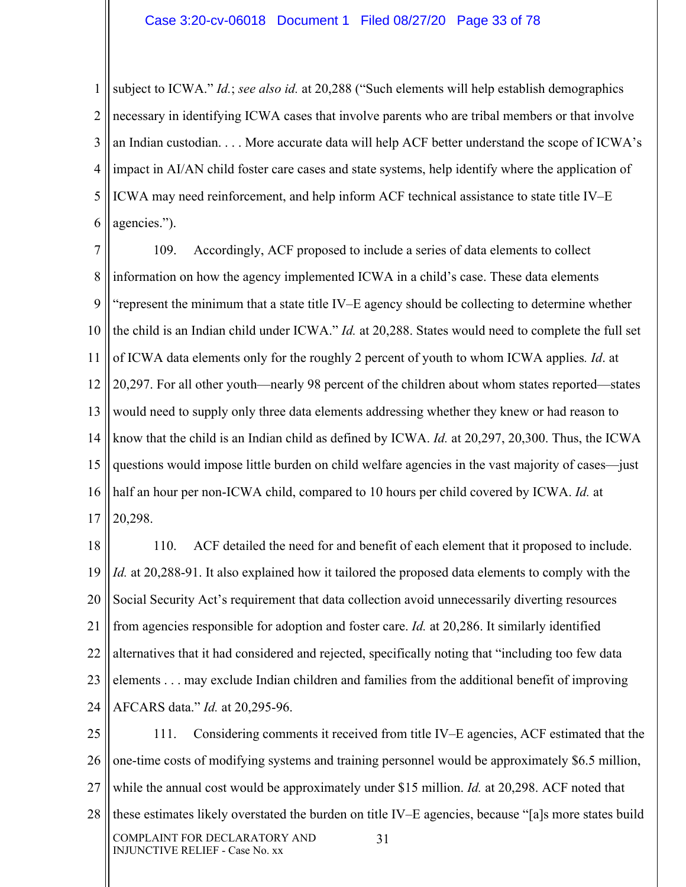subject to ICWA." *Id.*; *see also id.* at 20,288 ("Such elements will help establish demographics necessary in identifying ICWA cases that involve parents who are tribal members or that involve an Indian custodian. . . . More accurate data will help ACF better understand the scope of ICWA's impact in AI/AN child foster care cases and state systems, help identify where the application of ICWA may need reinforcement, and help inform ACF technical assistance to state title IV–E agencies.").

109. Accordingly, ACF proposed to include a series of data elements to collect information on how the agency implemented ICWA in a child's case. These data elements "represent the minimum that a state title IV–E agency should be collecting to determine whether the child is an Indian child under ICWA." *Id.* at 20,288. States would need to complete the full set of ICWA data elements only for the roughly 2 percent of youth to whom ICWA applies. *Id*. at 20,297. For all other youth—nearly 98 percent of the children about whom states reported—states would need to supply only three data elements addressing whether they knew or had reason to know that the child is an Indian child as defined by ICWA. *Id.* at 20,297, 20,300. Thus, the ICWA questions would impose little burden on child welfare agencies in the vast majority of cases—just half an hour per non-ICWA child, compared to 10 hours per child covered by ICWA. *Id.* at 20,298.

110. ACF detailed the need for and benefit of each element that it proposed to include. *Id.* at 20,288-91. It also explained how it tailored the proposed data elements to comply with the Social Security Act's requirement that data collection avoid unnecessarily diverting resources from agencies responsible for adoption and foster care. *Id.* at 20,286. It similarly identified alternatives that it had considered and rejected, specifically noting that "including too few data elements . . . may exclude Indian children and families from the additional benefit of improving AFCARS data." *Id.* at 20,295-96.

111. Considering comments it received from title IV–E agencies, ACF estimated that the one-time costs of modifying systems and training personnel would be approximately $6.5 million, while the annual cost would be approximately under $15 million. *Id.* at 20,298. ACF noted that these estimates likely overstated the burden on title IV–E agencies, because "[a]s more states build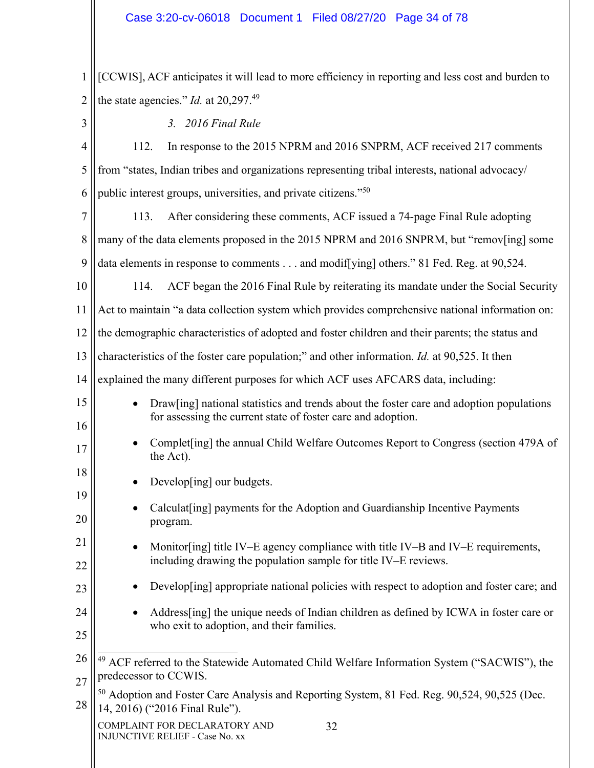[CCWIS], ACF anticipates it will lead to more efficiency in reporting and less cost and burden to the state agencies." *Id.* at 20,297.[49]

### 3. *2016 Final Rule*

112. In response to the 2015 NPRM and 2016 SNPRM, ACF received 217 comments from "states, Indian tribes and organizations representing tribal interests, national advocacy/ public interest groups, universities, and private citizens."[50]

113. After considering these comments, ACF issued a 74-page Final Rule adopting many of the data elements proposed in the 2015 NPRM and 2016 SNPRM, but "remov[ing] some data elements in response to comments . . . and modif[ying] others." 81 Fed. Reg. at 90,524.

114. ACF began the 2016 Final Rule by reiterating its mandate under the Social Security Act to maintain "a data collection system which provides comprehensive national information on: the demographic characteristics of adopted and foster children and their parents; the status and characteristics of the foster care population;" and other information. *Id.* at 90,525. It then explained the many different purposes for which ACF uses AFCARS data, including:

- Draw[ing] national statistics and trends about the foster care and adoption populations for assessing the current state of foster care and adoption.
- Complet[ing] the annual Child Welfare Outcomes Report to Congress (section 479A of the Act).
- Develop[ing] our budgets.
- Calculat[ing] payments for the Adoption and Guardianship Incentive Payments program.
- Monitor[ing] title IV–E agency compliance with title IV–B and IV–E requirements, including drawing the population sample for title IV–E reviews.
- Develop[ing] appropriate national policies with respect to adoption and foster care; and
- Address[ing] the unique needs of Indian children as defined by ICWA in foster care or who exit to adoption, and their families.

---

[49] ACF referred to the Statewide Automated Child Welfare Information System ("SACWIS"), the predecessor to CCWIS.

[50] Adoption and Foster Care Analysis and Reporting System, 81 Fed. Reg. 90,524, 90,525 (Dec. 14, 2016) ("2016 Final Rule").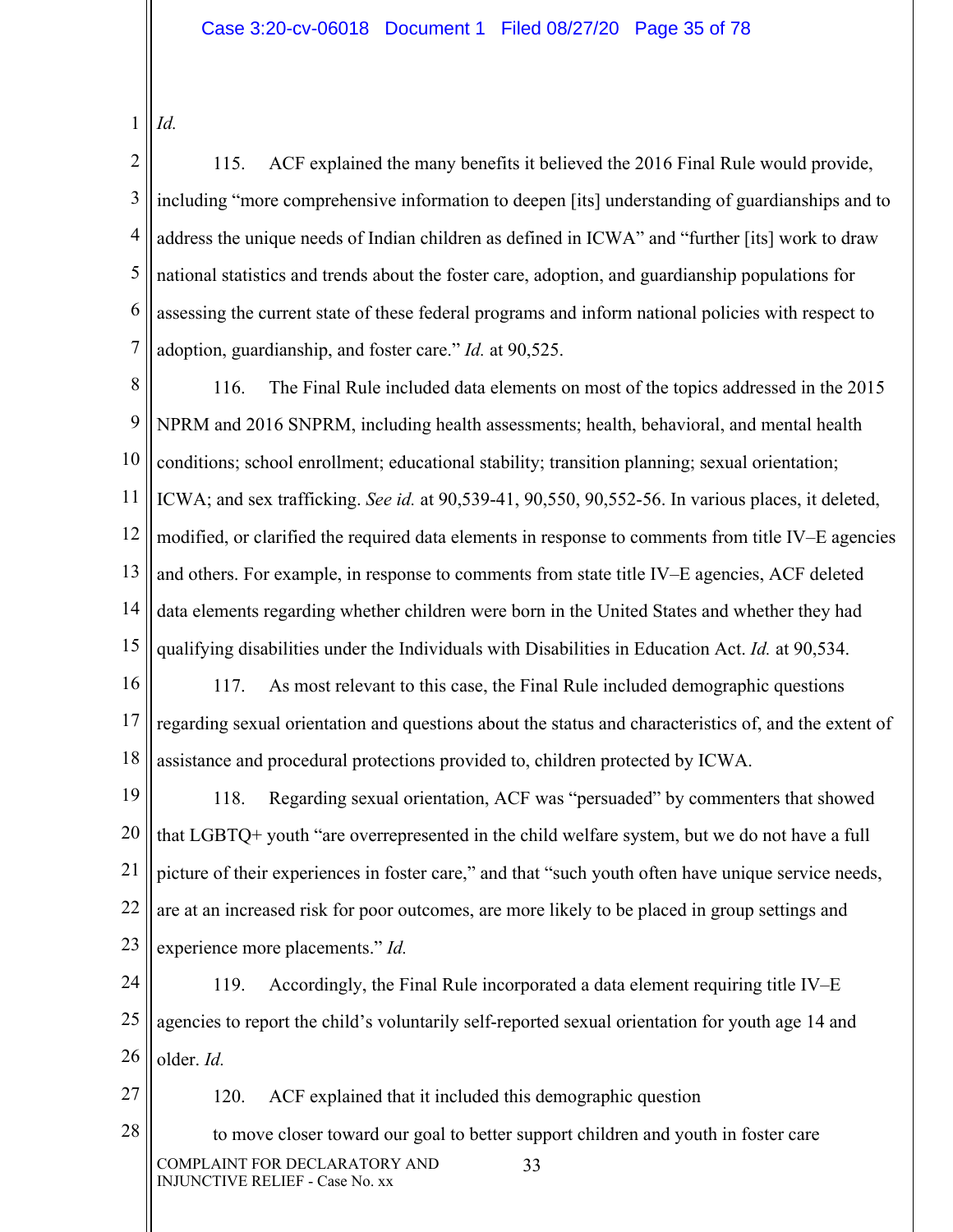*Id.*

115. ACF explained the many benefits it believed the 2016 Final Rule would provide, including "more comprehensive information to deepen [its] understanding of guardianships and to address the unique needs of Indian children as defined in ICWA" and "further [its] work to draw national statistics and trends about the foster care, adoption, and guardianship populations for assessing the current state of these federal programs and inform national policies with respect to adoption, guardianship, and foster care." *Id.* at 90,525.

116. The Final Rule included data elements on most of the topics addressed in the 2015 NPRM and 2016 SNPRM, including health assessments; health, behavioral, and mental health conditions; school enrollment; educational stability; transition planning; sexual orientation; ICWA; and sex trafficking. *See id.* at 90,539-41, 90,550, 90,552-56. In various places, it deleted, modified, or clarified the required data elements in response to comments from title IV–E agencies and others. For example, in response to comments from state title IV–E agencies, ACF deleted data elements regarding whether children were born in the United States and whether they had qualifying disabilities under the Individuals with Disabilities in Education Act. *Id.* at 90,534.

117. As most relevant to this case, the Final Rule included demographic questions regarding sexual orientation and questions about the status and characteristics of, and the extent of assistance and procedural protections provided to, children protected by ICWA.

118. Regarding sexual orientation, ACF was "persuaded" by commenters that showed that LGBTQ+ youth "are overrepresented in the child welfare system, but we do not have a full picture of their experiences in foster care," and that "such youth often have unique service needs, are at an increased risk for poor outcomes, are more likely to be placed in group settings and experience more placements." *Id.*

119. Accordingly, the Final Rule incorporated a data element requiring title IV–E agencies to report the child's voluntarily self-reported sexual orientation for youth age 14 and older. *Id.*

120. ACF explained that it included this demographic question

> to move closer toward our goal to better support children and youth in foster care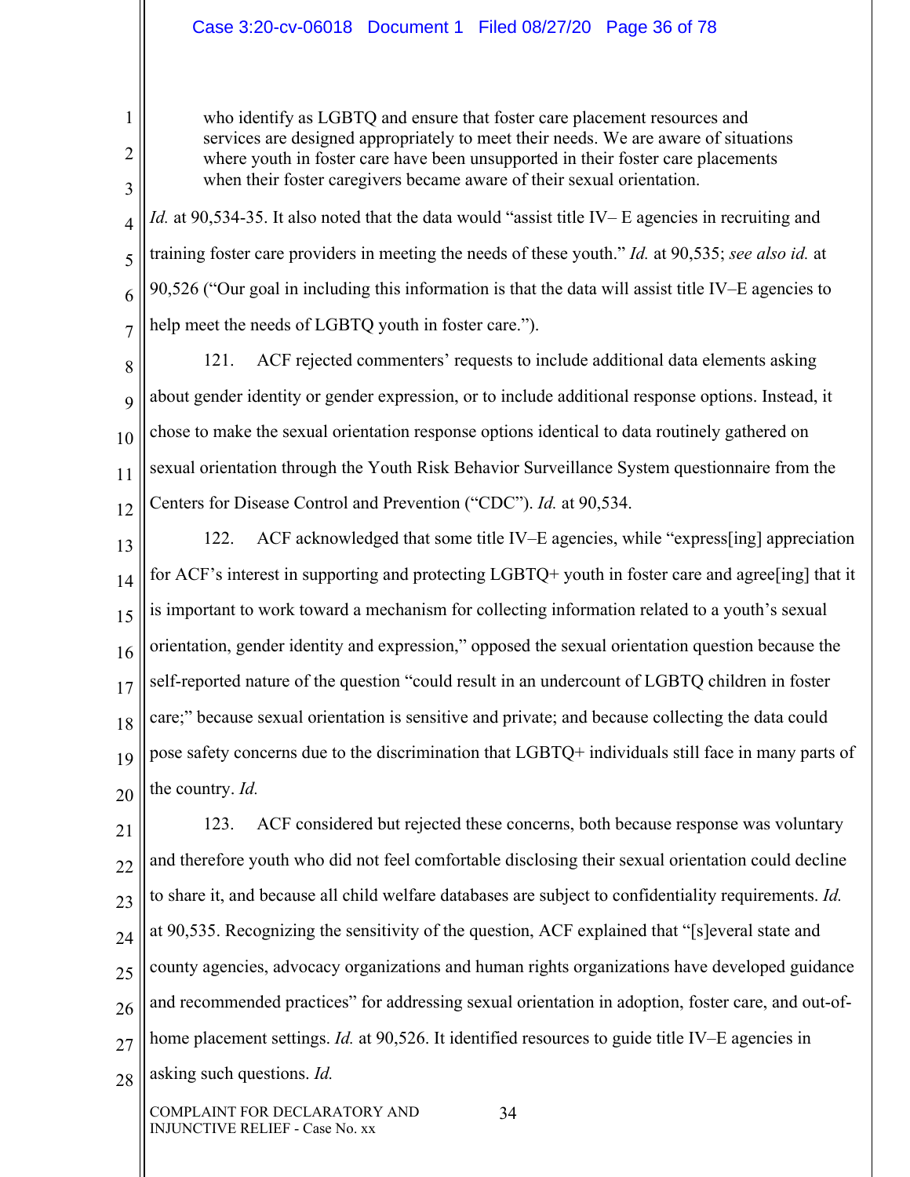> who identify as LGBTQ and ensure that foster care placement resources and services are designed appropriately to meet their needs. We are aware of situations where youth in foster care have been unsupported in their foster care placements when their foster caregivers became aware of their sexual orientation.

*Id.* at 90,534-35. It also noted that the data would "assist title IV– E agencies in recruiting and training foster care providers in meeting the needs of these youth." *Id.* at 90,535; *see also id.* at 90,526 ("Our goal in including this information is that the data will assist title IV–E agencies to help meet the needs of LGBTQ youth in foster care.").

121. ACF rejected commenters' requests to include additional data elements asking about gender identity or gender expression, or to include additional response options. Instead, it chose to make the sexual orientation response options identical to data routinely gathered on sexual orientation through the Youth Risk Behavior Surveillance System questionnaire from the Centers for Disease Control and Prevention ("CDC"). *Id.* at 90,534.

122. ACF acknowledged that some title IV–E agencies, while "express[ing] appreciation for ACF's interest in supporting and protecting LGBTQ+ youth in foster care and agree[ing] that it is important to work toward a mechanism for collecting information related to a youth's sexual orientation, gender identity and expression," opposed the sexual orientation question because the self-reported nature of the question "could result in an undercount of LGBTQ children in foster care;" because sexual orientation is sensitive and private; and because collecting the data could pose safety concerns due to the discrimination that LGBTQ+ individuals still face in many parts of the country. *Id.*

123. ACF considered but rejected these concerns, both because response was voluntary and therefore youth who did not feel comfortable disclosing their sexual orientation could decline to share it, and because all child welfare databases are subject to confidentiality requirements. *Id.* at 90,535. Recognizing the sensitivity of the question, ACF explained that "[s]everal state and county agencies, advocacy organizations and human rights organizations have developed guidance and recommended practices" for addressing sexual orientation in adoption, foster care, and out-of-home placement settings. *Id.* at 90,526. It identified resources to guide title IV–E agencies in asking such questions. *Id.*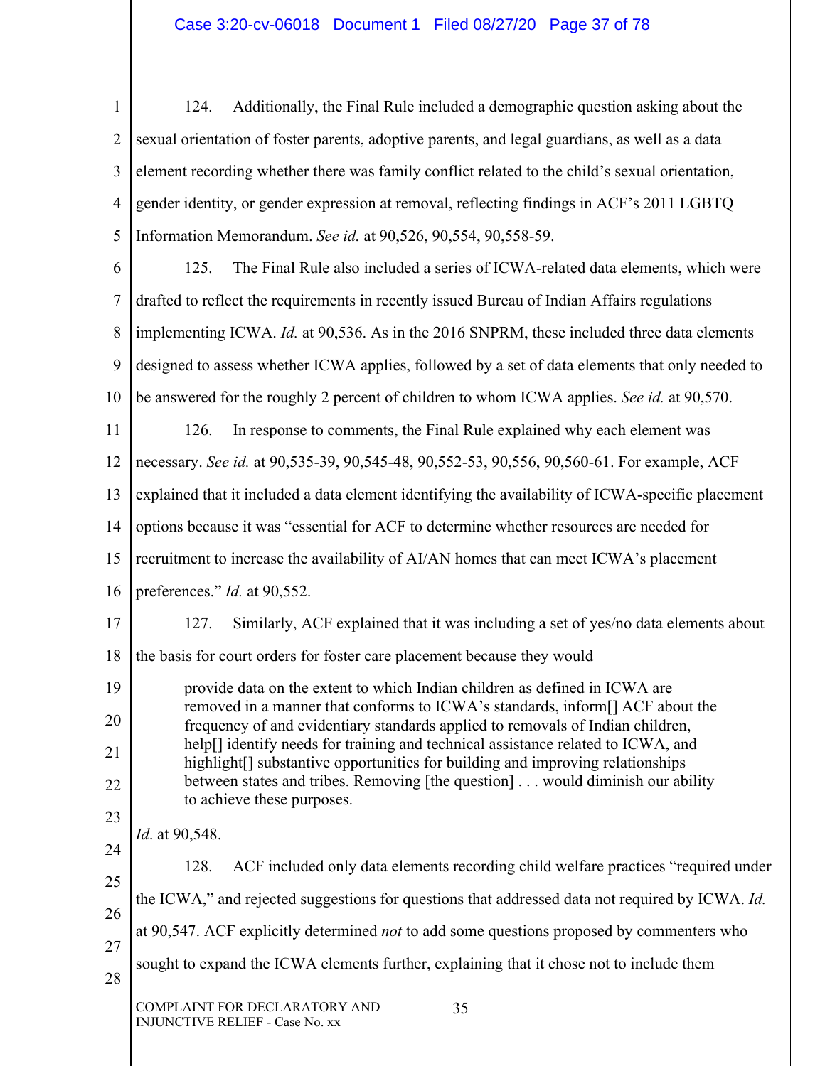124. Additionally, the Final Rule included a demographic question asking about the sexual orientation of foster parents, adoptive parents, and legal guardians, as well as a data element recording whether there was family conflict related to the child's sexual orientation, gender identity, or gender expression at removal, reflecting findings in ACF's 2011 LGBTQ Information Memorandum. *See id.* at 90,526, 90,554, 90,558-59.

125. The Final Rule also included a series of ICWA-related data elements, which were drafted to reflect the requirements in recently issued Bureau of Indian Affairs regulations implementing ICWA. *Id.* at 90,536. As in the 2016 SNPRM, these included three data elements designed to assess whether ICWA applies, followed by a set of data elements that only needed to be answered for the roughly 2 percent of children to whom ICWA applies. *See id.* at 90,570.

126. In response to comments, the Final Rule explained why each element was necessary. *See id.* at 90,535-39, 90,545-48, 90,552-53, 90,556, 90,560-61. For example, ACF explained that it included a data element identifying the availability of ICWA-specific placement options because it was "essential for ACF to determine whether resources are needed for recruitment to increase the availability of AI/AN homes that can meet ICWA's placement preferences." *Id.* at 90,552.

127. Similarly, ACF explained that it was including a set of yes/no data elements about the basis for court orders for foster care placement because they would

> provide data on the extent to which Indian children as defined in ICWA are removed in a manner that conforms to ICWA's standards, inform[] ACF about the frequency of and evidentiary standards applied to removals of Indian children, help[] identify needs for training and technical assistance related to ICWA, and highlight[] substantive opportunities for building and improving relationships between states and tribes. Removing [the question] . . . would diminish our ability to achieve these purposes.

*Id*. at 90,548.

128. ACF included only data elements recording child welfare practices "required under the ICWA," and rejected suggestions for questions that addressed data not required by ICWA. *Id.* at 90,547. ACF explicitly determined *not* to add some questions proposed by commenters who sought to expand the ICWA elements further, explaining that it chose not to include them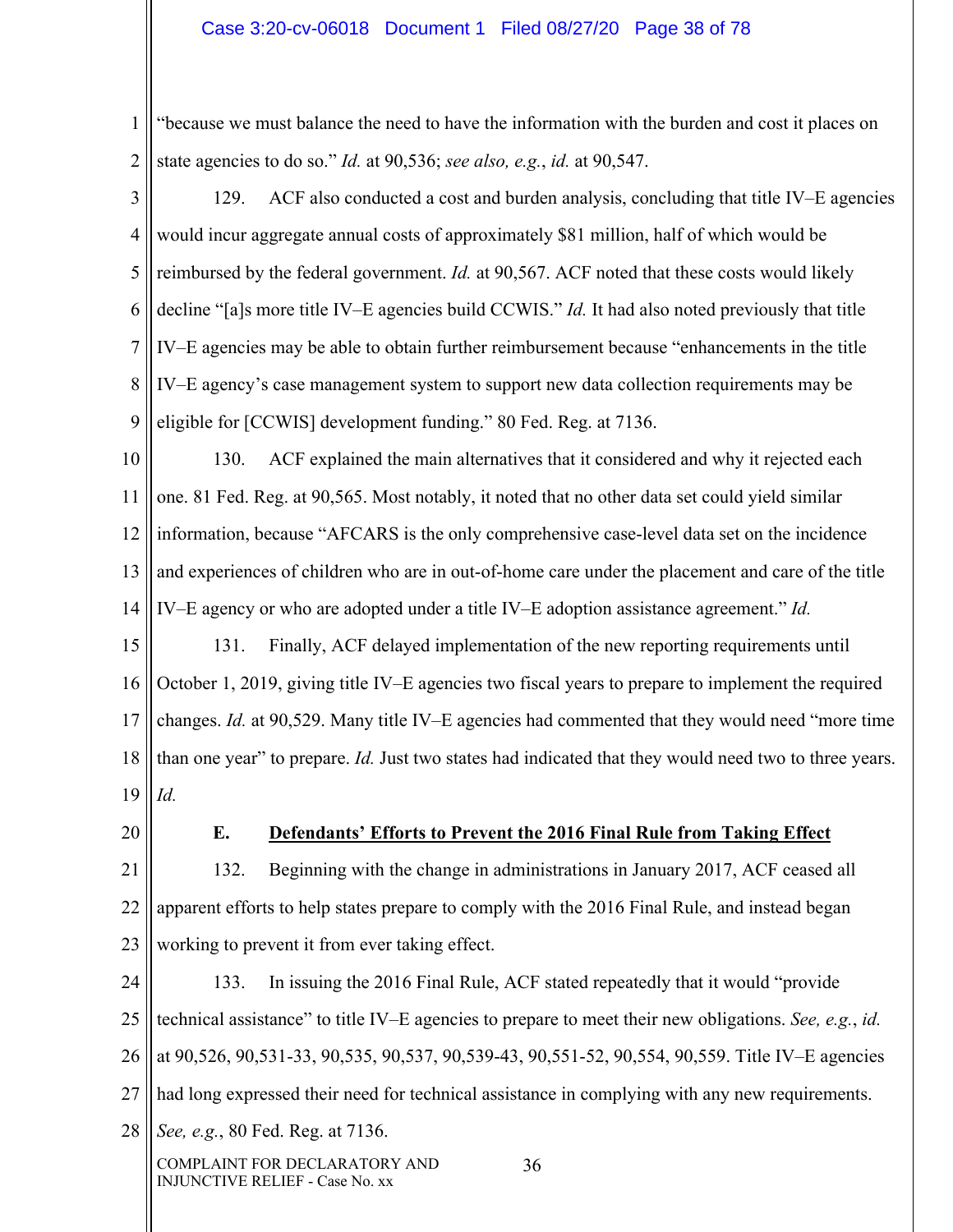"because we must balance the need to have the information with the burden and cost it places on state agencies to do so." *Id.* at 90,536; *see also, e.g.*, *id.* at 90,547.

129. ACF also conducted a cost and burden analysis, concluding that title IV–E agencies would incur aggregate annual costs of approximately $81 million, half of which would be reimbursed by the federal government. *Id.* at 90,567. ACF noted that these costs would likely decline "[a]s more title IV–E agencies build CCWIS." *Id.* It had also noted previously that title IV–E agencies may be able to obtain further reimbursement because "enhancements in the title IV–E agency's case management system to support new data collection requirements may be eligible for [CCWIS] development funding." 80 Fed. Reg. at 7136.

130. ACF explained the main alternatives that it considered and why it rejected each one. 81 Fed. Reg. at 90,565. Most notably, it noted that no other data set could yield similar information, because "AFCARS is the only comprehensive case-level data set on the incidence and experiences of children who are in out-of-home care under the placement and care of the title IV–E agency or who are adopted under a title IV–E adoption assistance agreement." *Id.*

131. Finally, ACF delayed implementation of the new reporting requirements until October 1, 2019, giving title IV–E agencies two fiscal years to prepare to implement the required changes. *Id.* at 90,529. Many title IV–E agencies had commented that they would need "more time than one year" to prepare. *Id.* Just two states had indicated that they would need two to three years. *Id.*

### E. Defendants' Efforts to Prevent the 2016 Final Rule from Taking Effect

132. Beginning with the change in administrations in January 2017, ACF ceased all apparent efforts to help states prepare to comply with the 2016 Final Rule, and instead began working to prevent it from ever taking effect.

133. In issuing the 2016 Final Rule, ACF stated repeatedly that it would "provide technical assistance" to title IV–E agencies to prepare to meet their new obligations. *See, e.g.*, *id.* at 90,526, 90,531-33, 90,535, 90,537, 90,539-43, 90,551-52, 90,554, 90,559. Title IV–E agencies had long expressed their need for technical assistance in complying with any new requirements. *See, e.g.*, 80 Fed. Reg. at 7136.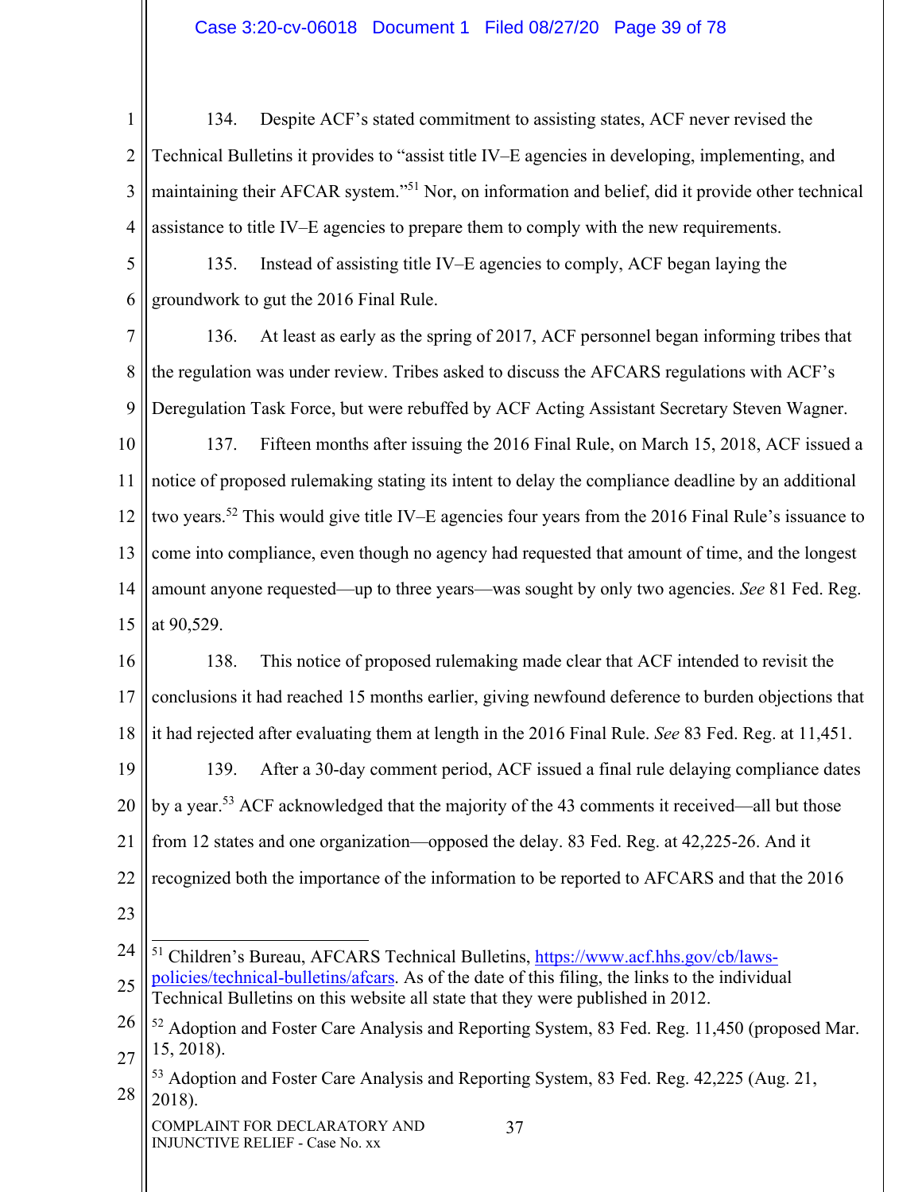134. Despite ACF's stated commitment to assisting states, ACF never revised the Technical Bulletins it provides to "assist title IV–E agencies in developing, implementing, and maintaining their AFCAR system."[51] Nor, on information and belief, did it provide other technical assistance to title IV–E agencies to prepare them to comply with the new requirements.

135. Instead of assisting title IV–E agencies to comply, ACF began laying the groundwork to gut the 2016 Final Rule.

136. At least as early as the spring of 2017, ACF personnel began informing tribes that the regulation was under review. Tribes asked to discuss the AFCARS regulations with ACF's Deregulation Task Force, but were rebuffed by ACF Acting Assistant Secretary Steven Wagner.

137. Fifteen months after issuing the 2016 Final Rule, on March 15, 2018, ACF issued a notice of proposed rulemaking stating its intent to delay the compliance deadline by an additional two years.[52] This would give title IV–E agencies four years from the 2016 Final Rule's issuance to come into compliance, even though no agency had requested that amount of time, and the longest amount anyone requested—up to three years—was sought by only two agencies. *See* 81 Fed. Reg. at 90,529.

138. This notice of proposed rulemaking made clear that ACF intended to revisit the conclusions it had reached 15 months earlier, giving newfound deference to burden objections that it had rejected after evaluating them at length in the 2016 Final Rule. *See* 83 Fed. Reg. at 11,451.

139. After a 30-day comment period, ACF issued a final rule delaying compliance dates by a year.[53] ACF acknowledged that the majority of the 43 comments it received—all but those from 12 states and one organization—opposed the delay. 83 Fed. Reg. at 42,225-26. And it recognized both the importance of the information to be reported to AFCARS and that the 2016

---

[51] Children's Bureau, AFCARS Technical Bulletins, https://www.acf.hhs.gov/cb/laws-policies/technical-bulletins/afcars. As of the date of this filing, the links to the individual Technical Bulletins on this website all state that they were published in 2012.

[52] Adoption and Foster Care Analysis and Reporting System, 83 Fed. Reg. 11,450 (proposed Mar. 15, 2018).

[53] Adoption and Foster Care Analysis and Reporting System, 83 Fed. Reg. 42,225 (Aug. 21, 2018).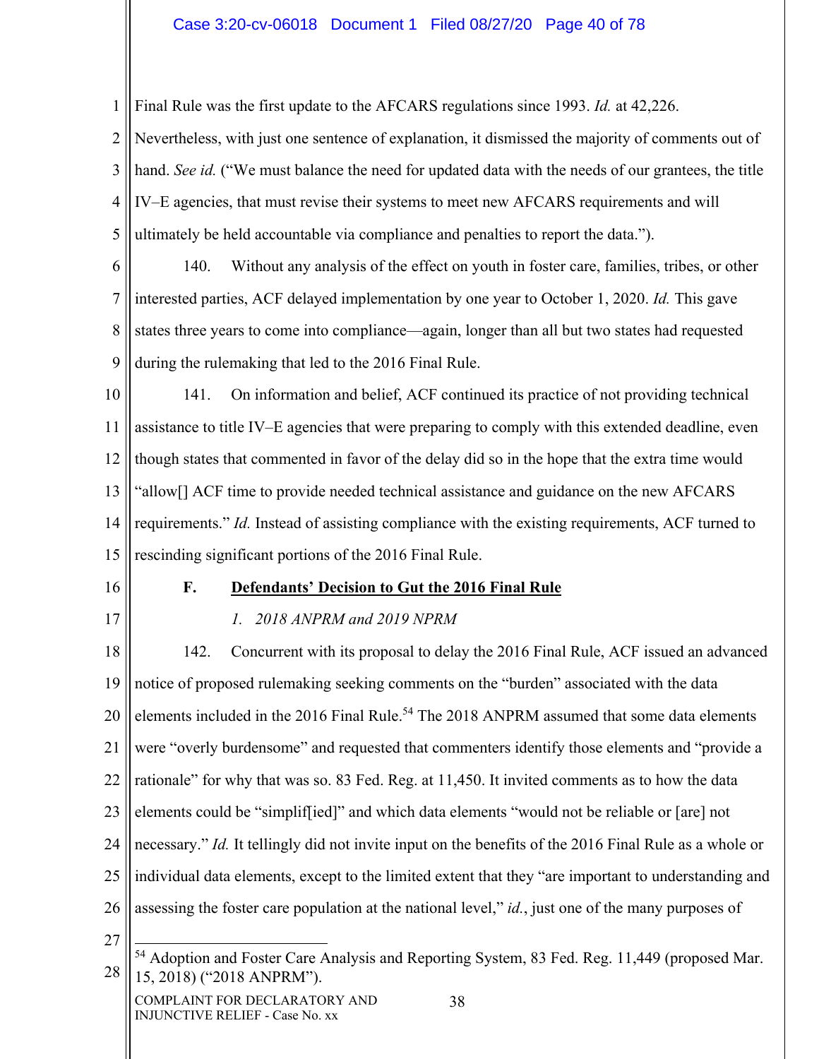Final Rule was the first update to the AFCARS regulations since 1993. *Id.* at 42,226. Nevertheless, with just one sentence of explanation, it dismissed the majority of comments out of hand. *See id.* ("We must balance the need for updated data with the needs of our grantees, the title IV–E agencies, that must revise their systems to meet new AFCARS requirements and will ultimately be held accountable via compliance and penalties to report the data.").

140. Without any analysis of the effect on youth in foster care, families, tribes, or other interested parties, ACF delayed implementation by one year to October 1, 2020. *Id.* This gave states three years to come into compliance—again, longer than all but two states had requested during the rulemaking that led to the 2016 Final Rule.

141. On information and belief, ACF continued its practice of not providing technical assistance to title IV–E agencies that were preparing to comply with this extended deadline, even though states that commented in favor of the delay did so in the hope that the extra time would "allow[] ACF time to provide needed technical assistance and guidance on the new AFCARS requirements." *Id.* Instead of assisting compliance with the existing requirements, ACF turned to rescinding significant portions of the 2016 Final Rule.

## F. Defendants' Decision to Gut the 2016 Final Rule

### *1. 2018 ANPRM and 2019 NPRM*

142. Concurrent with its proposal to delay the 2016 Final Rule, ACF issued an advanced notice of proposed rulemaking seeking comments on the "burden" associated with the data elements included in the 2016 Final Rule.[54] The 2018 ANPRM assumed that some data elements were "overly burdensome" and requested that commenters identify those elements and "provide a rationale" for why that was so. 83 Fed. Reg. at 11,450. It invited comments as to how the data elements could be "simplif[ied]" and which data elements "would not be reliable or [are] not necessary." *Id.* It tellingly did not invite input on the benefits of the 2016 Final Rule as a whole or individual data elements, except to the limited extent that they "are important to understanding and assessing the foster care population at the national level," *id.*, just one of the many purposes of

---

[54] Adoption and Foster Care Analysis and Reporting System, 83 Fed. Reg. 11,449 (proposed Mar. 15, 2018) ("2018 ANPRM").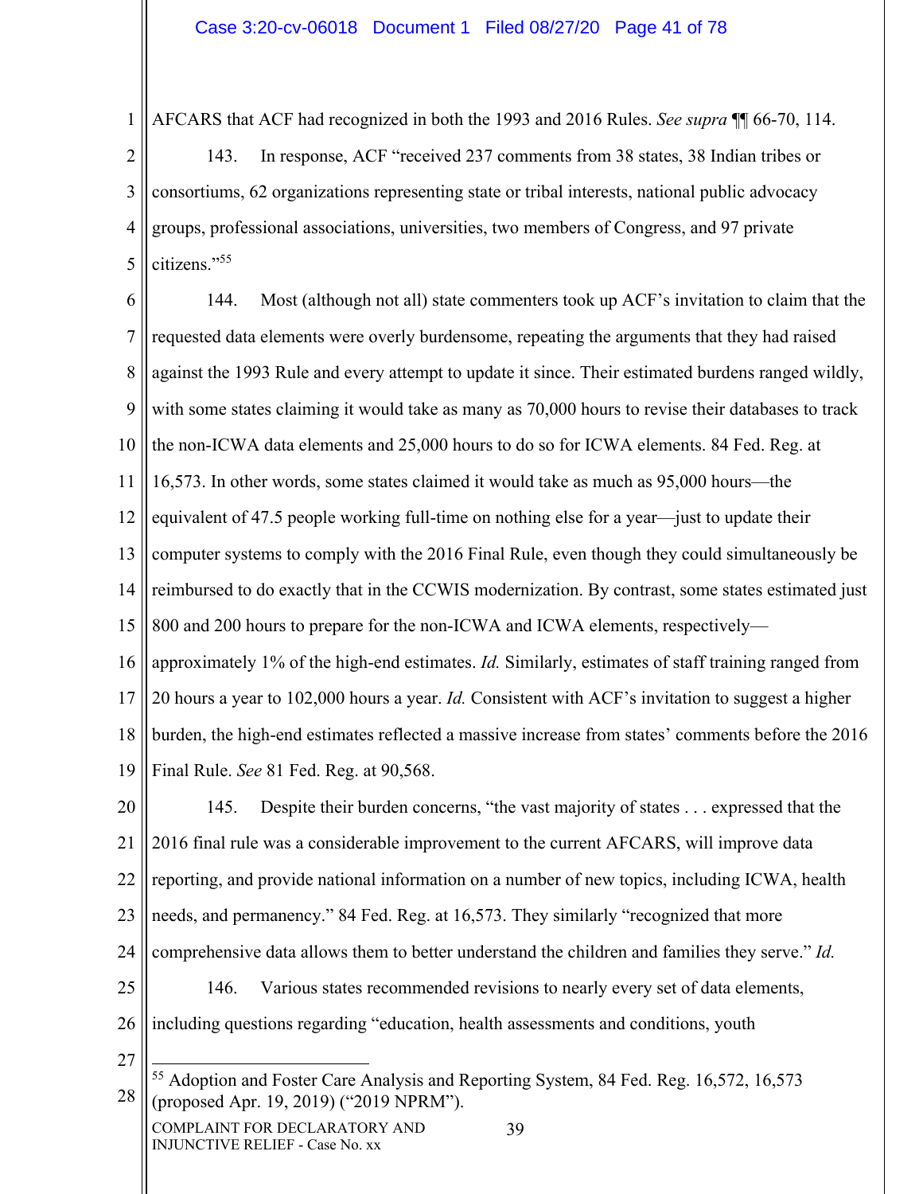AFCARS that ACF had recognized in both the 1993 and 2016 Rules. *See supra* ¶¶ 66-70, 114.

143. In response, ACF "received 237 comments from 38 states, 38 Indian tribes or consortiums, 62 organizations representing state or tribal interests, national public advocacy groups, professional associations, universities, two members of Congress, and 97 private citizens."[55]

144. Most (although not all) state commenters took up ACF's invitation to claim that the requested data elements were overly burdensome, repeating the arguments that they had raised against the 1993 Rule and every attempt to update it since. Their estimated burdens ranged wildly, with some states claiming it would take as many as 70,000 hours to revise their databases to track the non-ICWA data elements and 25,000 hours to do so for ICWA elements. 84 Fed. Reg. at 16,573. In other words, some states claimed it would take as much as 95,000 hours—the equivalent of 47.5 people working full-time on nothing else for a year—just to update their computer systems to comply with the 2016 Final Rule, even though they could simultaneously be reimbursed to do exactly that in the CCWIS modernization. By contrast, some states estimated just 800 and 200 hours to prepare for the non-ICWA and ICWA elements, respectively—approximately 1% of the high-end estimates. *Id.* Similarly, estimates of staff training ranged from 20 hours a year to 102,000 hours a year. *Id.* Consistent with ACF's invitation to suggest a higher burden, the high-end estimates reflected a massive increase from states' comments before the 2016 Final Rule. *See* 81 Fed. Reg. at 90,568.

145. Despite their burden concerns, "the vast majority of states . . . expressed that the 2016 final rule was a considerable improvement to the current AFCARS, will improve data reporting, and provide national information on a number of new topics, including ICWA, health needs, and permanency." 84 Fed. Reg. at 16,573. They similarly "recognized that more comprehensive data allows them to better understand the children and families they serve." *Id.*

146. Various states recommended revisions to nearly every set of data elements, including questions regarding "education, health assessments and conditions, youth

---

[55] Adoption and Foster Care Analysis and Reporting System, 84 Fed. Reg. 16,572, 16,573 (proposed Apr. 19, 2019) ("2019 NPRM").

COMPLAINT FOR DECLARATORY AND INJUNCTIVE RELIEF - Case No. xx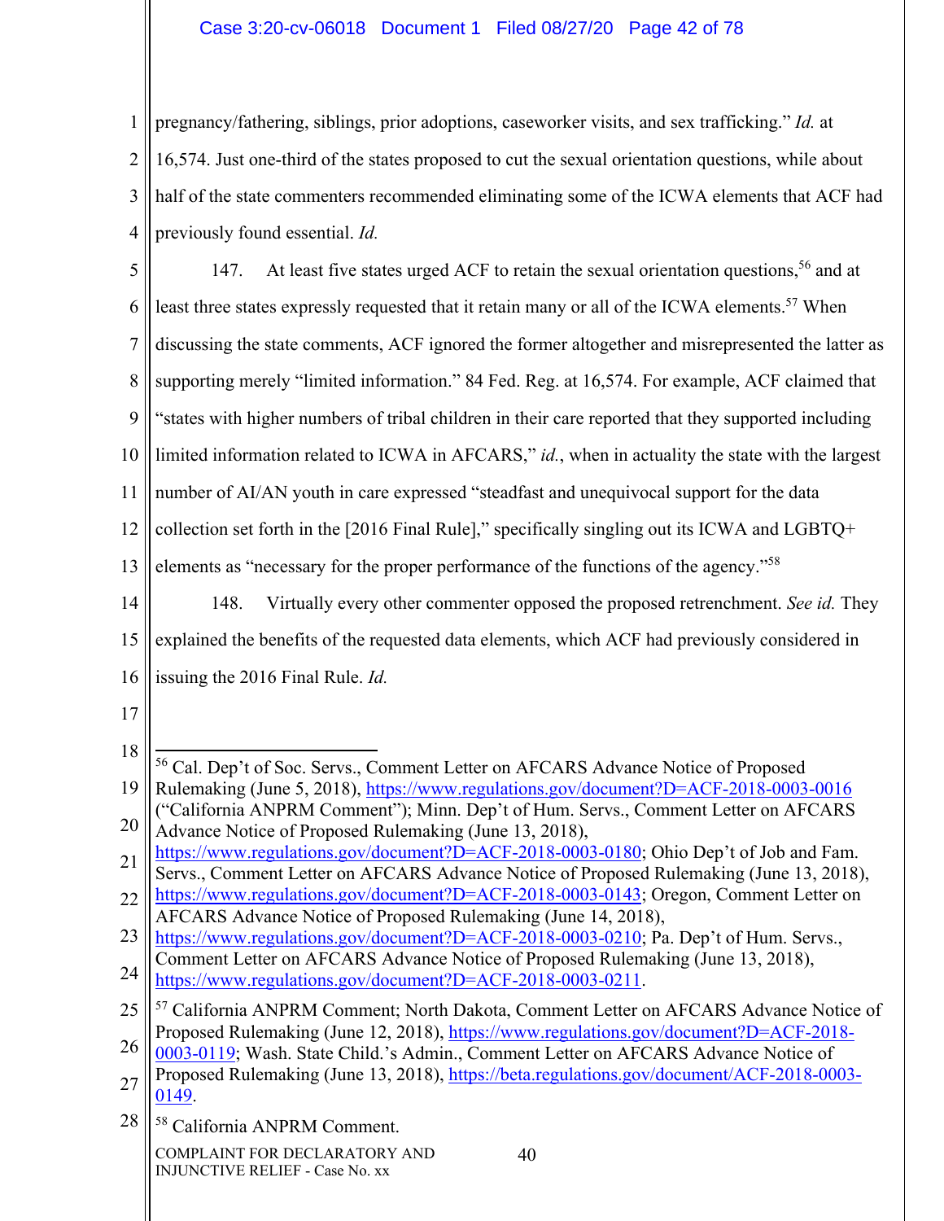pregnancy/fathering, siblings, prior adoptions, caseworker visits, and sex trafficking." *Id.* at 16,574. Just one-third of the states proposed to cut the sexual orientation questions, while about half of the state commenters recommended eliminating some of the ICWA elements that ACF had previously found essential. *Id.*

147. At least five states urged ACF to retain the sexual orientation questions,[56] and at least three states expressly requested that it retain many or all of the ICWA elements.[57] When discussing the state comments, ACF ignored the former altogether and misrepresented the latter as supporting merely "limited information." 84 Fed. Reg. at 16,574. For example, ACF claimed that "states with higher numbers of tribal children in their care reported that they supported including limited information related to ICWA in AFCARS," *id.*, when in actuality the state with the largest number of AI/AN youth in care expressed "steadfast and unequivocal support for the data collection set forth in the [2016 Final Rule]," specifically singling out its ICWA and LGBTQ+ elements as "necessary for the proper performance of the functions of the agency."[58]

148. Virtually every other commenter opposed the proposed retrenchment. *See id.* They explained the benefits of the requested data elements, which ACF had previously considered in issuing the 2016 Final Rule. *Id.*

---

[56] Cal. Dep't of Soc. Servs., Comment Letter on AFCARS Advance Notice of Proposed Rulemaking (June 5, 2018), https://www.regulations.gov/document?D=ACF-2018-0003-0016 ("California ANPRM Comment"); Minn. Dep't of Hum. Servs., Comment Letter on AFCARS Advance Notice of Proposed Rulemaking (June 13, 2018), https://www.regulations.gov/document?D=ACF-2018-0003-0180; Ohio Dep't of Job and Fam. Servs., Comment Letter on AFCARS Advance Notice of Proposed Rulemaking (June 13, 2018), https://www.regulations.gov/document?D=ACF-2018-0003-0143; Oregon, Comment Letter on AFCARS Advance Notice of Proposed Rulemaking (June 14, 2018), https://www.regulations.gov/document?D=ACF-2018-0003-0210; Pa. Dep't of Hum. Servs., Comment Letter on AFCARS Advance Notice of Proposed Rulemaking (June 13, 2018), https://www.regulations.gov/document?D=ACF-2018-0003-0211.

[57] California ANPRM Comment; North Dakota, Comment Letter on AFCARS Advance Notice of Proposed Rulemaking (June 12, 2018), https://www.regulations.gov/document?D=ACF-2018-0003-0119; Wash. State Child.'s Admin., Comment Letter on AFCARS Advance Notice of Proposed Rulemaking (June 13, 2018), https://beta.regulations.gov/document/ACF-2018-0003-0149.

[58] California ANPRM Comment.

COMPLAINT FOR DECLARATORY AND INJUNCTIVE RELIEF - Case No. xx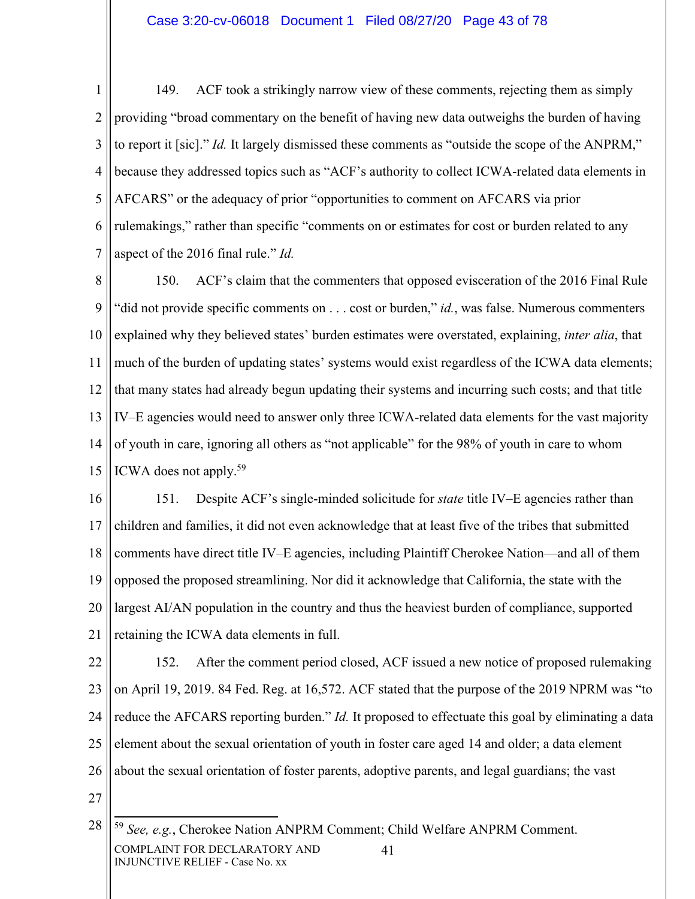149. ACF took a strikingly narrow view of these comments, rejecting them as simply providing "broad commentary on the benefit of having new data outweighs the burden of having to report it [sic]." *Id.* It largely dismissed these comments as "outside the scope of the ANPRM," because they addressed topics such as "ACF's authority to collect ICWA-related data elements in AFCARS" or the adequacy of prior "opportunities to comment on AFCARS via prior rulemakings," rather than specific "comments on or estimates for cost or burden related to any aspect of the 2016 final rule." *Id.*

150. ACF's claim that the commenters that opposed evisceration of the 2016 Final Rule "did not provide specific comments on . . . cost or burden," *id.*, was false. Numerous commenters explained why they believed states' burden estimates were overstated, explaining, *inter alia*, that much of the burden of updating states' systems would exist regardless of the ICWA data elements; that many states had already begun updating their systems and incurring such costs; and that title IV–E agencies would need to answer only three ICWA-related data elements for the vast majority of youth in care, ignoring all others as "not applicable" for the 98% of youth in care to whom ICWA does not apply.[59]

151. Despite ACF's single-minded solicitude for *state* title IV–E agencies rather than children and families, it did not even acknowledge that at least five of the tribes that submitted comments have direct title IV–E agencies, including Plaintiff Cherokee Nation—and all of them opposed the proposed streamlining. Nor did it acknowledge that California, the state with the largest AI/AN population in the country and thus the heaviest burden of compliance, supported retaining the ICWA data elements in full.

152. After the comment period closed, ACF issued a new notice of proposed rulemaking on April 19, 2019. 84 Fed. Reg. at 16,572. ACF stated that the purpose of the 2019 NPRM was "to reduce the AFCARS reporting burden." *Id.* It proposed to effectuate this goal by eliminating a data element about the sexual orientation of youth in foster care aged 14 and older; a data element about the sexual orientation of foster parents, adoptive parents, and legal guardians; the vast

---

[59] *See, e.g.*, Cherokee Nation ANPRM Comment; Child Welfare ANPRM Comment.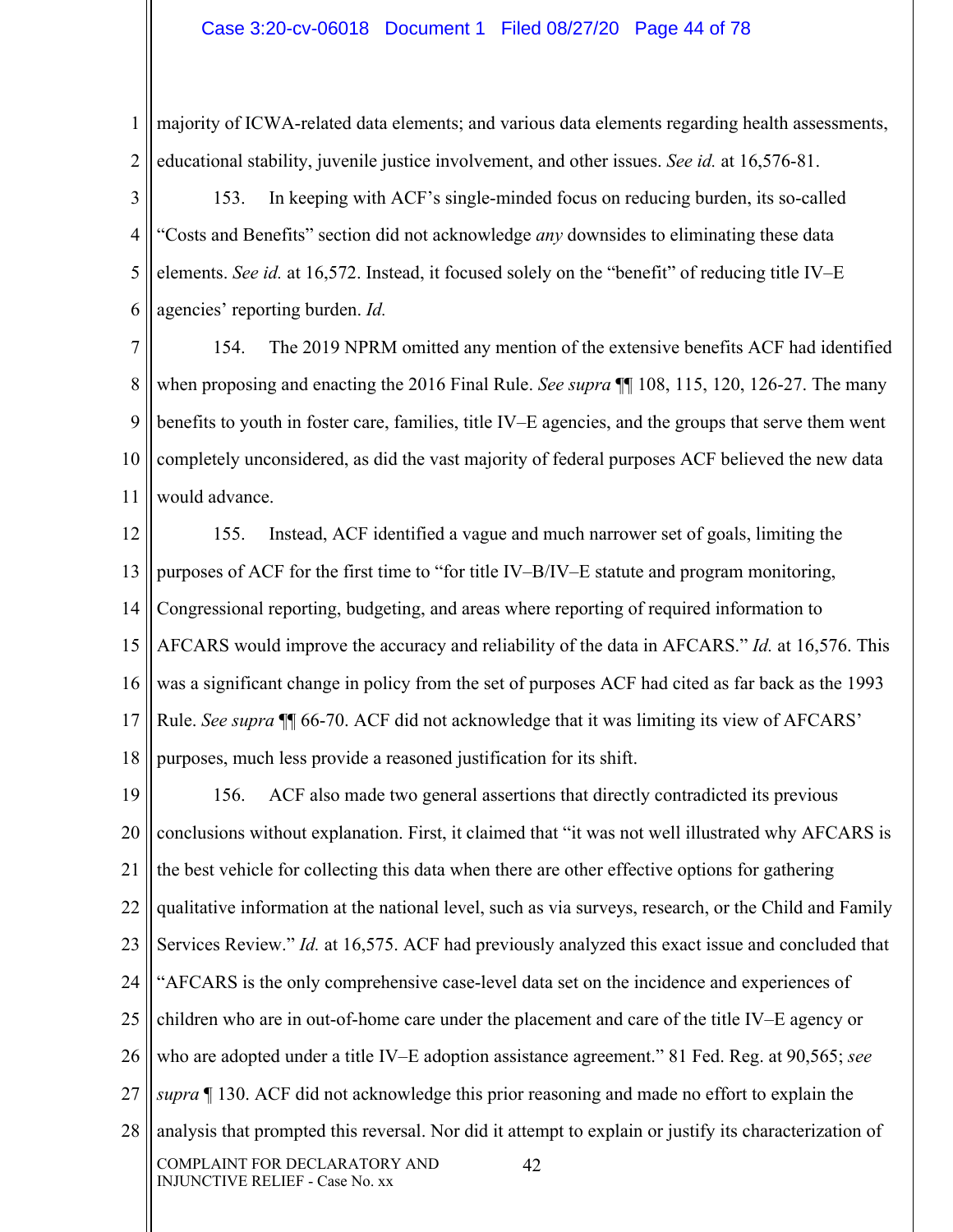majority of ICWA-related data elements; and various data elements regarding health assessments, educational stability, juvenile justice involvement, and other issues. *See id.* at 16,576-81.

153. In keeping with ACF's single-minded focus on reducing burden, its so-called "Costs and Benefits" section did not acknowledge *any* downsides to eliminating these data elements. *See id.* at 16,572. Instead, it focused solely on the "benefit" of reducing title IV–E agencies' reporting burden. *Id.*

154. The 2019 NPRM omitted any mention of the extensive benefits ACF had identified when proposing and enacting the 2016 Final Rule. *See supra* ¶¶ 108, 115, 120, 126-27. The many benefits to youth in foster care, families, title IV–E agencies, and the groups that serve them went completely unconsidered, as did the vast majority of federal purposes ACF believed the new data would advance.

155. Instead, ACF identified a vague and much narrower set of goals, limiting the purposes of ACF for the first time to "for title IV–B/IV–E statute and program monitoring, Congressional reporting, budgeting, and areas where reporting of required information to AFCARS would improve the accuracy and reliability of the data in AFCARS." *Id.* at 16,576. This was a significant change in policy from the set of purposes ACF had cited as far back as the 1993 Rule. *See supra* ¶¶ 66-70. ACF did not acknowledge that it was limiting its view of AFCARS' purposes, much less provide a reasoned justification for its shift.

156. ACF also made two general assertions that directly contradicted its previous conclusions without explanation. First, it claimed that "it was not well illustrated why AFCARS is the best vehicle for collecting this data when there are other effective options for gathering qualitative information at the national level, such as via surveys, research, or the Child and Family Services Review." *Id.* at 16,575. ACF had previously analyzed this exact issue and concluded that "AFCARS is the only comprehensive case-level data set on the incidence and experiences of children who are in out-of-home care under the placement and care of the title IV–E agency or who are adopted under a title IV–E adoption assistance agreement." 81 Fed. Reg. at 90,565; *see supra* ¶ 130. ACF did not acknowledge this prior reasoning and made no effort to explain the analysis that prompted this reversal. Nor did it attempt to explain or justify its characterization of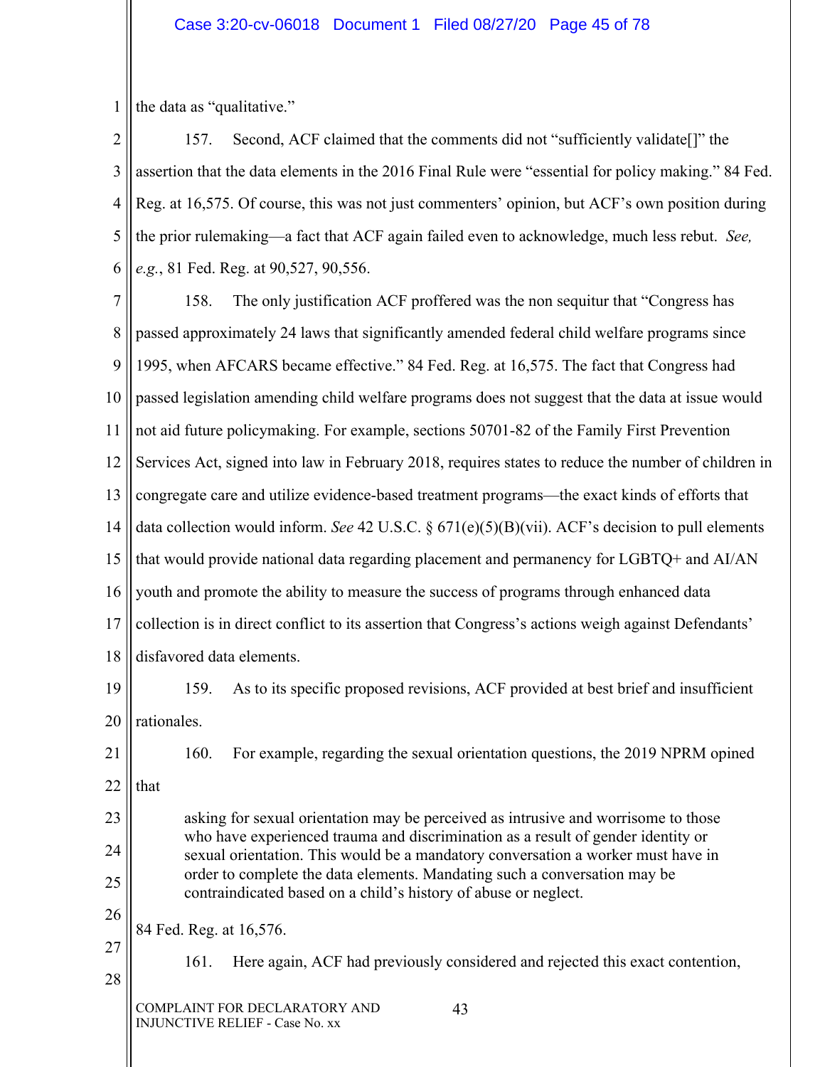the data as "qualitative."

157. Second, ACF claimed that the comments did not "sufficiently validate[]" the assertion that the data elements in the 2016 Final Rule were "essential for policy making." 84 Fed. Reg. at 16,575. Of course, this was not just commenters' opinion, but ACF's own position during the prior rulemaking—a fact that ACF again failed even to acknowledge, much less rebut. *See, e.g.*, 81 Fed. Reg. at 90,527, 90,556.

158. The only justification ACF proffered was the non sequitur that "Congress has passed approximately 24 laws that significantly amended federal child welfare programs since 1995, when AFCARS became effective." 84 Fed. Reg. at 16,575. The fact that Congress had passed legislation amending child welfare programs does not suggest that the data at issue would not aid future policymaking. For example, sections 50701-82 of the Family First Prevention Services Act, signed into law in February 2018, requires states to reduce the number of children in congregate care and utilize evidence-based treatment programs—the exact kinds of efforts that data collection would inform. *See* 42 U.S.C. § 671(e)(5)(B)(vii). ACF's decision to pull elements that would provide national data regarding placement and permanency for LGBTQ+ and AI/AN youth and promote the ability to measure the success of programs through enhanced data collection is in direct conflict to its assertion that Congress's actions weigh against Defendants' disfavored data elements.

159. As to its specific proposed revisions, ACF provided at best brief and insufficient rationales.

160. For example, regarding the sexual orientation questions, the 2019 NPRM opined that

> asking for sexual orientation may be perceived as intrusive and worrisome to those who have experienced trauma and discrimination as a result of gender identity or sexual orientation. This would be a mandatory conversation a worker must have in order to complete the data elements. Mandating such a conversation may be contraindicated based on a child's history of abuse or neglect.

84 Fed. Reg. at 16,576.

161. Here again, ACF had previously considered and rejected this exact contention,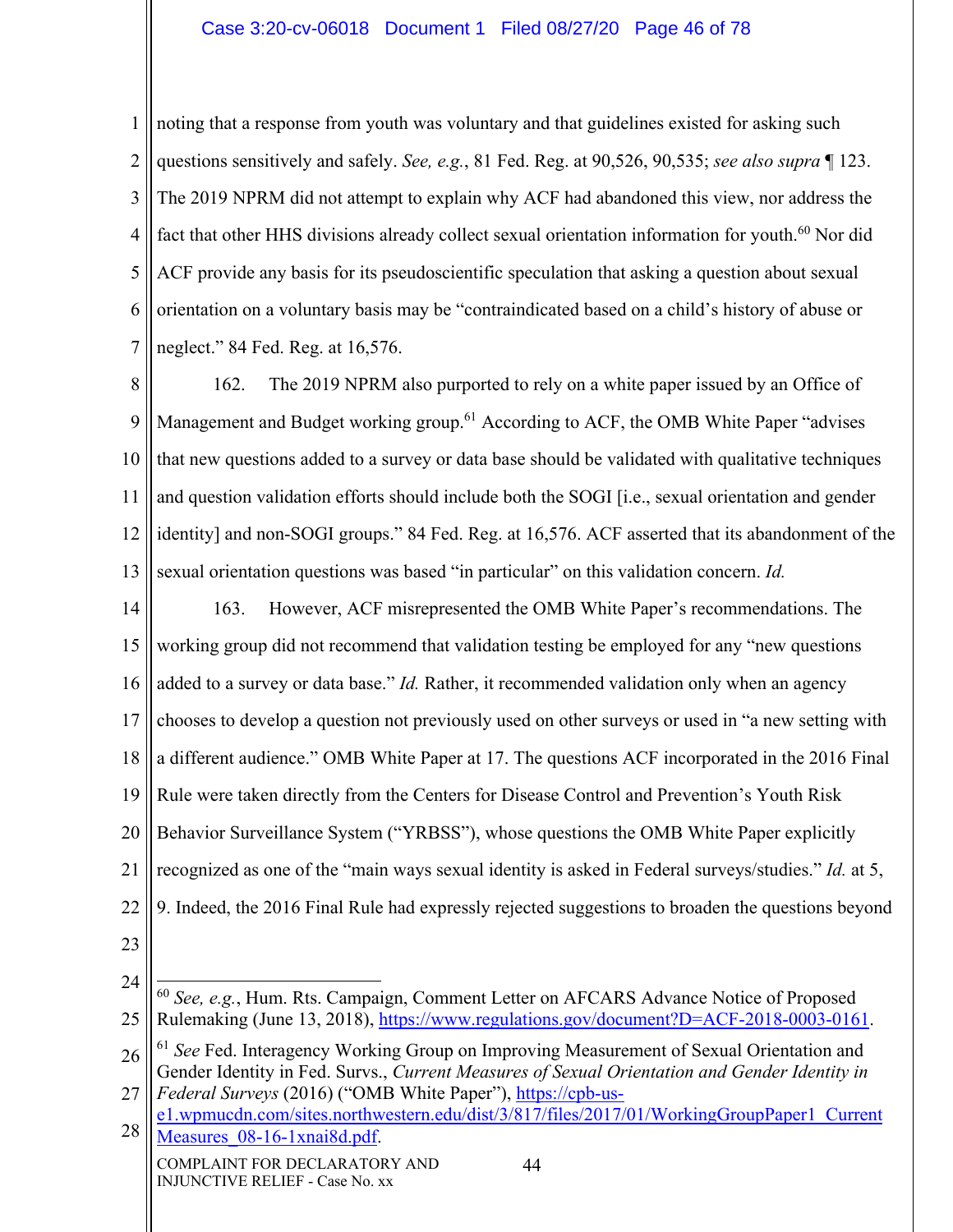noting that a response from youth was voluntary and that guidelines existed for asking such questions sensitively and safely. *See, e.g.*, 81 Fed. Reg. at 90,526, 90,535; *see also supra* ¶ 123. The 2019 NPRM did not attempt to explain why ACF had abandoned this view, nor address the fact that other HHS divisions already collect sexual orientation information for youth.[60] Nor did ACF provide any basis for its pseudoscientific speculation that asking a question about sexual orientation on a voluntary basis may be "contraindicated based on a child's history of abuse or neglect." 84 Fed. Reg. at 16,576.

162. The 2019 NPRM also purported to rely on a white paper issued by an Office of Management and Budget working group.[61] According to ACF, the OMB White Paper "advises that new questions added to a survey or data base should be validated with qualitative techniques and question validation efforts should include both the SOGI [i.e., sexual orientation and gender identity] and non-SOGI groups." 84 Fed. Reg. at 16,576. ACF asserted that its abandonment of the sexual orientation questions was based "in particular" on this validation concern. *Id.*

163. However, ACF misrepresented the OMB White Paper's recommendations. The working group did not recommend that validation testing be employed for any "new questions added to a survey or data base." *Id.* Rather, it recommended validation only when an agency chooses to develop a question not previously used on other surveys or used in "a new setting with a different audience." OMB White Paper at 17. The questions ACF incorporated in the 2016 Final Rule were taken directly from the Centers for Disease Control and Prevention's Youth Risk Behavior Surveillance System ("YRBSS"), whose questions the OMB White Paper explicitly recognized as one of the "main ways sexual identity is asked in Federal surveys/studies." *Id.* at 5, 9. Indeed, the 2016 Final Rule had expressly rejected suggestions to broaden the questions beyond

---

[60] *See, e.g.*, Hum. Rts. Campaign, Comment Letter on AFCARS Advance Notice of Proposed Rulemaking (June 13, 2018), https://www.regulations.gov/document?D=ACF-2018-0003-0161.

[61] *See* Fed. Interagency Working Group on Improving Measurement of Sexual Orientation and Gender Identity in Fed. Survs., *Current Measures of Sexual Orientation and Gender Identity in Federal Surveys* (2016) ("OMB White Paper"), https://cpb-us-e1.wpmucdn.com/sites.northwestern.edu/dist/3/817/files/2017/01/WorkingGroupPaper1_CurrentMeasures_08-16-1xnai8d.pdf.

COMPLAINT FOR DECLARATORY AND INJUNCTIVE RELIEF - Case No. xx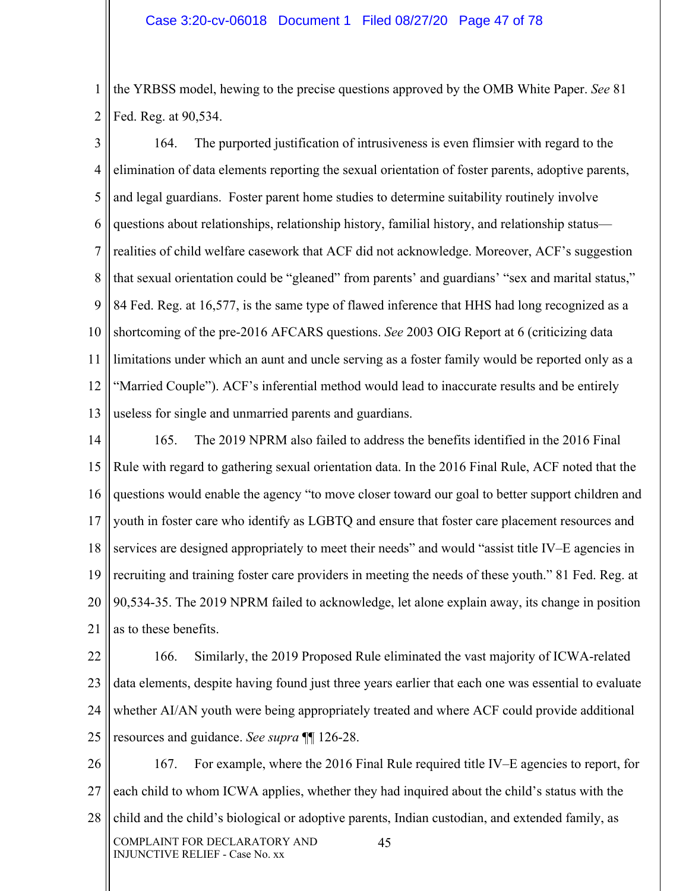the YRBSS model, hewing to the precise questions approved by the OMB White Paper. *See* 81 Fed. Reg. at 90,534.

164. The purported justification of intrusiveness is even flimsier with regard to the elimination of data elements reporting the sexual orientation of foster parents, adoptive parents, and legal guardians. Foster parent home studies to determine suitability routinely involve questions about relationships, relationship history, familial history, and relationship status—realities of child welfare casework that ACF did not acknowledge. Moreover, ACF's suggestion that sexual orientation could be "gleaned" from parents' and guardians' "sex and marital status," 84 Fed. Reg. at 16,577, is the same type of flawed inference that HHS had long recognized as a shortcoming of the pre-2016 AFCARS questions. *See* 2003 OIG Report at 6 (criticizing data limitations under which an aunt and uncle serving as a foster family would be reported only as a "Married Couple"). ACF's inferential method would lead to inaccurate results and be entirely useless for single and unmarried parents and guardians.

165. The 2019 NPRM also failed to address the benefits identified in the 2016 Final Rule with regard to gathering sexual orientation data. In the 2016 Final Rule, ACF noted that the questions would enable the agency "to move closer toward our goal to better support children and youth in foster care who identify as LGBTQ and ensure that foster care placement resources and services are designed appropriately to meet their needs" and would "assist title IV–E agencies in recruiting and training foster care providers in meeting the needs of these youth." 81 Fed. Reg. at 90,534-35. The 2019 NPRM failed to acknowledge, let alone explain away, its change in position as to these benefits.

166. Similarly, the 2019 Proposed Rule eliminated the vast majority of ICWA-related data elements, despite having found just three years earlier that each one was essential to evaluate whether AI/AN youth were being appropriately treated and where ACF could provide additional resources and guidance. *See supra* ¶¶ 126-28.

167. For example, where the 2016 Final Rule required title IV–E agencies to report, for each child to whom ICWA applies, whether they had inquired about the child's status with the child and the child's biological or adoptive parents, Indian custodian, and extended family, as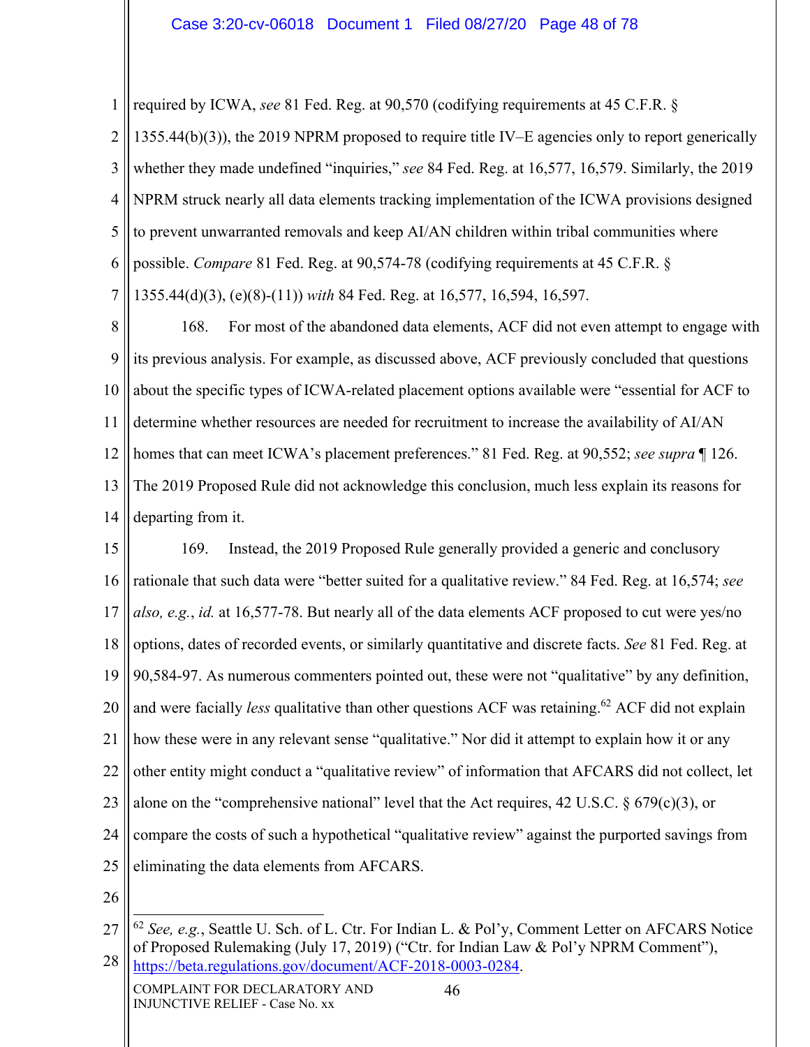required by ICWA, *see* 81 Fed. Reg. at 90,570 (codifying requirements at 45 C.F.R. § 1355.44(b)(3)), the 2019 NPRM proposed to require title IV–E agencies only to report generically whether they made undefined "inquiries," *see* 84 Fed. Reg. at 16,577, 16,579. Similarly, the 2019 NPRM struck nearly all data elements tracking implementation of the ICWA provisions designed to prevent unwarranted removals and keep AI/AN children within tribal communities where possible. *Compare* 81 Fed. Reg. at 90,574-78 (codifying requirements at 45 C.F.R. § 1355.44(d)(3), (e)(8)-(11)) *with* 84 Fed. Reg. at 16,577, 16,594, 16,597.

168. For most of the abandoned data elements, ACF did not even attempt to engage with its previous analysis. For example, as discussed above, ACF previously concluded that questions about the specific types of ICWA-related placement options available were "essential for ACF to determine whether resources are needed for recruitment to increase the availability of AI/AN homes that can meet ICWA's placement preferences." 81 Fed. Reg. at 90,552; *see supra* ¶ 126. The 2019 Proposed Rule did not acknowledge this conclusion, much less explain its reasons for departing from it.

169. Instead, the 2019 Proposed Rule generally provided a generic and conclusory rationale that such data were "better suited for a qualitative review." 84 Fed. Reg. at 16,574; *see also, e.g.*, *id.* at 16,577-78. But nearly all of the data elements ACF proposed to cut were yes/no options, dates of recorded events, or similarly quantitative and discrete facts. *See* 81 Fed. Reg. at 90,584-97. As numerous commenters pointed out, these were not "qualitative" by any definition, and were facially *less* qualitative than other questions ACF was retaining.[62] ACF did not explain how these were in any relevant sense "qualitative." Nor did it attempt to explain how it or any other entity might conduct a "qualitative review" of information that AFCARS did not collect, let alone on the "comprehensive national" level that the Act requires, 42 U.S.C. § 679(c)(3), or compare the costs of such a hypothetical "qualitative review" against the purported savings from eliminating the data elements from AFCARS.

---

[62] *See, e.g.*, Seattle U. Sch. of L. Ctr. For Indian L. & Pol'y, Comment Letter on AFCARS Notice of Proposed Rulemaking (July 17, 2019) ("Ctr. for Indian Law & Pol'y NPRM Comment"), https://beta.regulations.gov/document/ACF-2018-0003-0284.

COMPLAINT FOR DECLARATORY AND INJUNCTIVE RELIEF - Case No. xx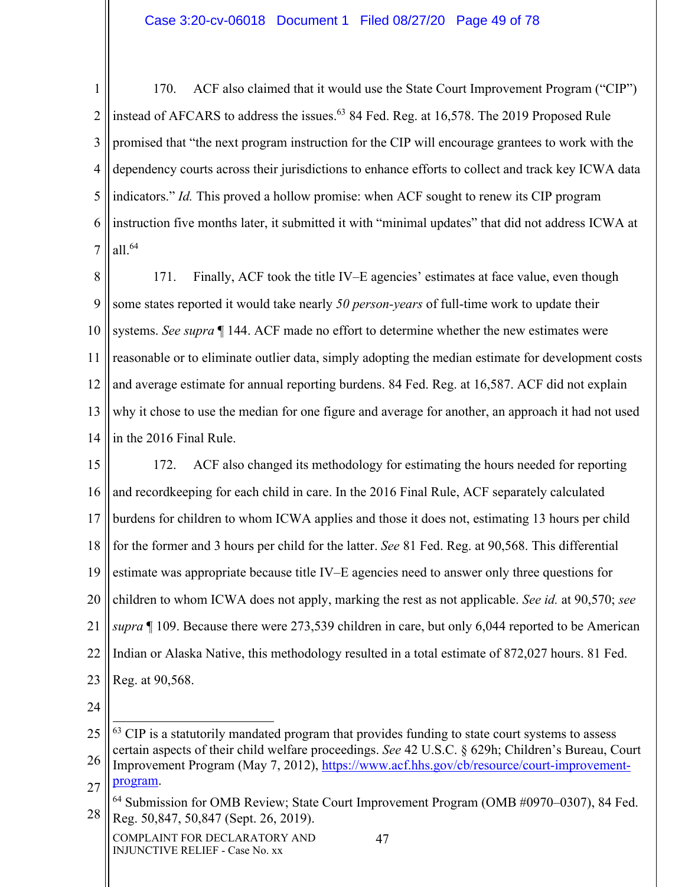170. ACF also claimed that it would use the State Court Improvement Program ("CIP") instead of AFCARS to address the issues.[63] 84 Fed. Reg. at 16,578. The 2019 Proposed Rule promised that "the next program instruction for the CIP will encourage grantees to work with the dependency courts across their jurisdictions to enhance efforts to collect and track key ICWA data indicators." *Id.* This proved a hollow promise: when ACF sought to renew its CIP program instruction five months later, it submitted it with "minimal updates" that did not address ICWA at all.[64]

171. Finally, ACF took the title IV–E agencies' estimates at face value, even though some states reported it would take nearly *50 person-years* of full-time work to update their systems. *See supra* ¶ 144. ACF made no effort to determine whether the new estimates were reasonable or to eliminate outlier data, simply adopting the median estimate for development costs and average estimate for annual reporting burdens. 84 Fed. Reg. at 16,587. ACF did not explain why it chose to use the median for one figure and average for another, an approach it had not used in the 2016 Final Rule.

172. ACF also changed its methodology for estimating the hours needed for reporting and recordkeeping for each child in care. In the 2016 Final Rule, ACF separately calculated burdens for children to whom ICWA applies and those it does not, estimating 13 hours per child for the former and 3 hours per child for the latter. *See* 81 Fed. Reg. at 90,568. This differential estimate was appropriate because title IV–E agencies need to answer only three questions for children to whom ICWA does not apply, marking the rest as not applicable. *See id.* at 90,570; *see supra* ¶ 109. Because there were 273,539 children in care, but only 6,044 reported to be American Indian or Alaska Native, this methodology resulted in a total estimate of 872,027 hours. 81 Fed. Reg. at 90,568.

---

[63] CIP is a statutorily mandated program that provides funding to state court systems to assess certain aspects of their child welfare proceedings. *See* 42 U.S.C. § 629h; Children's Bureau, Court Improvement Program (May 7, 2012), https://www.acf.hhs.gov/cb/resource/court-improvement-program.

[64] Submission for OMB Review; State Court Improvement Program (OMB #0970–0307), 84 Fed. Reg. 50,847, 50,847 (Sept. 26, 2019).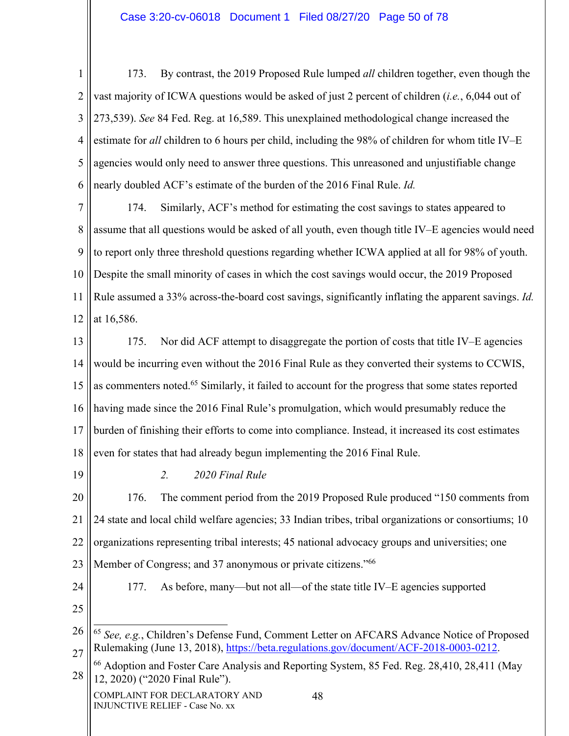173. By contrast, the 2019 Proposed Rule lumped *all* children together, even though the vast majority of ICWA questions would be asked of just 2 percent of children (*i.e.*, 6,044 out of 273,539). *See* 84 Fed. Reg. at 16,589. This unexplained methodological change increased the estimate for *all* children to 6 hours per child, including the 98% of children for whom title IV–E agencies would only need to answer three questions. This unreasoned and unjustifiable change nearly doubled ACF's estimate of the burden of the 2016 Final Rule. *Id.*

174. Similarly, ACF's method for estimating the cost savings to states appeared to assume that all questions would be asked of all youth, even though title IV–E agencies would need to report only three threshold questions regarding whether ICWA applied at all for 98% of youth. Despite the small minority of cases in which the cost savings would occur, the 2019 Proposed Rule assumed a 33% across-the-board cost savings, significantly inflating the apparent savings. *Id.* at 16,586.

175. Nor did ACF attempt to disaggregate the portion of costs that title IV–E agencies would be incurring even without the 2016 Final Rule as they converted their systems to CCWIS, as commenters noted.[65] Similarly, it failed to account for the progress that some states reported having made since the 2016 Final Rule's promulgation, which would presumably reduce the burden of finishing their efforts to come into compliance. Instead, it increased its cost estimates even for states that had already begun implementing the 2016 Final Rule.

*2. 2020 Final Rule*

176. The comment period from the 2019 Proposed Rule produced "150 comments from 24 state and local child welfare agencies; 33 Indian tribes, tribal organizations or consortiums; 10 organizations representing tribal interests; 45 national advocacy groups and universities; one Member of Congress; and 37 anonymous or private citizens."[66]

177. As before, many—but not all—of the state title IV–E agencies supported

---

[65] *See, e.g.*, Children's Defense Fund, Comment Letter on AFCARS Advance Notice of Proposed Rulemaking (June 13, 2018), https://beta.regulations.gov/document/ACF-2018-0003-0212.

[66] Adoption and Foster Care Analysis and Reporting System, 85 Fed. Reg. 28,410, 28,411 (May 12, 2020) ("2020 Final Rule").

COMPLAINT FOR DECLARATORY AND INJUNCTIVE RELIEF - Case No. xx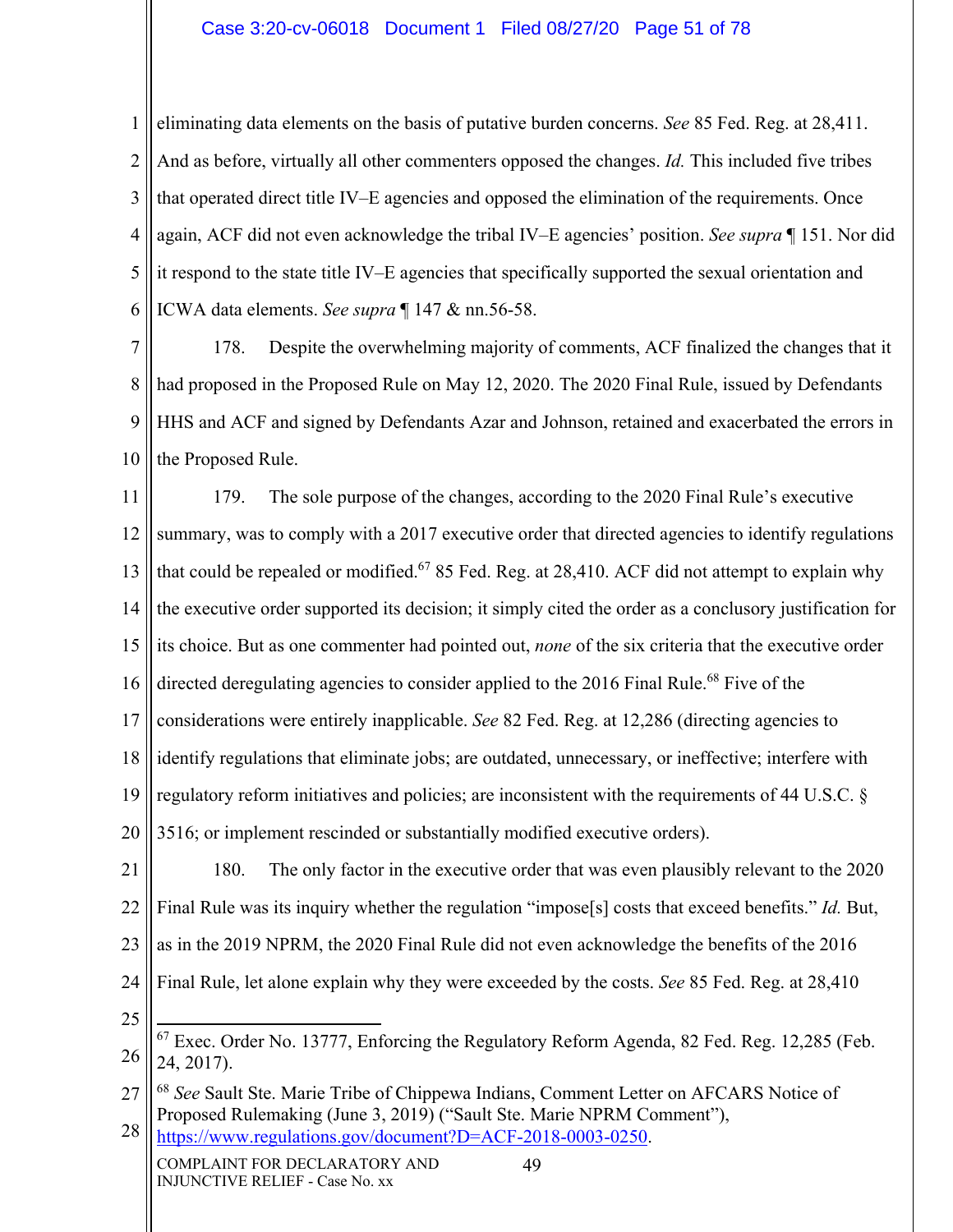eliminating data elements on the basis of putative burden concerns. *See* 85 Fed. Reg. at 28,411. And as before, virtually all other commenters opposed the changes. *Id.* This included five tribes that operated direct title IV–E agencies and opposed the elimination of the requirements. Once again, ACF did not even acknowledge the tribal IV–E agencies' position. *See supra* ¶ 151. Nor did it respond to the state title IV–E agencies that specifically supported the sexual orientation and ICWA data elements. *See supra* ¶ 147 & nn.56-58.

178. Despite the overwhelming majority of comments, ACF finalized the changes that it had proposed in the Proposed Rule on May 12, 2020. The 2020 Final Rule, issued by Defendants HHS and ACF and signed by Defendants Azar and Johnson, retained and exacerbated the errors in the Proposed Rule.

179. The sole purpose of the changes, according to the 2020 Final Rule's executive summary, was to comply with a 2017 executive order that directed agencies to identify regulations that could be repealed or modified.[67] 85 Fed. Reg. at 28,410. ACF did not attempt to explain why the executive order supported its decision; it simply cited the order as a conclusory justification for its choice. But as one commenter had pointed out, *none* of the six criteria that the executive order directed deregulating agencies to consider applied to the 2016 Final Rule.[68] Five of the considerations were entirely inapplicable. *See* 82 Fed. Reg. at 12,286 (directing agencies to identify regulations that eliminate jobs; are outdated, unnecessary, or ineffective; interfere with regulatory reform initiatives and policies; are inconsistent with the requirements of 44 U.S.C. § 3516; or implement rescinded or substantially modified executive orders).

180. The only factor in the executive order that was even plausibly relevant to the 2020 Final Rule was its inquiry whether the regulation "impose[s] costs that exceed benefits." *Id.* But, as in the 2019 NPRM, the 2020 Final Rule did not even acknowledge the benefits of the 2016 Final Rule, let alone explain why they were exceeded by the costs. *See* 85 Fed. Reg. at 28,410

---

[67] Exec. Order No. 13777, Enforcing the Regulatory Reform Agenda, 82 Fed. Reg. 12,285 (Feb. 24, 2017).

[68] *See* Sault Ste. Marie Tribe of Chippewa Indians, Comment Letter on AFCARS Notice of Proposed Rulemaking (June 3, 2019) ("Sault Ste. Marie NPRM Comment"), https://www.regulations.gov/document?D=ACF-2018-0003-0250.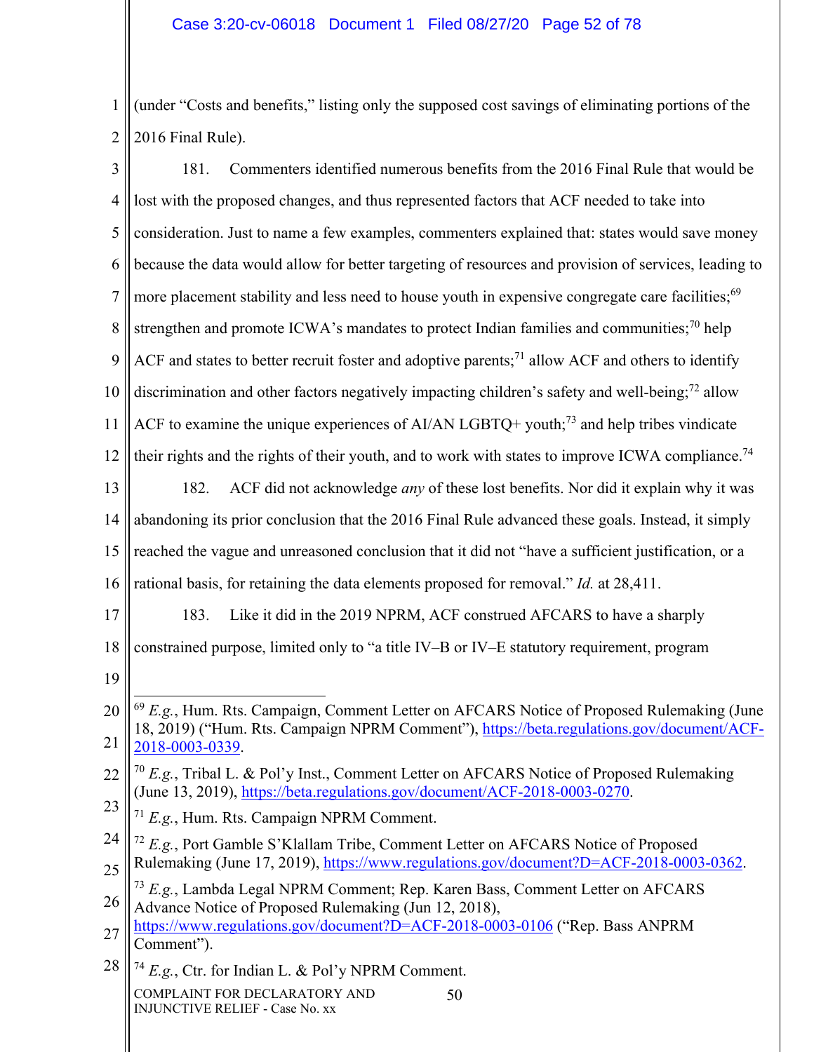(under "Costs and benefits," listing only the supposed cost savings of eliminating portions of the 2016 Final Rule).

181. Commenters identified numerous benefits from the 2016 Final Rule that would be lost with the proposed changes, and thus represented factors that ACF needed to take into consideration. Just to name a few examples, commenters explained that: states would save money because the data would allow for better targeting of resources and provision of services, leading to more placement stability and less need to house youth in expensive congregate care facilities;[69] strengthen and promote ICWA's mandates to protect Indian families and communities;[70] help ACF and states to better recruit foster and adoptive parents;[71] allow ACF and others to identify discrimination and other factors negatively impacting children's safety and well-being;[72] allow ACF to examine the unique experiences of AI/AN LGBTQ+ youth;[73] and help tribes vindicate their rights and the rights of their youth, and to work with states to improve ICWA compliance.[74]

182. ACF did not acknowledge *any* of these lost benefits. Nor did it explain why it was abandoning its prior conclusion that the 2016 Final Rule advanced these goals. Instead, it simply reached the vague and unreasoned conclusion that it did not "have a sufficient justification, or a rational basis, for retaining the data elements proposed for removal." *Id.* at 28,411.

183. Like it did in the 2019 NPRM, ACF construed AFCARS to have a sharply constrained purpose, limited only to "a title IV–B or IV–E statutory requirement, program

---

[69] *E.g.*, Hum. Rts. Campaign, Comment Letter on AFCARS Notice of Proposed Rulemaking (June 18, 2019) ("Hum. Rts. Campaign NPRM Comment"), https://beta.regulations.gov/document/ACF-2018-0003-0339.

[70] *E.g.*, Tribal L. & Pol'y Inst., Comment Letter on AFCARS Notice of Proposed Rulemaking (June 13, 2019), https://beta.regulations.gov/document/ACF-2018-0003-0270.

[71] *E.g.*, Hum. Rts. Campaign NPRM Comment.

[72] *E.g.*, Port Gamble S'Klallam Tribe, Comment Letter on AFCARS Notice of Proposed Rulemaking (June 17, 2019), https://www.regulations.gov/document?D=ACF-2018-0003-0362.

[73] *E.g.*, Lambda Legal NPRM Comment; Rep. Karen Bass, Comment Letter on AFCARS Advance Notice of Proposed Rulemaking (Jun 12, 2018), https://www.regulations.gov/document?D=ACF-2018-0003-0106 ("Rep. Bass ANPRM Comment").

[74] *E.g.*, Ctr. for Indian L. & Pol'y NPRM Comment.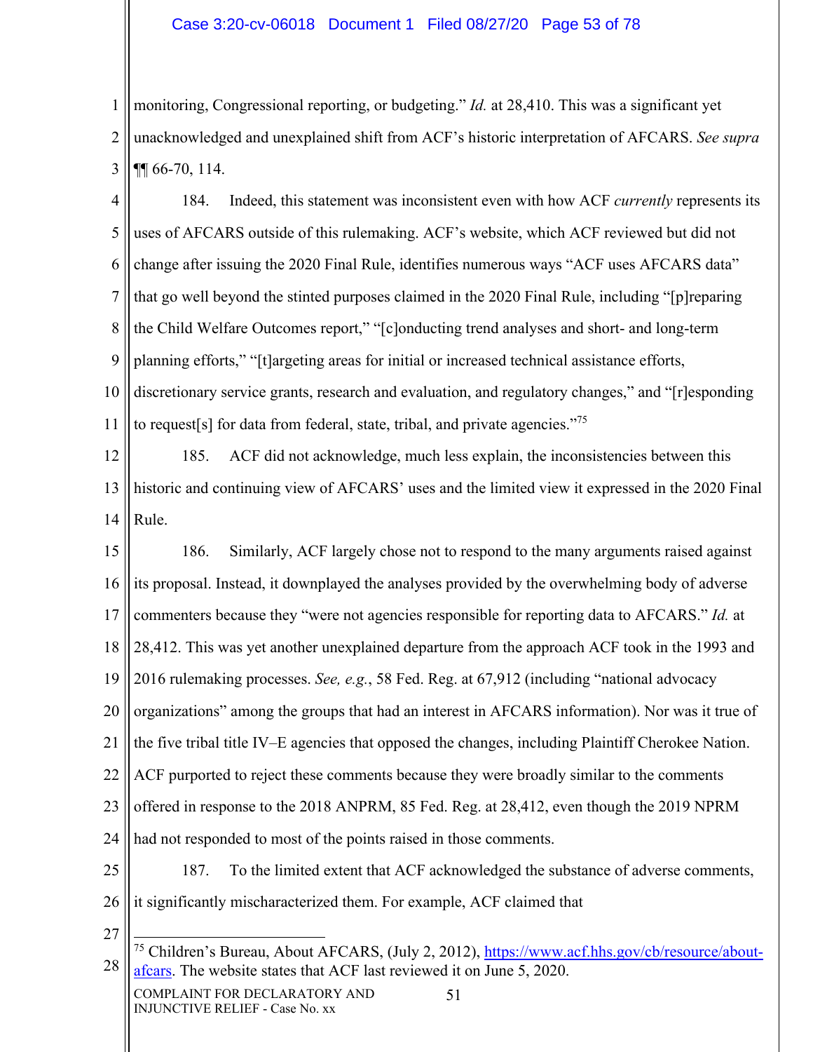monitoring, Congressional reporting, or budgeting." *Id.* at 28,410. This was a significant yet unacknowledged and unexplained shift from ACF's historic interpretation of AFCARS. *See supra* ¶¶ 66-70, 114.

184. Indeed, this statement was inconsistent even with how ACF *currently* represents its uses of AFCARS outside of this rulemaking. ACF's website, which ACF reviewed but did not change after issuing the 2020 Final Rule, identifies numerous ways "ACF uses AFCARS data" that go well beyond the stinted purposes claimed in the 2020 Final Rule, including "[p]reparing the Child Welfare Outcomes report," "[c]onducting trend analyses and short- and long-term planning efforts," "[t]argeting areas for initial or increased technical assistance efforts, discretionary service grants, research and evaluation, and regulatory changes," and "[r]esponding to request[s] for data from federal, state, tribal, and private agencies."[75]

185. ACF did not acknowledge, much less explain, the inconsistencies between this historic and continuing view of AFCARS' uses and the limited view it expressed in the 2020 Final Rule.

186. Similarly, ACF largely chose not to respond to the many arguments raised against its proposal. Instead, it downplayed the analyses provided by the overwhelming body of adverse commenters because they "were not agencies responsible for reporting data to AFCARS." *Id.* at 28,412. This was yet another unexplained departure from the approach ACF took in the 1993 and 2016 rulemaking processes. *See, e.g.*, 58 Fed. Reg. at 67,912 (including "national advocacy organizations" among the groups that had an interest in AFCARS information). Nor was it true of the five tribal title IV–E agencies that opposed the changes, including Plaintiff Cherokee Nation. ACF purported to reject these comments because they were broadly similar to the comments offered in response to the 2018 ANPRM, 85 Fed. Reg. at 28,412, even though the 2019 NPRM had not responded to most of the points raised in those comments.

187. To the limited extent that ACF acknowledged the substance of adverse comments, it significantly mischaracterized them. For example, ACF claimed that

[75] Children's Bureau, About AFCARS, (July 2, 2012), https://www.acf.hhs.gov/cb/resource/about-afcars. The website states that ACF last reviewed it on June 5, 2020.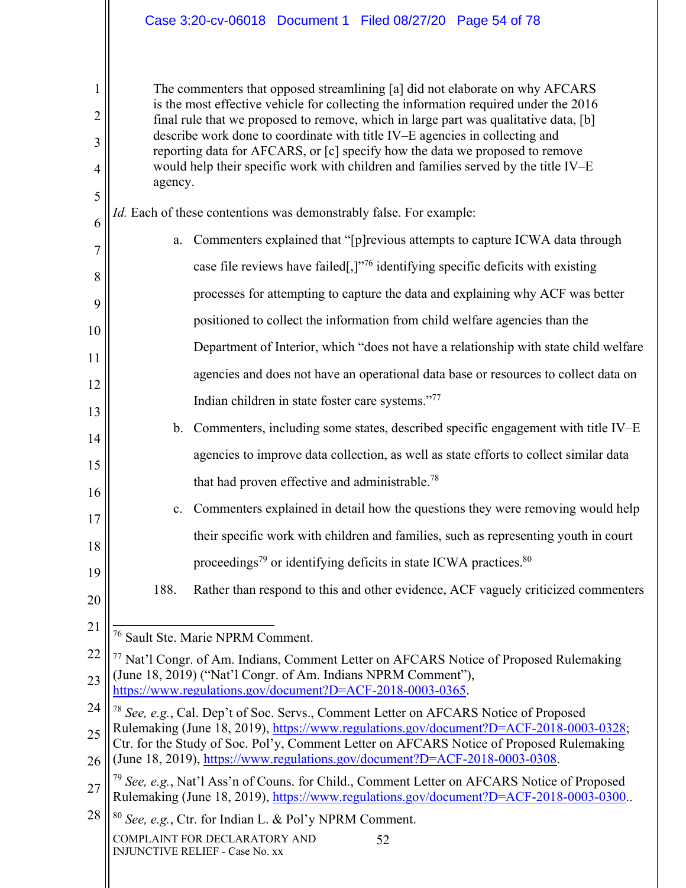> The commenters that opposed streamlining [a] did not elaborate on why AFCARS is the most effective vehicle for collecting the information required under the 2016 final rule that we proposed to remove, which in large part was qualitative data, [b] describe work done to coordinate with title IV–E agencies in collecting and reporting data for AFCARS, or [c] specify how the data we proposed to remove would help their specific work with children and families served by the title IV–E agency.

*Id.* Each of these contentions was demonstrably false. For example:

a. Commenters explained that "[p]revious attempts to capture ICWA data through case file reviews have failed[,]"[76] identifying specific deficits with existing processes for attempting to capture the data and explaining why ACF was better positioned to collect the information from child welfare agencies than the Department of Interior, which "does not have a relationship with state child welfare agencies and does not have an operational data base or resources to collect data on Indian children in state foster care systems."[77]

b. Commenters, including some states, described specific engagement with title IV–E agencies to improve data collection, as well as state efforts to collect similar data that had proven effective and administrable.[78]

c. Commenters explained in detail how the questions they were removing would help their specific work with children and families, such as representing youth in court proceedings[79] or identifying deficits in state ICWA practices.[80]

188. Rather than respond to this and other evidence, ACF vaguely criticized commenters

---

[76] Sault Ste. Marie NPRM Comment.

[77] Nat'l Congr. of Am. Indians, Comment Letter on AFCARS Notice of Proposed Rulemaking (June 18, 2019) ("Nat'l Congr. of Am. Indians NPRM Comment"), https://www.regulations.gov/document?D=ACF-2018-0003-0365.

[78] *See, e.g.*, Cal. Dep't of Soc. Servs., Comment Letter on AFCARS Notice of Proposed Rulemaking (June 18, 2019), https://www.regulations.gov/document?D=ACF-2018-0003-0328; Ctr. for the Study of Soc. Pol'y, Comment Letter on AFCARS Notice of Proposed Rulemaking (June 18, 2019), https://www.regulations.gov/document?D=ACF-2018-0003-0308.

[79] *See, e.g.*, Nat'l Ass'n of Couns. for Child., Comment Letter on AFCARS Notice of Proposed Rulemaking (June 18, 2019), https://www.regulations.gov/document?D=ACF-2018-0003-0300..

[80] *See, e.g.*, Ctr. for Indian L. & Pol'y NPRM Comment.

COMPLAINT FOR DECLARATORY AND INJUNCTIVE RELIEF - Case No. xx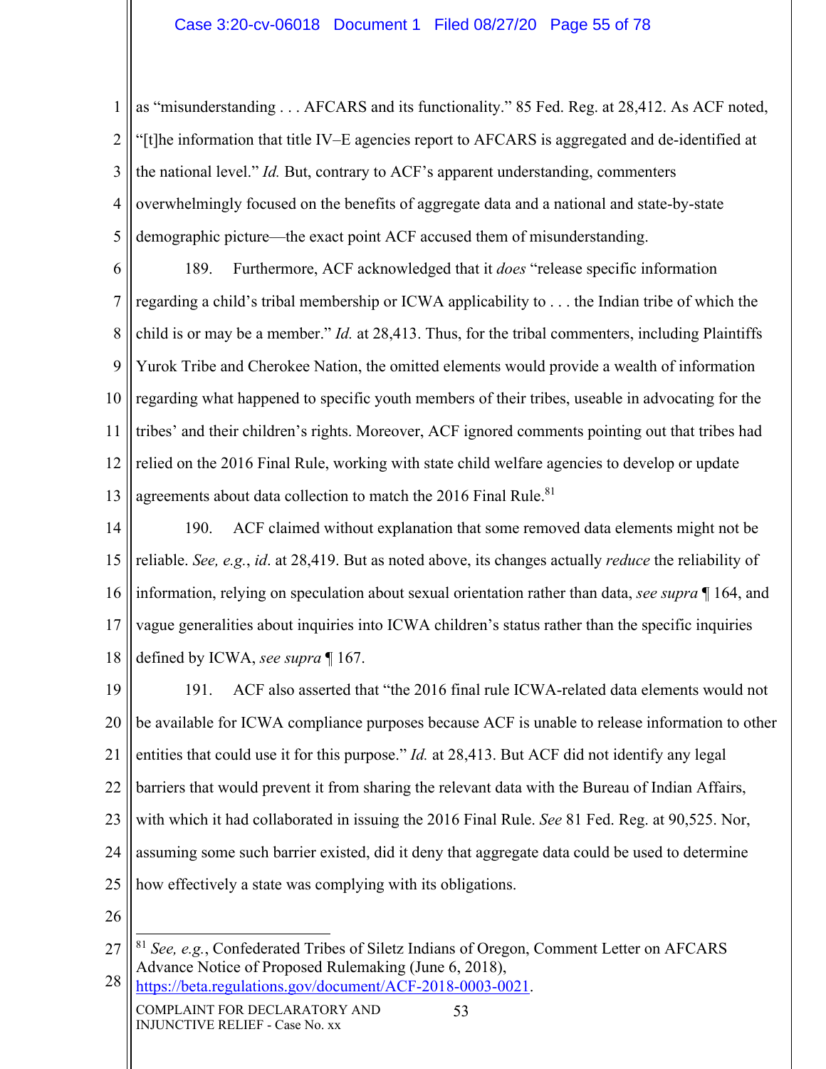as "misunderstanding . . . AFCARS and its functionality." 85 Fed. Reg. at 28,412. As ACF noted, "[t]he information that title IV–E agencies report to AFCARS is aggregated and de-identified at the national level." *Id.* But, contrary to ACF's apparent understanding, commenters overwhelmingly focused on the benefits of aggregate data and a national and state-by-state demographic picture—the exact point ACF accused them of misunderstanding.

189. Furthermore, ACF acknowledged that it *does* "release specific information regarding a child's tribal membership or ICWA applicability to . . . the Indian tribe of which the child is or may be a member." *Id.* at 28,413. Thus, for the tribal commenters, including Plaintiffs Yurok Tribe and Cherokee Nation, the omitted elements would provide a wealth of information regarding what happened to specific youth members of their tribes, useable in advocating for the tribes' and their children's rights. Moreover, ACF ignored comments pointing out that tribes had relied on the 2016 Final Rule, working with state child welfare agencies to develop or update agreements about data collection to match the 2016 Final Rule.[81]

190. ACF claimed without explanation that some removed data elements might not be reliable. *See, e.g.*, *id*. at 28,419. But as noted above, its changes actually *reduce* the reliability of information, relying on speculation about sexual orientation rather than data, *see supra* ¶ 164, and vague generalities about inquiries into ICWA children's status rather than the specific inquiries defined by ICWA, *see supra* ¶ 167.

191. ACF also asserted that "the 2016 final rule ICWA-related data elements would not be available for ICWA compliance purposes because ACF is unable to release information to other entities that could use it for this purpose." *Id.* at 28,413. But ACF did not identify any legal barriers that would prevent it from sharing the relevant data with the Bureau of Indian Affairs, with which it had collaborated in issuing the 2016 Final Rule. *See* 81 Fed. Reg. at 90,525. Nor, assuming some such barrier existed, did it deny that aggregate data could be used to determine how effectively a state was complying with its obligations.

---

[81] *See, e.g.*, Confederated Tribes of Siletz Indians of Oregon, Comment Letter on AFCARS Advance Notice of Proposed Rulemaking (June 6, 2018), https://beta.regulations.gov/document/ACF-2018-0003-0021.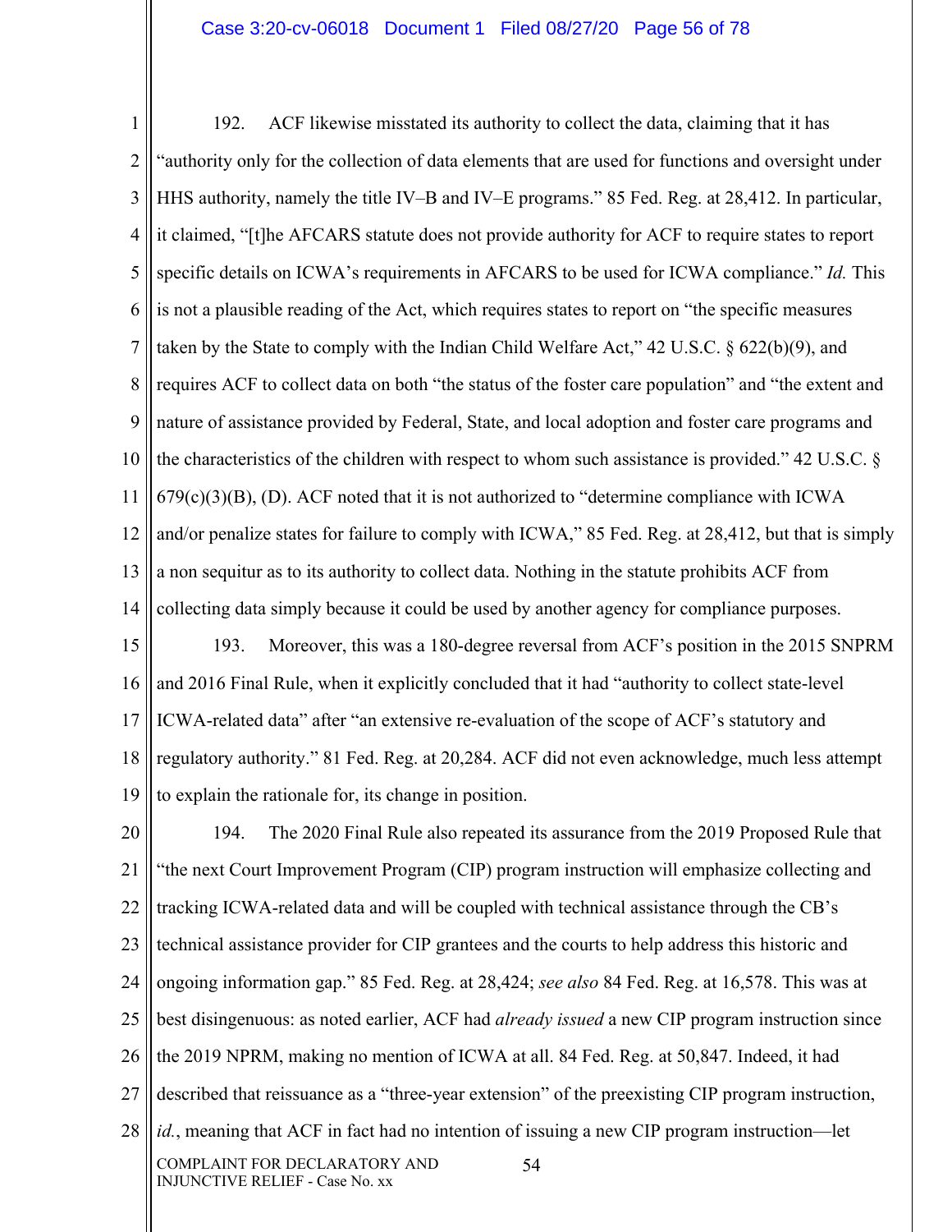192. ACF likewise misstated its authority to collect the data, claiming that it has "authority only for the collection of data elements that are used for functions and oversight under HHS authority, namely the title IV–B and IV–E programs." 85 Fed. Reg. at 28,412. In particular, it claimed, "[t]he AFCARS statute does not provide authority for ACF to require states to report specific details on ICWA's requirements in AFCARS to be used for ICWA compliance." *Id.* This is not a plausible reading of the Act, which requires states to report on "the specific measures taken by the State to comply with the Indian Child Welfare Act," 42 U.S.C. § 622(b)(9), and requires ACF to collect data on both "the status of the foster care population" and "the extent and nature of assistance provided by Federal, State, and local adoption and foster care programs and the characteristics of the children with respect to whom such assistance is provided." 42 U.S.C. § 679(c)(3)(B), (D). ACF noted that it is not authorized to "determine compliance with ICWA and/or penalize states for failure to comply with ICWA," 85 Fed. Reg. at 28,412, but that is simply a non sequitur as to its authority to collect data. Nothing in the statute prohibits ACF from collecting data simply because it could be used by another agency for compliance purposes.

193. Moreover, this was a 180-degree reversal from ACF's position in the 2015 SNPRM and 2016 Final Rule, when it explicitly concluded that it had "authority to collect state-level ICWA-related data" after "an extensive re-evaluation of the scope of ACF's statutory and regulatory authority." 81 Fed. Reg. at 20,284. ACF did not even acknowledge, much less attempt to explain the rationale for, its change in position.

194. The 2020 Final Rule also repeated its assurance from the 2019 Proposed Rule that "the next Court Improvement Program (CIP) program instruction will emphasize collecting and tracking ICWA-related data and will be coupled with technical assistance through the CB's technical assistance provider for CIP grantees and the courts to help address this historic and ongoing information gap." 85 Fed. Reg. at 28,424; *see also* 84 Fed. Reg. at 16,578. This was at best disingenuous: as noted earlier, ACF had *already issued* a new CIP program instruction since the 2019 NPRM, making no mention of ICWA at all. 84 Fed. Reg. at 50,847. Indeed, it had described that reissuance as a "three-year extension" of the preexisting CIP program instruction, *id.*, meaning that ACF in fact had no intention of issuing a new CIP program instruction—let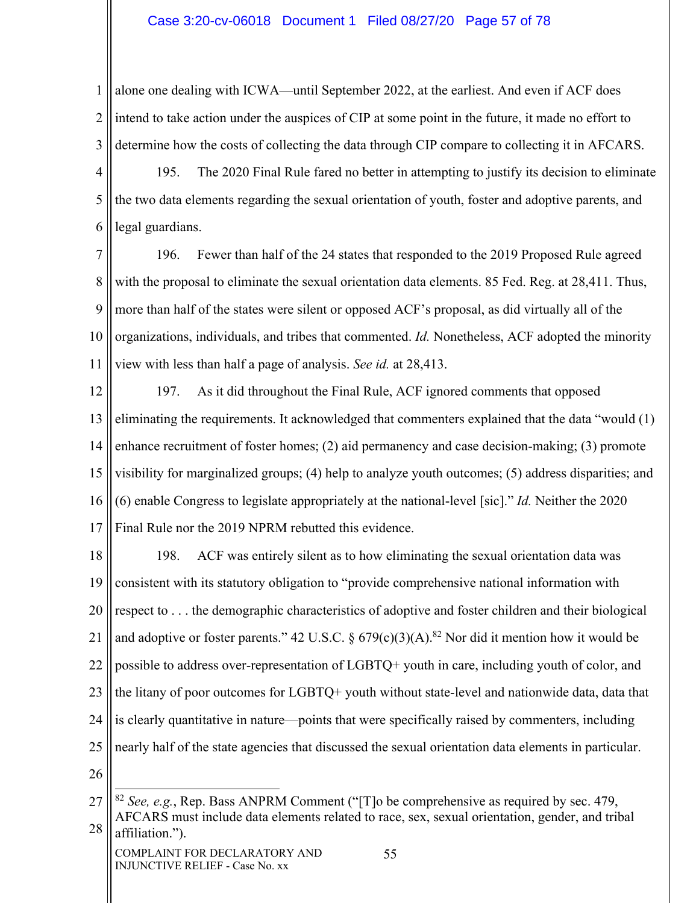alone one dealing with ICWA—until September 2022, at the earliest. And even if ACF does intend to take action under the auspices of CIP at some point in the future, it made no effort to determine how the costs of collecting the data through CIP compare to collecting it in AFCARS.

195. The 2020 Final Rule fared no better in attempting to justify its decision to eliminate the two data elements regarding the sexual orientation of youth, foster and adoptive parents, and legal guardians.

196. Fewer than half of the 24 states that responded to the 2019 Proposed Rule agreed with the proposal to eliminate the sexual orientation data elements. 85 Fed. Reg. at 28,411. Thus, more than half of the states were silent or opposed ACF's proposal, as did virtually all of the organizations, individuals, and tribes that commented. *Id.* Nonetheless, ACF adopted the minority view with less than half a page of analysis. *See id.* at 28,413.

197. As it did throughout the Final Rule, ACF ignored comments that opposed eliminating the requirements. It acknowledged that commenters explained that the data "would (1) enhance recruitment of foster homes; (2) aid permanency and case decision-making; (3) promote visibility for marginalized groups; (4) help to analyze youth outcomes; (5) address disparities; and (6) enable Congress to legislate appropriately at the national-level [sic]." *Id.* Neither the 2020 Final Rule nor the 2019 NPRM rebutted this evidence.

198. ACF was entirely silent as to how eliminating the sexual orientation data was consistent with its statutory obligation to "provide comprehensive national information with respect to . . . the demographic characteristics of adoptive and foster children and their biological and adoptive or foster parents." 42 U.S.C. § 679(c)(3)(A).[82] Nor did it mention how it would be possible to address over-representation of LGBTQ+ youth in care, including youth of color, and the litany of poor outcomes for LGBTQ+ youth without state-level and nationwide data, data that is clearly quantitative in nature—points that were specifically raised by commenters, including nearly half of the state agencies that discussed the sexual orientation data elements in particular.

---

[82] *See, e.g.*, Rep. Bass ANPRM Comment ("[T]o be comprehensive as required by sec. 479, AFCARS must include data elements related to race, sex, sexual orientation, gender, and tribal affiliation.").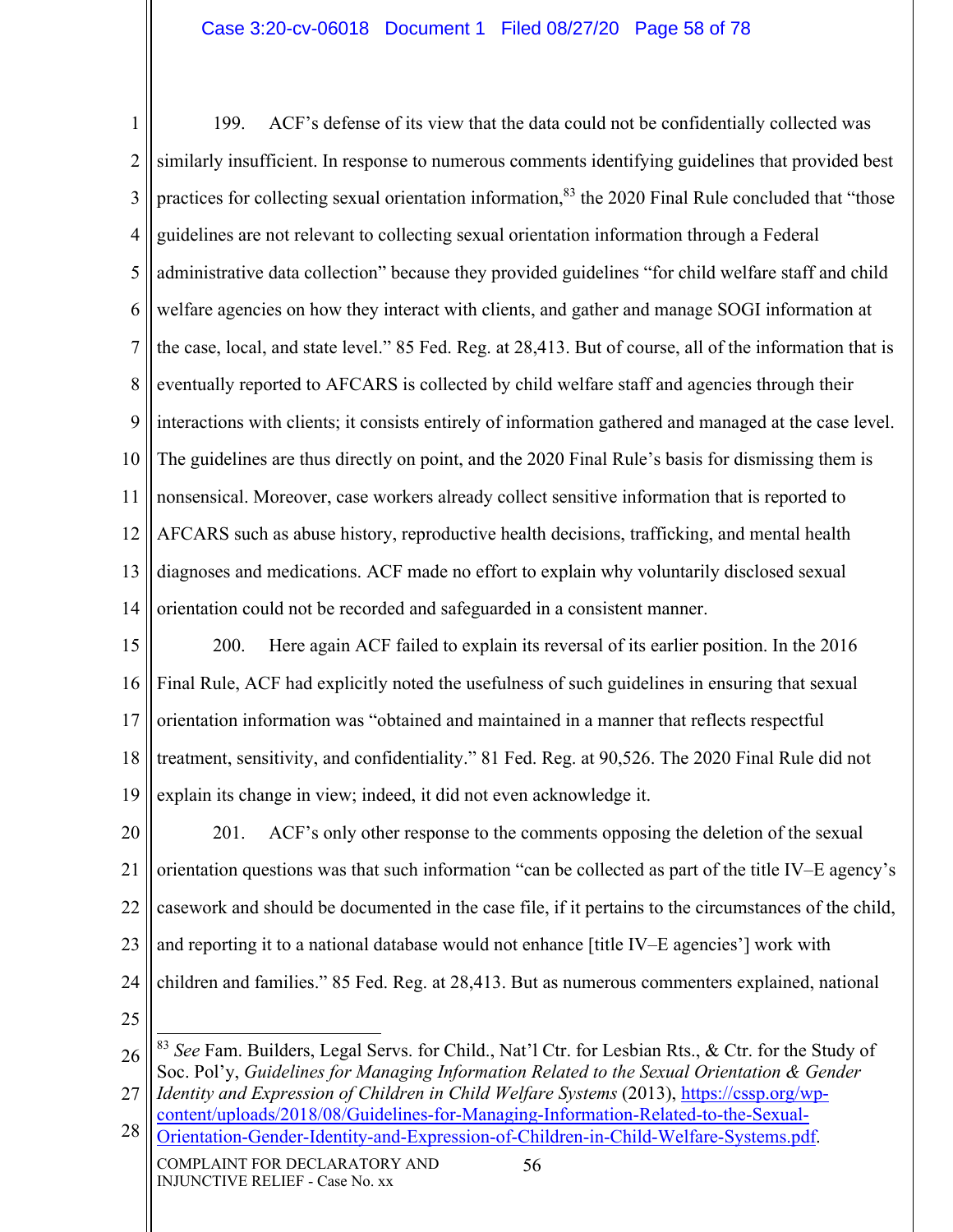199. ACF's defense of its view that the data could not be confidentially collected was similarly insufficient. In response to numerous comments identifying guidelines that provided best practices for collecting sexual orientation information,[83] the 2020 Final Rule concluded that "those guidelines are not relevant to collecting sexual orientation information through a Federal administrative data collection" because they provided guidelines "for child welfare staff and child welfare agencies on how they interact with clients, and gather and manage SOGI information at the case, local, and state level." 85 Fed. Reg. at 28,413. But of course, all of the information that is eventually reported to AFCARS is collected by child welfare staff and agencies through their interactions with clients; it consists entirely of information gathered and managed at the case level. The guidelines are thus directly on point, and the 2020 Final Rule's basis for dismissing them is nonsensical. Moreover, case workers already collect sensitive information that is reported to AFCARS such as abuse history, reproductive health decisions, trafficking, and mental health diagnoses and medications. ACF made no effort to explain why voluntarily disclosed sexual orientation could not be recorded and safeguarded in a consistent manner.

200. Here again ACF failed to explain its reversal of its earlier position. In the 2016 Final Rule, ACF had explicitly noted the usefulness of such guidelines in ensuring that sexual orientation information was "obtained and maintained in a manner that reflects respectful treatment, sensitivity, and confidentiality." 81 Fed. Reg. at 90,526. The 2020 Final Rule did not explain its change in view; indeed, it did not even acknowledge it.

201. ACF's only other response to the comments opposing the deletion of the sexual orientation questions was that such information "can be collected as part of the title IV–E agency's casework and should be documented in the case file, if it pertains to the circumstances of the child, and reporting it to a national database would not enhance [title IV–E agencies'] work with children and families." 85 Fed. Reg. at 28,413. But as numerous commenters explained, national

---

[83] *See* Fam. Builders, Legal Servs. for Child., Nat'l Ctr. for Lesbian Rts., & Ctr. for the Study of Soc. Pol'y, *Guidelines for Managing Information Related to the Sexual Orientation & Gender Identity and Expression of Children in Child Welfare Systems* (2013), https://cssp.org/wp-content/uploads/2018/08/Guidelines-for-Managing-Information-Related-to-the-Sexual-Orientation-Gender-Identity-and-Expression-of-Children-in-Child-Welfare-Systems.pdf.

COMPLAINT FOR DECLARATORY AND INJUNCTIVE RELIEF - Case No. xx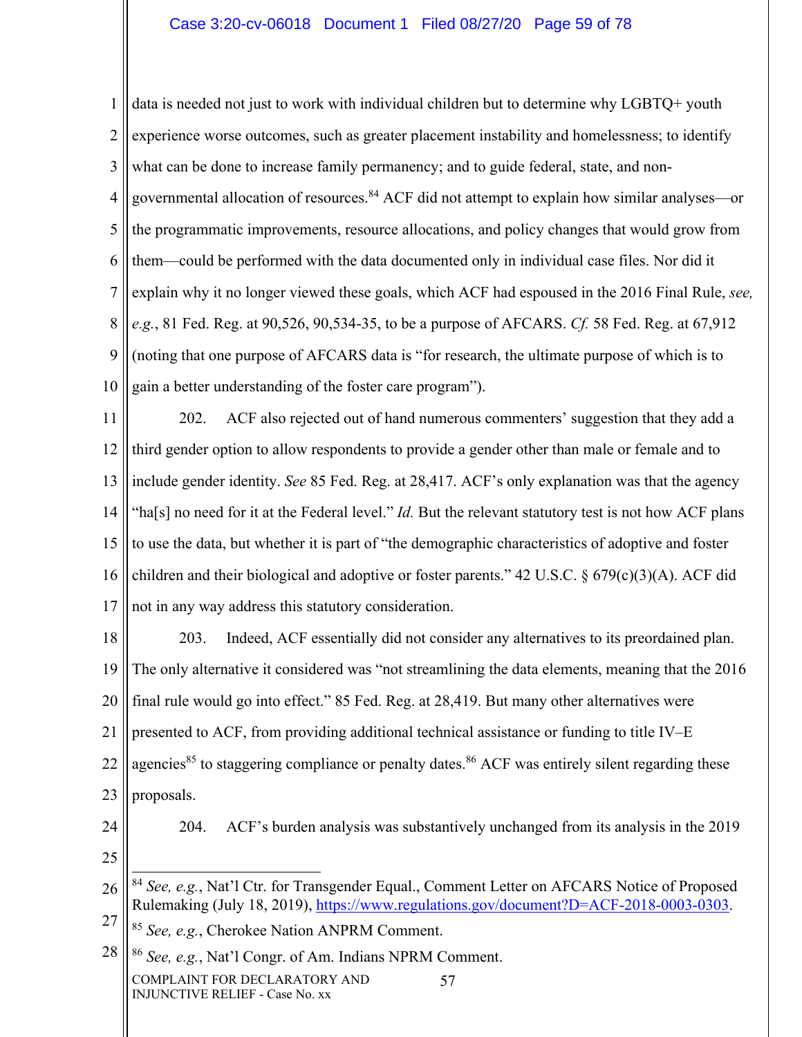data is needed not just to work with individual children but to determine why LGBTQ+ youth experience worse outcomes, such as greater placement instability and homelessness; to identify what can be done to increase family permanency; and to guide federal, state, and non-governmental allocation of resources.[84] ACF did not attempt to explain how similar analyses—or the programmatic improvements, resource allocations, and policy changes that would grow from them—could be performed with the data documented only in individual case files. Nor did it explain why it no longer viewed these goals, which ACF had espoused in the 2016 Final Rule, *see, e.g.*, 81 Fed. Reg. at 90,526, 90,534-35, to be a purpose of AFCARS. *Cf.* 58 Fed. Reg. at 67,912 (noting that one purpose of AFCARS data is "for research, the ultimate purpose of which is to gain a better understanding of the foster care program").

202. ACF also rejected out of hand numerous commenters' suggestion that they add a third gender option to allow respondents to provide a gender other than male or female and to include gender identity. *See* 85 Fed. Reg. at 28,417. ACF's only explanation was that the agency "ha[s] no need for it at the Federal level." *Id.* But the relevant statutory test is not how ACF plans to use the data, but whether it is part of "the demographic characteristics of adoptive and foster children and their biological and adoptive or foster parents." 42 U.S.C. § 679(c)(3)(A). ACF did not in any way address this statutory consideration.

203. Indeed, ACF essentially did not consider any alternatives to its preordained plan. The only alternative it considered was "not streamlining the data elements, meaning that the 2016 final rule would go into effect." 85 Fed. Reg. at 28,419. But many other alternatives were presented to ACF, from providing additional technical assistance or funding to title IV–E agencies[85] to staggering compliance or penalty dates.[86] ACF was entirely silent regarding these proposals.

204. ACF's burden analysis was substantively unchanged from its analysis in the 2019

---

[84] *See, e.g.*, Nat'l Ctr. for Transgender Equal., Comment Letter on AFCARS Notice of Proposed Rulemaking (July 18, 2019), https://www.regulations.gov/document?D=ACF-2018-0003-0303.

[85] *See, e.g.*, Cherokee Nation ANPRM Comment.

[86] *See, e.g.*, Nat'l Congr. of Am. Indians NPRM Comment.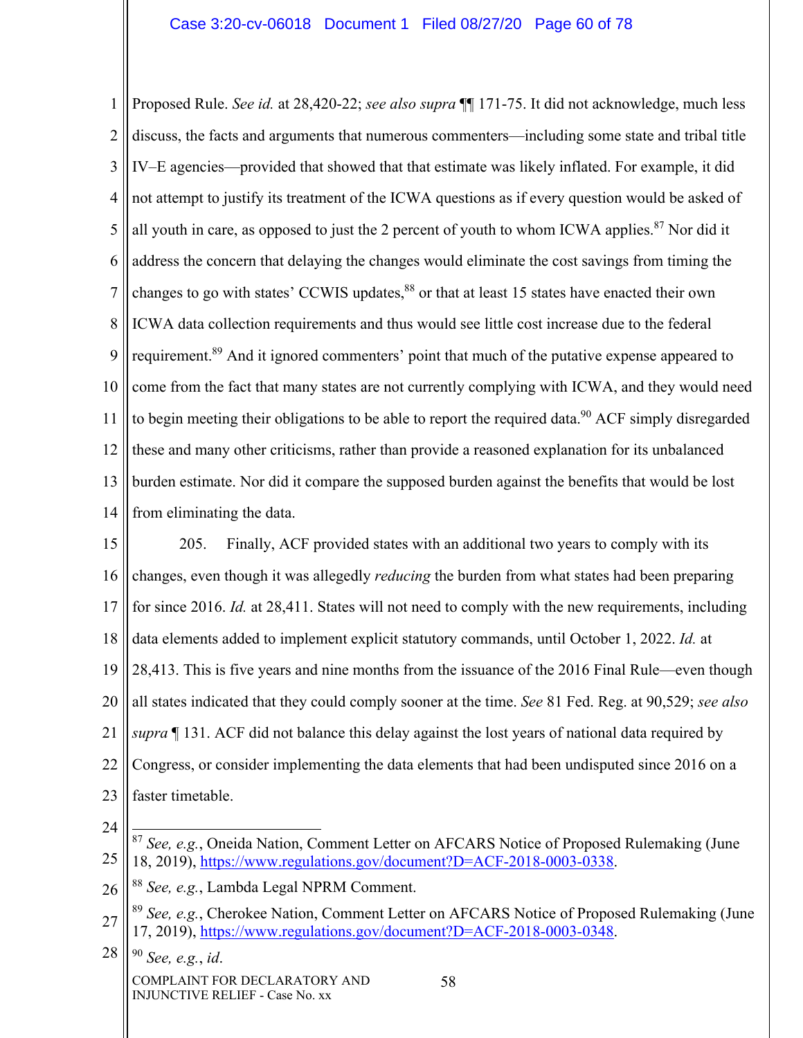Proposed Rule. *See id.* at 28,420-22; *see also supra* ¶¶ 171-75. It did not acknowledge, much less discuss, the facts and arguments that numerous commenters—including some state and tribal title IV–E agencies—provided that showed that that estimate was likely inflated. For example, it did not attempt to justify its treatment of the ICWA questions as if every question would be asked of all youth in care, as opposed to just the 2 percent of youth to whom ICWA applies.[87] Nor did it address the concern that delaying the changes would eliminate the cost savings from timing the changes to go with states' CCWIS updates,[88] or that at least 15 states have enacted their own ICWA data collection requirements and thus would see little cost increase due to the federal requirement.[89] And it ignored commenters' point that much of the putative expense appeared to come from the fact that many states are not currently complying with ICWA, and they would need to begin meeting their obligations to be able to report the required data.[90] ACF simply disregarded these and many other criticisms, rather than provide a reasoned explanation for its unbalanced burden estimate. Nor did it compare the supposed burden against the benefits that would be lost from eliminating the data.

205. Finally, ACF provided states with an additional two years to comply with its changes, even though it was allegedly *reducing* the burden from what states had been preparing for since 2016. *Id.* at 28,411. States will not need to comply with the new requirements, including data elements added to implement explicit statutory commands, until October 1, 2022. *Id.* at 28,413. This is five years and nine months from the issuance of the 2016 Final Rule—even though all states indicated that they could comply sooner at the time. *See* 81 Fed. Reg. at 90,529; *see also supra* ¶ 131. ACF did not balance this delay against the lost years of national data required by Congress, or consider implementing the data elements that had been undisputed since 2016 on a faster timetable.

---

[87] *See, e.g.*, Oneida Nation, Comment Letter on AFCARS Notice of Proposed Rulemaking (June 18, 2019), https://www.regulations.gov/document?D=ACF-2018-0003-0338.

[88] *See, e.g.*, Lambda Legal NPRM Comment.

[89] *See, e.g.*, Cherokee Nation, Comment Letter on AFCARS Notice of Proposed Rulemaking (June 17, 2019), https://www.regulations.gov/document?D=ACF-2018-0003-0348.

[90] *See, e.g.*, *id*.

COMPLAINT FOR DECLARATORY AND INJUNCTIVE RELIEF - Case No. xx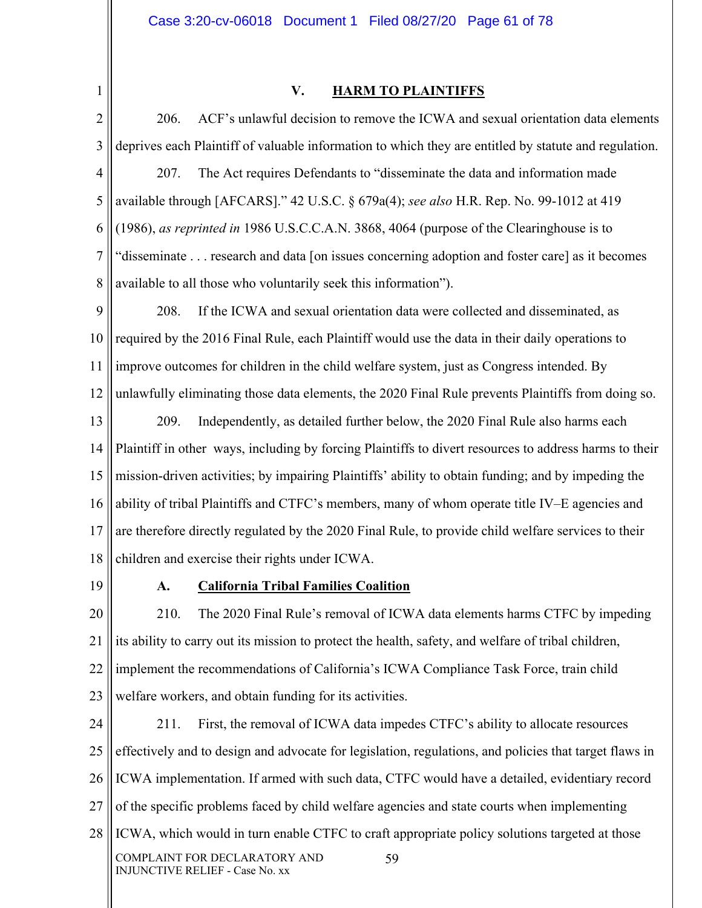## V. HARM TO PLAINTIFFS

206. ACF's unlawful decision to remove the ICWA and sexual orientation data elements deprives each Plaintiff of valuable information to which they are entitled by statute and regulation.

207. The Act requires Defendants to "disseminate the data and information made available through [AFCARS]." 42 U.S.C. § 679a(4); *see also* H.R. Rep. No. 99-1012 at 419 (1986), *as reprinted in* 1986 U.S.C.C.A.N. 3868, 4064 (purpose of the Clearinghouse is to "disseminate . . . research and data [on issues concerning adoption and foster care] as it becomes available to all those who voluntarily seek this information").

208. If the ICWA and sexual orientation data were collected and disseminated, as required by the 2016 Final Rule, each Plaintiff would use the data in their daily operations to improve outcomes for children in the child welfare system, just as Congress intended. By unlawfully eliminating those data elements, the 2020 Final Rule prevents Plaintiffs from doing so.

209. Independently, as detailed further below, the 2020 Final Rule also harms each Plaintiff in other ways, including by forcing Plaintiffs to divert resources to address harms to their mission-driven activities; by impairing Plaintiffs' ability to obtain funding; and by impeding the ability of tribal Plaintiffs and CTFC's members, many of whom operate title IV–E agencies and are therefore directly regulated by the 2020 Final Rule, to provide child welfare services to their children and exercise their rights under ICWA.

### A. California Tribal Families Coalition

210. The 2020 Final Rule's removal of ICWA data elements harms CTFC by impeding its ability to carry out its mission to protect the health, safety, and welfare of tribal children, implement the recommendations of California's ICWA Compliance Task Force, train child welfare workers, and obtain funding for its activities.

211. First, the removal of ICWA data impedes CTFC's ability to allocate resources effectively and to design and advocate for legislation, regulations, and policies that target flaws in ICWA implementation. If armed with such data, CTFC would have a detailed, evidentiary record of the specific problems faced by child welfare agencies and state courts when implementing ICWA, which would in turn enable CTFC to craft appropriate policy solutions targeted at those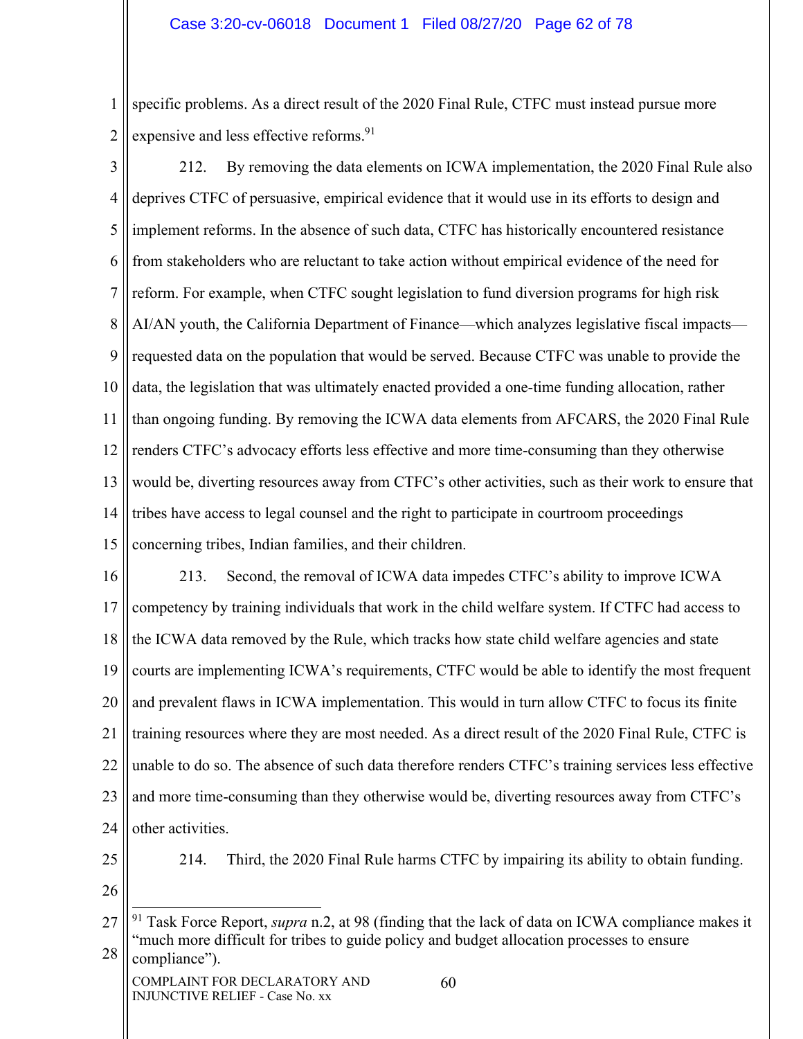specific problems. As a direct result of the 2020 Final Rule, CTFC must instead pursue more expensive and less effective reforms.[91]

212. By removing the data elements on ICWA implementation, the 2020 Final Rule also deprives CTFC of persuasive, empirical evidence that it would use in its efforts to design and implement reforms. In the absence of such data, CTFC has historically encountered resistance from stakeholders who are reluctant to take action without empirical evidence of the need for reform. For example, when CTFC sought legislation to fund diversion programs for high risk AI/AN youth, the California Department of Finance—which analyzes legislative fiscal impacts—requested data on the population that would be served. Because CTFC was unable to provide the data, the legislation that was ultimately enacted provided a one-time funding allocation, rather than ongoing funding. By removing the ICWA data elements from AFCARS, the 2020 Final Rule renders CTFC's advocacy efforts less effective and more time-consuming than they otherwise would be, diverting resources away from CTFC's other activities, such as their work to ensure that tribes have access to legal counsel and the right to participate in courtroom proceedings concerning tribes, Indian families, and their children.

213. Second, the removal of ICWA data impedes CTFC's ability to improve ICWA competency by training individuals that work in the child welfare system. If CTFC had access to the ICWA data removed by the Rule, which tracks how state child welfare agencies and state courts are implementing ICWA's requirements, CTFC would be able to identify the most frequent and prevalent flaws in ICWA implementation. This would in turn allow CTFC to focus its finite training resources where they are most needed. As a direct result of the 2020 Final Rule, CTFC is unable to do so. The absence of such data therefore renders CTFC's training services less effective and more time-consuming than they otherwise would be, diverting resources away from CTFC's other activities.

214. Third, the 2020 Final Rule harms CTFC by impairing its ability to obtain funding.

---

[91] Task Force Report, *supra* n.2, at 98 (finding that the lack of data on ICWA compliance makes it "much more difficult for tribes to guide policy and budget allocation processes to ensure compliance").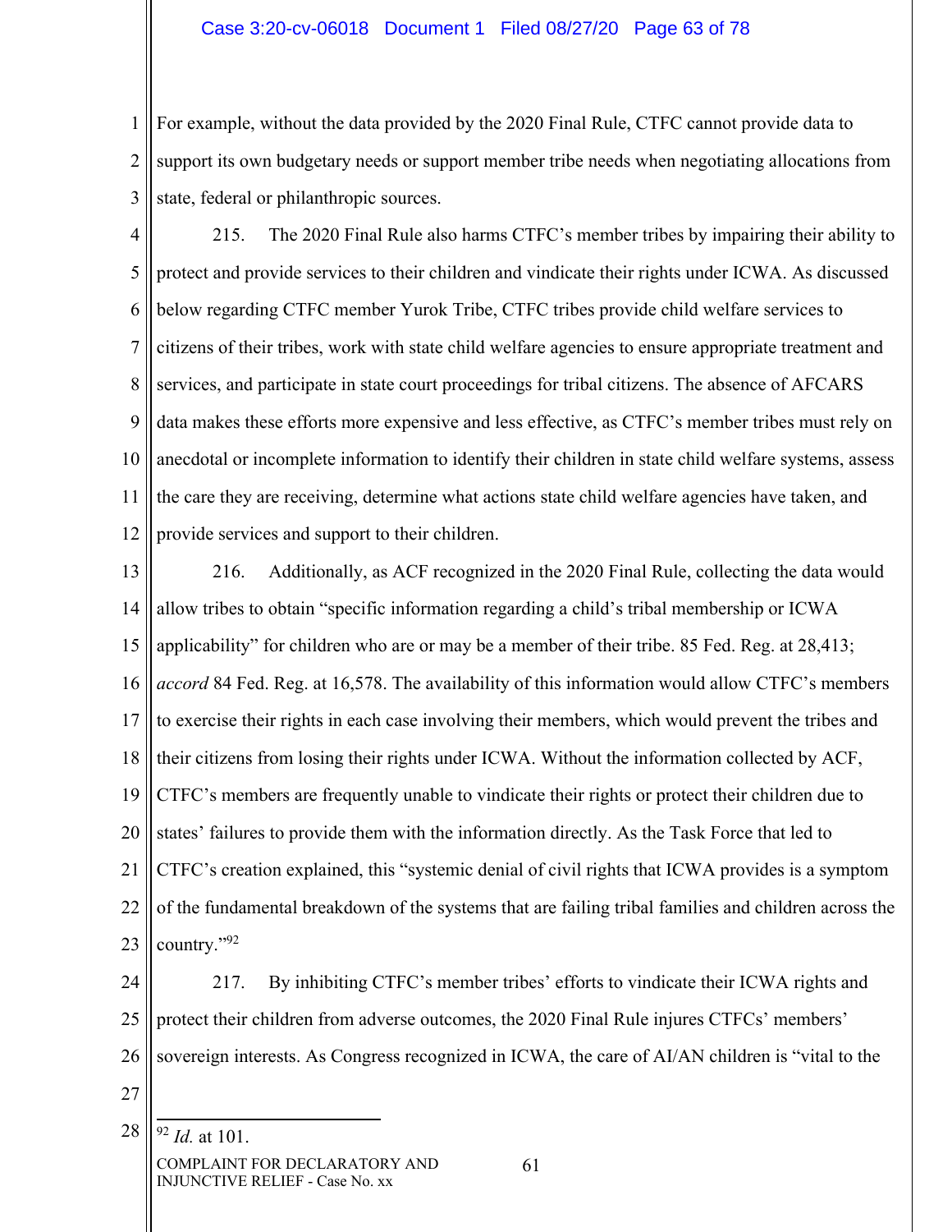For example, without the data provided by the 2020 Final Rule, CTFC cannot provide data to support its own budgetary needs or support member tribe needs when negotiating allocations from state, federal or philanthropic sources.

215. The 2020 Final Rule also harms CTFC's member tribes by impairing their ability to protect and provide services to their children and vindicate their rights under ICWA. As discussed below regarding CTFC member Yurok Tribe, CTFC tribes provide child welfare services to citizens of their tribes, work with state child welfare agencies to ensure appropriate treatment and services, and participate in state court proceedings for tribal citizens. The absence of AFCARS data makes these efforts more expensive and less effective, as CTFC's member tribes must rely on anecdotal or incomplete information to identify their children in state child welfare systems, assess the care they are receiving, determine what actions state child welfare agencies have taken, and provide services and support to their children.

216. Additionally, as ACF recognized in the 2020 Final Rule, collecting the data would allow tribes to obtain "specific information regarding a child's tribal membership or ICWA applicability" for children who are or may be a member of their tribe. 85 Fed. Reg. at 28,413; *accord* 84 Fed. Reg. at 16,578. The availability of this information would allow CTFC's members to exercise their rights in each case involving their members, which would prevent the tribes and their citizens from losing their rights under ICWA. Without the information collected by ACF, CTFC's members are frequently unable to vindicate their rights or protect their children due to states' failures to provide them with the information directly. As the Task Force that led to CTFC's creation explained, this "systemic denial of civil rights that ICWA provides is a symptom of the fundamental breakdown of the systems that are failing tribal families and children across the country."[92]

217. By inhibiting CTFC's member tribes' efforts to vindicate their ICWA rights and protect their children from adverse outcomes, the 2020 Final Rule injures CTFCs' members' sovereign interests. As Congress recognized in ICWA, the care of AI/AN children is "vital to the

---

[92] *Id.* at 101.

COMPLAINT FOR DECLARATORY AND INJUNCTIVE RELIEF - Case No. xx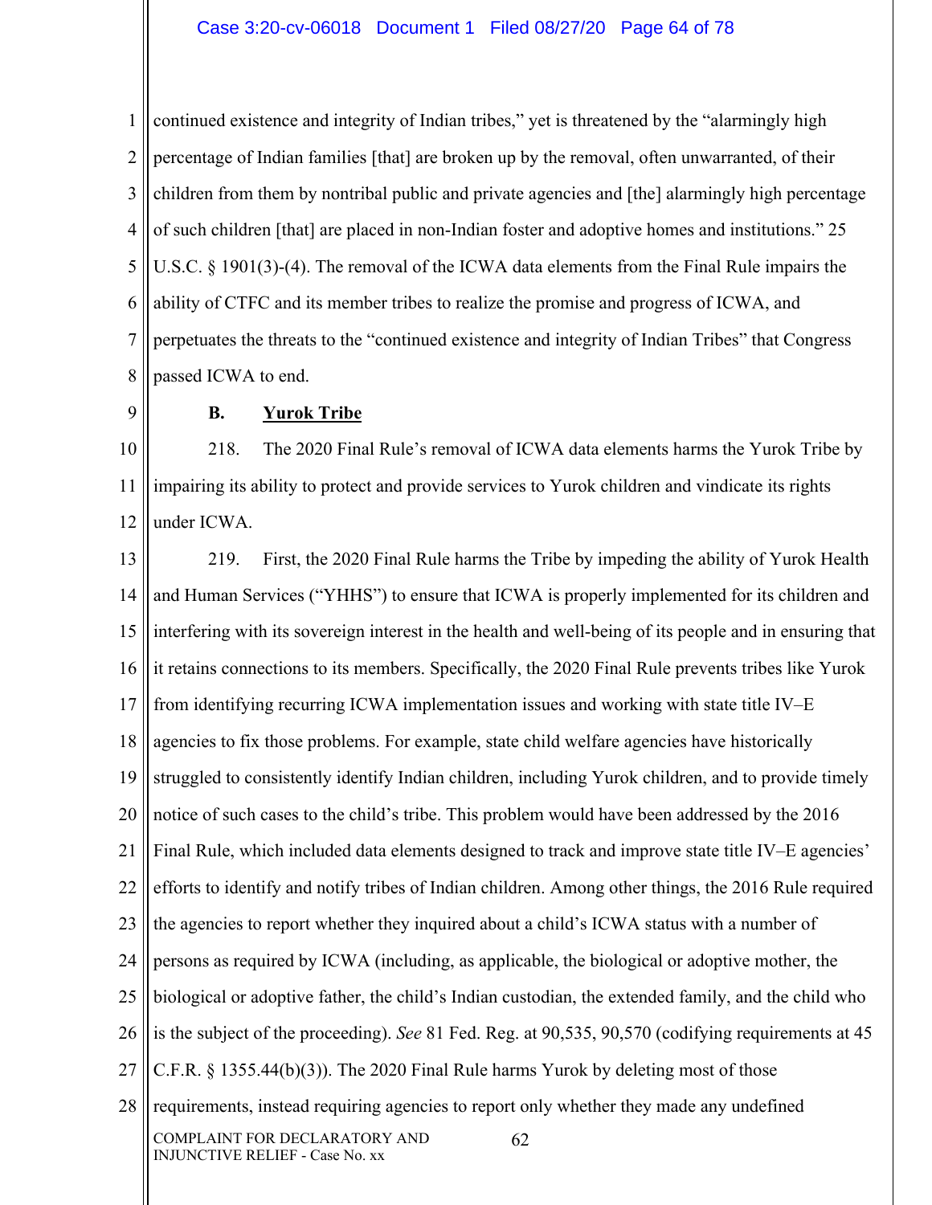continued existence and integrity of Indian tribes," yet is threatened by the "alarmingly high percentage of Indian families [that] are broken up by the removal, often unwarranted, of their children from them by nontribal public and private agencies and [the] alarmingly high percentage of such children [that] are placed in non-Indian foster and adoptive homes and institutions." 25 U.S.C. § 1901(3)-(4). The removal of the ICWA data elements from the Final Rule impairs the ability of CTFC and its member tribes to realize the promise and progress of ICWA, and perpetuates the threats to the "continued existence and integrity of Indian Tribes" that Congress passed ICWA to end.

**B. Yurok Tribe**

218. The 2020 Final Rule's removal of ICWA data elements harms the Yurok Tribe by impairing its ability to protect and provide services to Yurok children and vindicate its rights under ICWA.

219. First, the 2020 Final Rule harms the Tribe by impeding the ability of Yurok Health and Human Services ("YHHS") to ensure that ICWA is properly implemented for its children and interfering with its sovereign interest in the health and well-being of its people and in ensuring that it retains connections to its members. Specifically, the 2020 Final Rule prevents tribes like Yurok from identifying recurring ICWA implementation issues and working with state title IV–E agencies to fix those problems. For example, state child welfare agencies have historically struggled to consistently identify Indian children, including Yurok children, and to provide timely notice of such cases to the child's tribe. This problem would have been addressed by the 2016 Final Rule, which included data elements designed to track and improve state title IV–E agencies' efforts to identify and notify tribes of Indian children. Among other things, the 2016 Rule required the agencies to report whether they inquired about a child's ICWA status with a number of persons as required by ICWA (including, as applicable, the biological or adoptive mother, the biological or adoptive father, the child's Indian custodian, the extended family, and the child who is the subject of the proceeding). *See* 81 Fed. Reg. at 90,535, 90,570 (codifying requirements at 45 C.F.R. § 1355.44(b)(3)). The 2020 Final Rule harms Yurok by deleting most of those requirements, instead requiring agencies to report only whether they made any undefined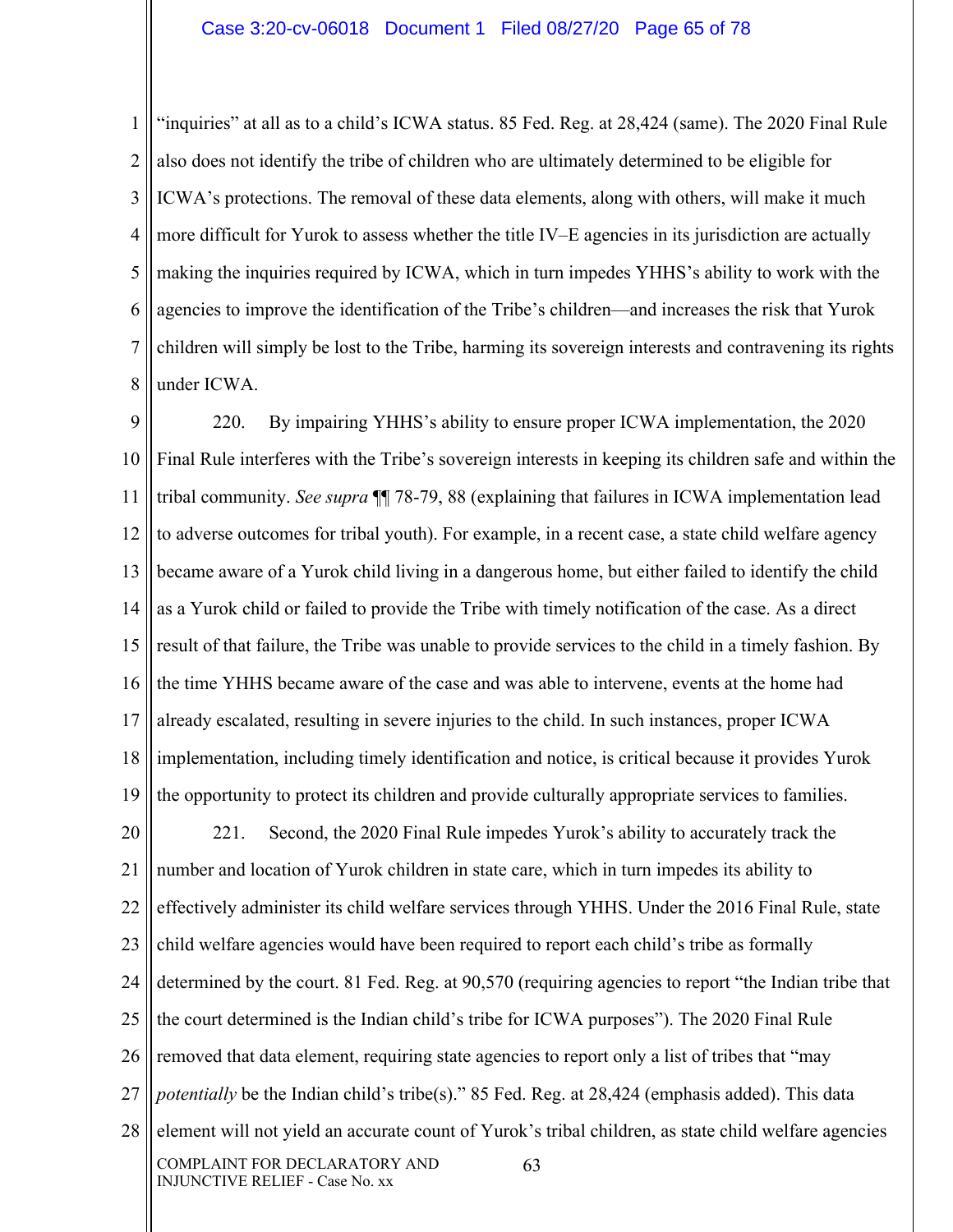"inquiries" at all as to a child's ICWA status. 85 Fed. Reg. at 28,424 (same). The 2020 Final Rule also does not identify the tribe of children who are ultimately determined to be eligible for ICWA's protections. The removal of these data elements, along with others, will make it much more difficult for Yurok to assess whether the title IV–E agencies in its jurisdiction are actually making the inquiries required by ICWA, which in turn impedes YHHS's ability to work with the agencies to improve the identification of the Tribe's children—and increases the risk that Yurok children will simply be lost to the Tribe, harming its sovereign interests and contravening its rights under ICWA.

220. By impairing YHHS's ability to ensure proper ICWA implementation, the 2020 Final Rule interferes with the Tribe's sovereign interests in keeping its children safe and within the tribal community. *See supra* ¶¶ 78-79, 88 (explaining that failures in ICWA implementation lead to adverse outcomes for tribal youth). For example, in a recent case, a state child welfare agency became aware of a Yurok child living in a dangerous home, but either failed to identify the child as a Yurok child or failed to provide the Tribe with timely notification of the case. As a direct result of that failure, the Tribe was unable to provide services to the child in a timely fashion. By the time YHHS became aware of the case and was able to intervene, events at the home had already escalated, resulting in severe injuries to the child. In such instances, proper ICWA implementation, including timely identification and notice, is critical because it provides Yurok the opportunity to protect its children and provide culturally appropriate services to families.

221. Second, the 2020 Final Rule impedes Yurok's ability to accurately track the number and location of Yurok children in state care, which in turn impedes its ability to effectively administer its child welfare services through YHHS. Under the 2016 Final Rule, state child welfare agencies would have been required to report each child's tribe as formally determined by the court. 81 Fed. Reg. at 90,570 (requiring agencies to report "the Indian tribe that the court determined is the Indian child's tribe for ICWA purposes"). The 2020 Final Rule removed that data element, requiring state agencies to report only a list of tribes that "may *potentially* be the Indian child's tribe(s)." 85 Fed. Reg. at 28,424 (emphasis added). This data element will not yield an accurate count of Yurok's tribal children, as state child welfare agencies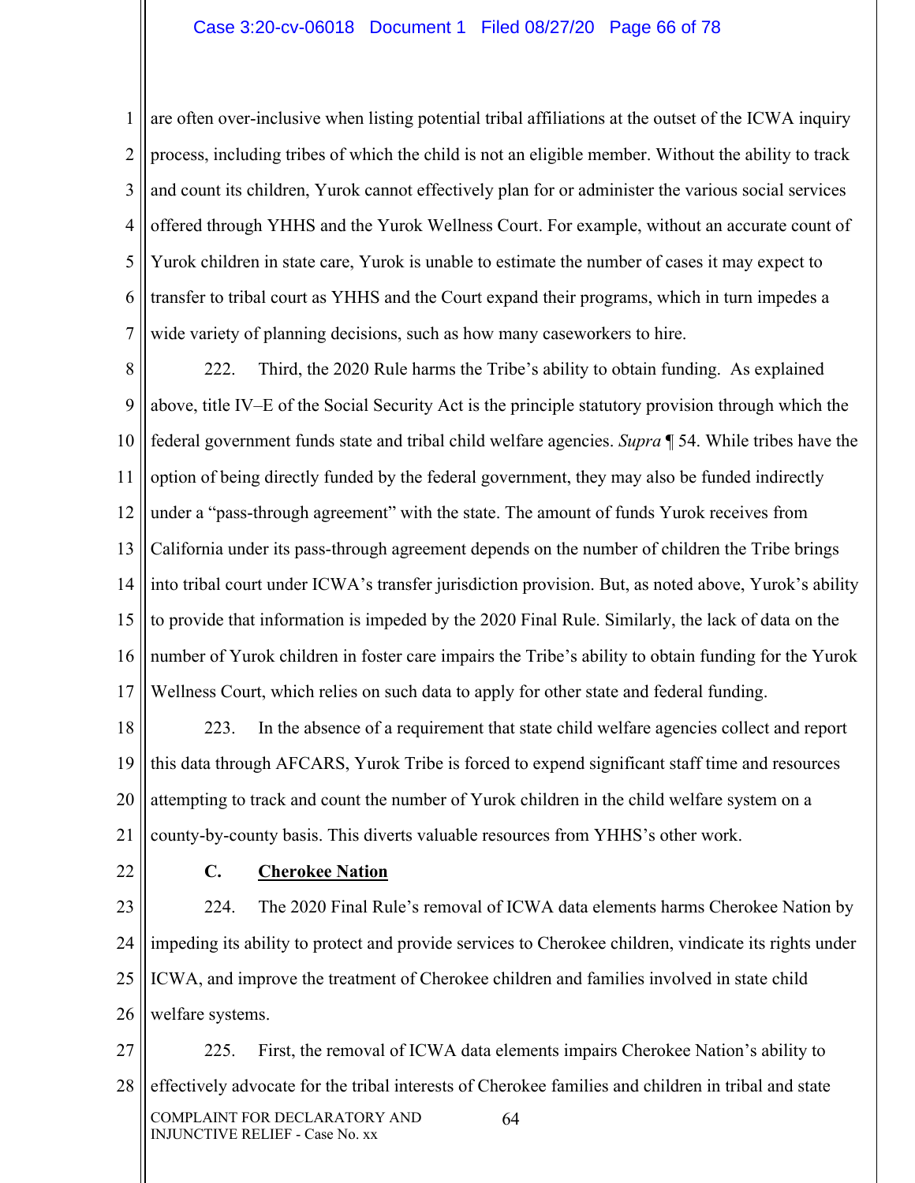are often over-inclusive when listing potential tribal affiliations at the outset of the ICWA inquiry process, including tribes of which the child is not an eligible member. Without the ability to track and count its children, Yurok cannot effectively plan for or administer the various social services offered through YHHS and the Yurok Wellness Court. For example, without an accurate count of Yurok children in state care, Yurok is unable to estimate the number of cases it may expect to transfer to tribal court as YHHS and the Court expand their programs, which in turn impedes a wide variety of planning decisions, such as how many caseworkers to hire.

222. Third, the 2020 Rule harms the Tribe's ability to obtain funding. As explained above, title IV–E of the Social Security Act is the principle statutory provision through which the federal government funds state and tribal child welfare agencies. *Supra* ¶ 54. While tribes have the option of being directly funded by the federal government, they may also be funded indirectly under a "pass-through agreement" with the state. The amount of funds Yurok receives from California under its pass-through agreement depends on the number of children the Tribe brings into tribal court under ICWA's transfer jurisdiction provision. But, as noted above, Yurok's ability to provide that information is impeded by the 2020 Final Rule. Similarly, the lack of data on the number of Yurok children in foster care impairs the Tribe's ability to obtain funding for the Yurok Wellness Court, which relies on such data to apply for other state and federal funding.

223. In the absence of a requirement that state child welfare agencies collect and report this data through AFCARS, Yurok Tribe is forced to expend significant staff time and resources attempting to track and count the number of Yurok children in the child welfare system on a county-by-county basis. This diverts valuable resources from YHHS's other work.

### C. Cherokee Nation

224. The 2020 Final Rule's removal of ICWA data elements harms Cherokee Nation by impeding its ability to protect and provide services to Cherokee children, vindicate its rights under ICWA, and improve the treatment of Cherokee children and families involved in state child welfare systems.

225. First, the removal of ICWA data elements impairs Cherokee Nation's ability to effectively advocate for the tribal interests of Cherokee families and children in tribal and state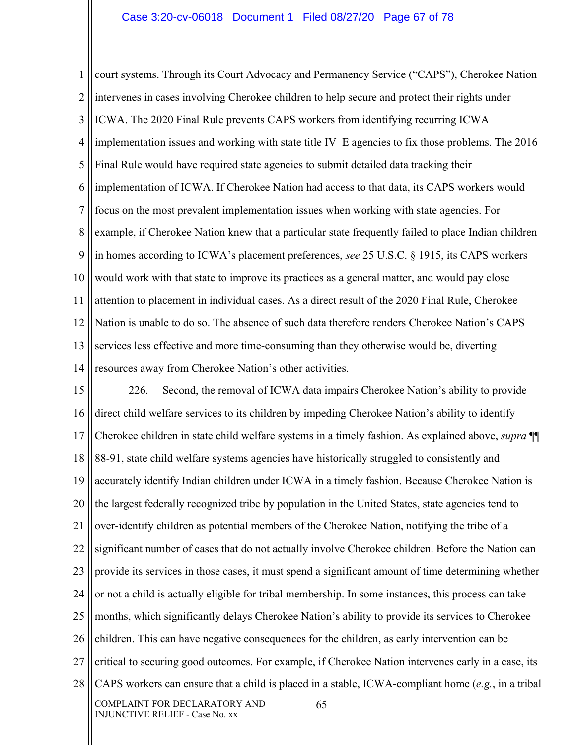court systems. Through its Court Advocacy and Permanency Service ("CAPS"), Cherokee Nation intervenes in cases involving Cherokee children to help secure and protect their rights under ICWA. The 2020 Final Rule prevents CAPS workers from identifying recurring ICWA implementation issues and working with state title IV–E agencies to fix those problems. The 2016 Final Rule would have required state agencies to submit detailed data tracking their implementation of ICWA. If Cherokee Nation had access to that data, its CAPS workers would focus on the most prevalent implementation issues when working with state agencies. For example, if Cherokee Nation knew that a particular state frequently failed to place Indian children in homes according to ICWA's placement preferences, *see* 25 U.S.C. § 1915, its CAPS workers would work with that state to improve its practices as a general matter, and would pay close attention to placement in individual cases. As a direct result of the 2020 Final Rule, Cherokee Nation is unable to do so. The absence of such data therefore renders Cherokee Nation's CAPS services less effective and more time-consuming than they otherwise would be, diverting resources away from Cherokee Nation's other activities.

226. Second, the removal of ICWA data impairs Cherokee Nation's ability to provide direct child welfare services to its children by impeding Cherokee Nation's ability to identify Cherokee children in state child welfare systems in a timely fashion. As explained above, *supra* ¶¶ 88-91, state child welfare systems agencies have historically struggled to consistently and accurately identify Indian children under ICWA in a timely fashion. Because Cherokee Nation is the largest federally recognized tribe by population in the United States, state agencies tend to over-identify children as potential members of the Cherokee Nation, notifying the tribe of a significant number of cases that do not actually involve Cherokee children. Before the Nation can provide its services in those cases, it must spend a significant amount of time determining whether or not a child is actually eligible for tribal membership. In some instances, this process can take months, which significantly delays Cherokee Nation's ability to provide its services to Cherokee children. This can have negative consequences for the children, as early intervention can be critical to securing good outcomes. For example, if Cherokee Nation intervenes early in a case, its CAPS workers can ensure that a child is placed in a stable, ICWA-compliant home (*e.g.*, in a tribal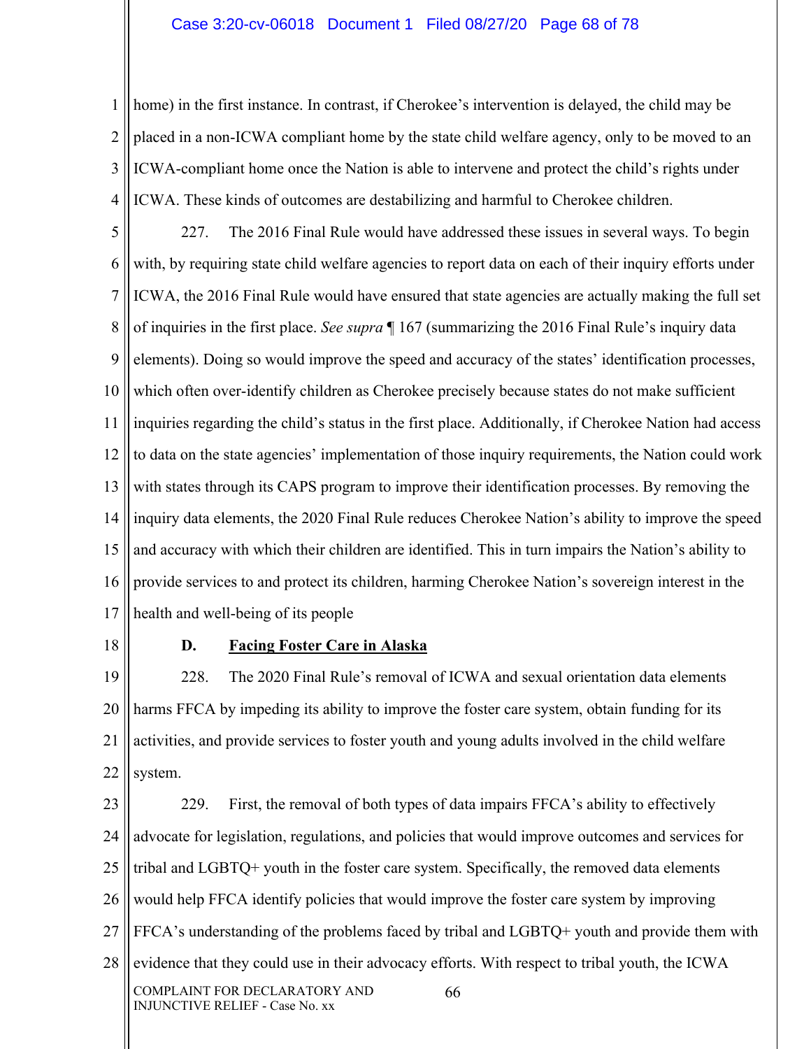home) in the first instance. In contrast, if Cherokee's intervention is delayed, the child may be placed in a non-ICWA compliant home by the state child welfare agency, only to be moved to an ICWA-compliant home once the Nation is able to intervene and protect the child's rights under ICWA. These kinds of outcomes are destabilizing and harmful to Cherokee children.

227. The 2016 Final Rule would have addressed these issues in several ways. To begin with, by requiring state child welfare agencies to report data on each of their inquiry efforts under ICWA, the 2016 Final Rule would have ensured that state agencies are actually making the full set of inquiries in the first place. *See supra* ¶ 167 (summarizing the 2016 Final Rule's inquiry data elements). Doing so would improve the speed and accuracy of the states' identification processes, which often over-identify children as Cherokee precisely because states do not make sufficient inquiries regarding the child's status in the first place. Additionally, if Cherokee Nation had access to data on the state agencies' implementation of those inquiry requirements, the Nation could work with states through its CAPS program to improve their identification processes. By removing the inquiry data elements, the 2020 Final Rule reduces Cherokee Nation's ability to improve the speed and accuracy with which their children are identified. This in turn impairs the Nation's ability to provide services to and protect its children, harming Cherokee Nation's sovereign interest in the health and well-being of its people

### D. **Facing Foster Care in Alaska**

228. The 2020 Final Rule's removal of ICWA and sexual orientation data elements harms FFCA by impeding its ability to improve the foster care system, obtain funding for its activities, and provide services to foster youth and young adults involved in the child welfare system.

229. First, the removal of both types of data impairs FFCA's ability to effectively advocate for legislation, regulations, and policies that would improve outcomes and services for tribal and LGBTQ+ youth in the foster care system. Specifically, the removed data elements would help FFCA identify policies that would improve the foster care system by improving FFCA's understanding of the problems faced by tribal and LGBTQ+ youth and provide them with evidence that they could use in their advocacy efforts. With respect to tribal youth, the ICWA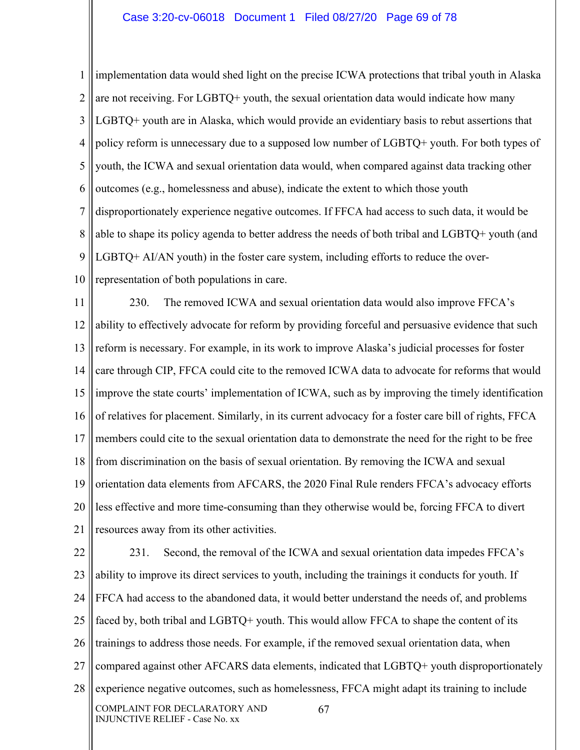implementation data would shed light on the precise ICWA protections that tribal youth in Alaska are not receiving. For LGBTQ+ youth, the sexual orientation data would indicate how many LGBTQ+ youth are in Alaska, which would provide an evidentiary basis to rebut assertions that policy reform is unnecessary due to a supposed low number of LGBTQ+ youth. For both types of youth, the ICWA and sexual orientation data would, when compared against data tracking other outcomes (e.g., homelessness and abuse), indicate the extent to which those youth disproportionately experience negative outcomes. If FFCA had access to such data, it would be able to shape its policy agenda to better address the needs of both tribal and LGBTQ+ youth (and LGBTQ+ AI/AN youth) in the foster care system, including efforts to reduce the over-representation of both populations in care.

230. The removed ICWA and sexual orientation data would also improve FFCA's ability to effectively advocate for reform by providing forceful and persuasive evidence that such reform is necessary. For example, in its work to improve Alaska's judicial processes for foster care through CIP, FFCA could cite to the removed ICWA data to advocate for reforms that would improve the state courts' implementation of ICWA, such as by improving the timely identification of relatives for placement. Similarly, in its current advocacy for a foster care bill of rights, FFCA members could cite to the sexual orientation data to demonstrate the need for the right to be free from discrimination on the basis of sexual orientation. By removing the ICWA and sexual orientation data elements from AFCARS, the 2020 Final Rule renders FFCA's advocacy efforts less effective and more time-consuming than they otherwise would be, forcing FFCA to divert resources away from its other activities.

231. Second, the removal of the ICWA and sexual orientation data impedes FFCA's ability to improve its direct services to youth, including the trainings it conducts for youth. If FFCA had access to the abandoned data, it would better understand the needs of, and problems faced by, both tribal and LGBTQ+ youth. This would allow FFCA to shape the content of its trainings to address those needs. For example, if the removed sexual orientation data, when compared against other AFCARS data elements, indicated that LGBTQ+ youth disproportionately experience negative outcomes, such as homelessness, FFCA might adapt its training to include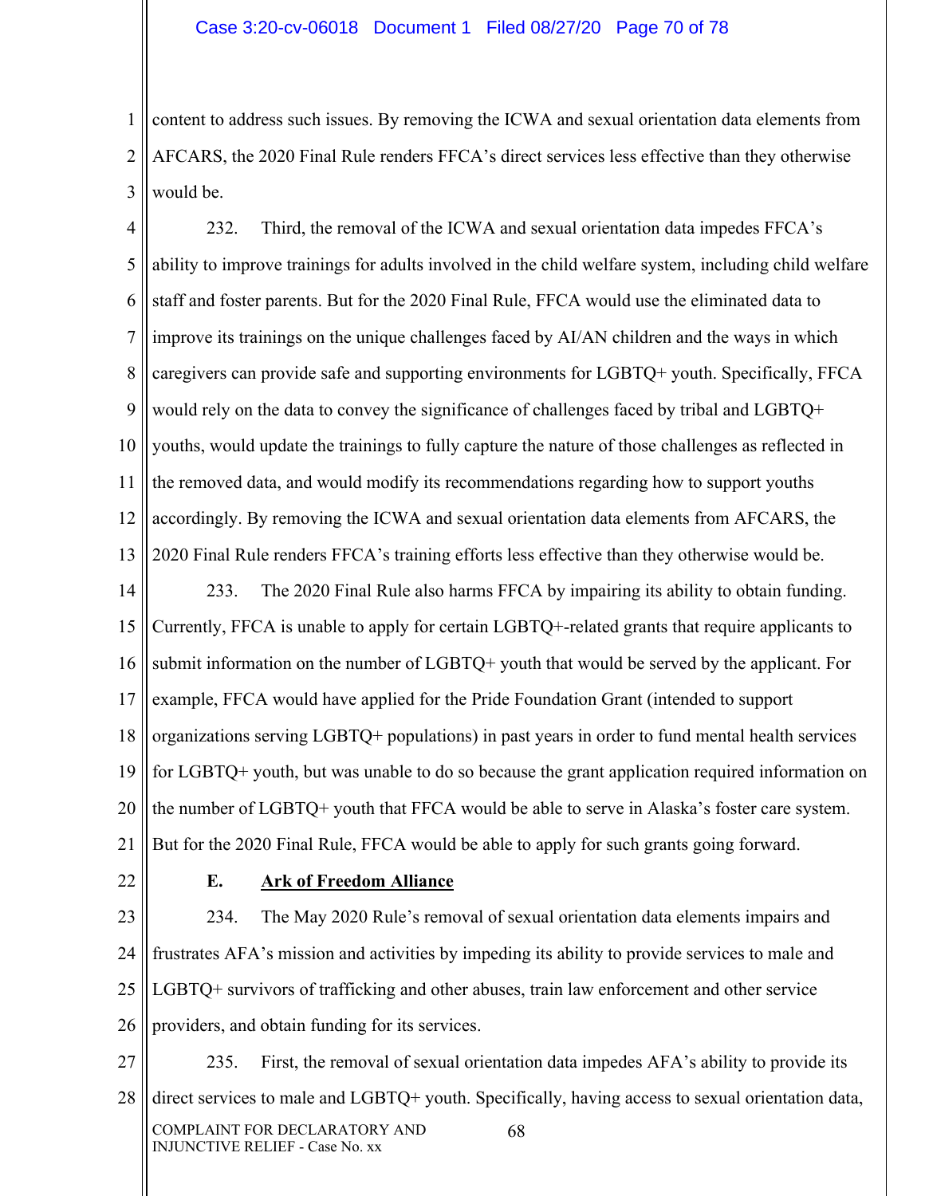content to address such issues. By removing the ICWA and sexual orientation data elements from AFCARS, the 2020 Final Rule renders FFCA's direct services less effective than they otherwise would be.

232. Third, the removal of the ICWA and sexual orientation data impedes FFCA's ability to improve trainings for adults involved in the child welfare system, including child welfare staff and foster parents. But for the 2020 Final Rule, FFCA would use the eliminated data to improve its trainings on the unique challenges faced by AI/AN children and the ways in which caregivers can provide safe and supporting environments for LGBTQ+ youth. Specifically, FFCA would rely on the data to convey the significance of challenges faced by tribal and LGBTQ+ youths, would update the trainings to fully capture the nature of those challenges as reflected in the removed data, and would modify its recommendations regarding how to support youths accordingly. By removing the ICWA and sexual orientation data elements from AFCARS, the 2020 Final Rule renders FFCA's training efforts less effective than they otherwise would be.

233. The 2020 Final Rule also harms FFCA by impairing its ability to obtain funding. Currently, FFCA is unable to apply for certain LGBTQ+-related grants that require applicants to submit information on the number of LGBTQ+ youth that would be served by the applicant. For example, FFCA would have applied for the Pride Foundation Grant (intended to support organizations serving LGBTQ+ populations) in past years in order to fund mental health services for LGBTQ+ youth, but was unable to do so because the grant application required information on the number of LGBTQ+ youth that FFCA would be able to serve in Alaska's foster care system. But for the 2020 Final Rule, FFCA would be able to apply for such grants going forward.

### E. Ark of Freedom Alliance

234. The May 2020 Rule's removal of sexual orientation data elements impairs and frustrates AFA's mission and activities by impeding its ability to provide services to male and LGBTQ+ survivors of trafficking and other abuses, train law enforcement and other service providers, and obtain funding for its services.

235. First, the removal of sexual orientation data impedes AFA's ability to provide its direct services to male and LGBTQ+ youth. Specifically, having access to sexual orientation data,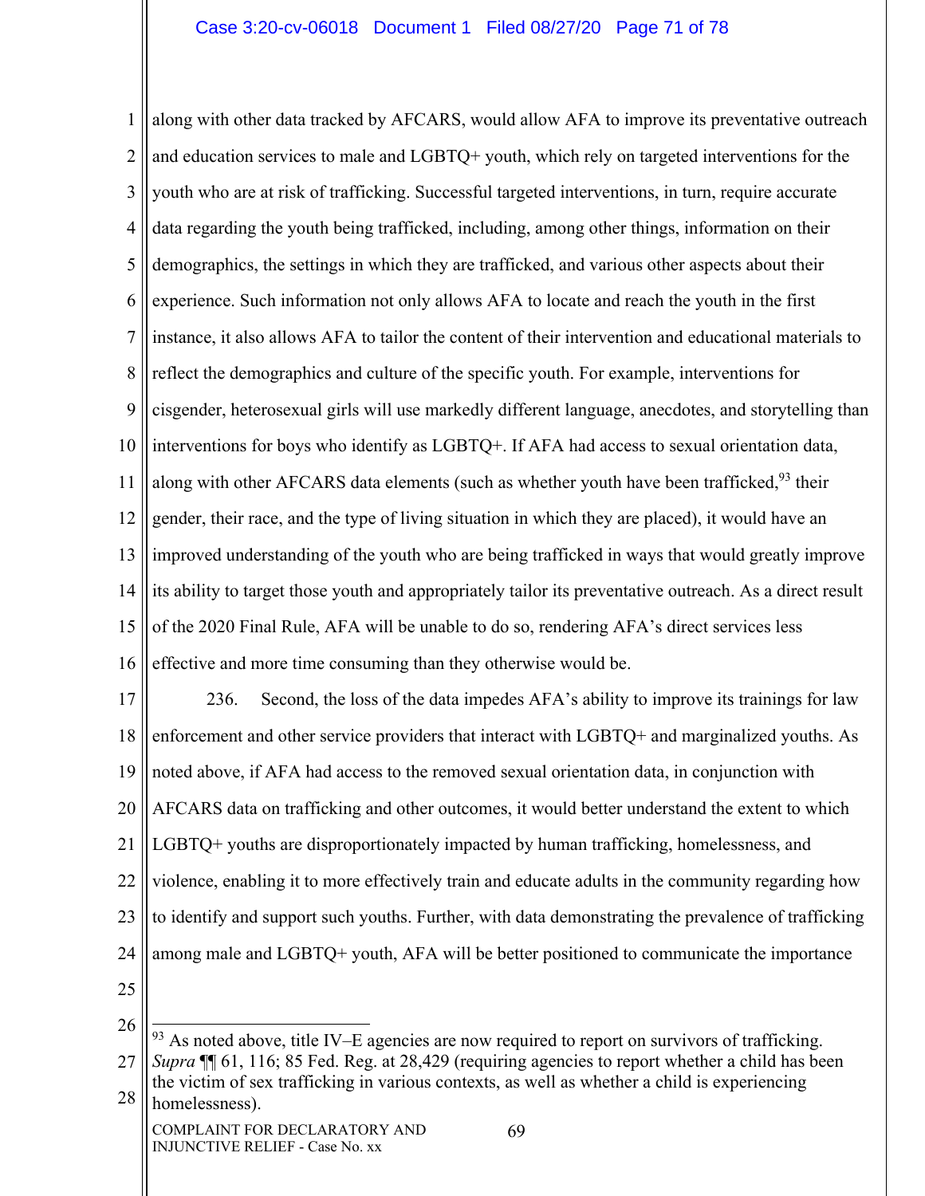along with other data tracked by AFCARS, would allow AFA to improve its preventative outreach and education services to male and LGBTQ+ youth, which rely on targeted interventions for the youth who are at risk of trafficking. Successful targeted interventions, in turn, require accurate data regarding the youth being trafficked, including, among other things, information on their demographics, the settings in which they are trafficked, and various other aspects about their experience. Such information not only allows AFA to locate and reach the youth in the first instance, it also allows AFA to tailor the content of their intervention and educational materials to reflect the demographics and culture of the specific youth. For example, interventions for cisgender, heterosexual girls will use markedly different language, anecdotes, and storytelling than interventions for boys who identify as LGBTQ+. If AFA had access to sexual orientation data, along with other AFCARS data elements (such as whether youth have been trafficked,[93] their gender, their race, and the type of living situation in which they are placed), it would have an improved understanding of the youth who are being trafficked in ways that would greatly improve its ability to target those youth and appropriately tailor its preventative outreach. As a direct result of the 2020 Final Rule, AFA will be unable to do so, rendering AFA's direct services less effective and more time consuming than they otherwise would be.

236. Second, the loss of the data impedes AFA's ability to improve its trainings for law enforcement and other service providers that interact with LGBTQ+ and marginalized youths. As noted above, if AFA had access to the removed sexual orientation data, in conjunction with AFCARS data on trafficking and other outcomes, it would better understand the extent to which LGBTQ+ youths are disproportionately impacted by human trafficking, homelessness, and violence, enabling it to more effectively train and educate adults in the community regarding how to identify and support such youths. Further, with data demonstrating the prevalence of trafficking among male and LGBTQ+ youth, AFA will be better positioned to communicate the importance

---

[93] As noted above, title IV–E agencies are now required to report on survivors of trafficking. *Supra* ¶¶ 61, 116; 85 Fed. Reg. at 28,429 (requiring agencies to report whether a child has been the victim of sex trafficking in various contexts, as well as whether a child is experiencing homelessness).

COMPLAINT FOR DECLARATORY AND INJUNCTIVE RELIEF - Case No. xx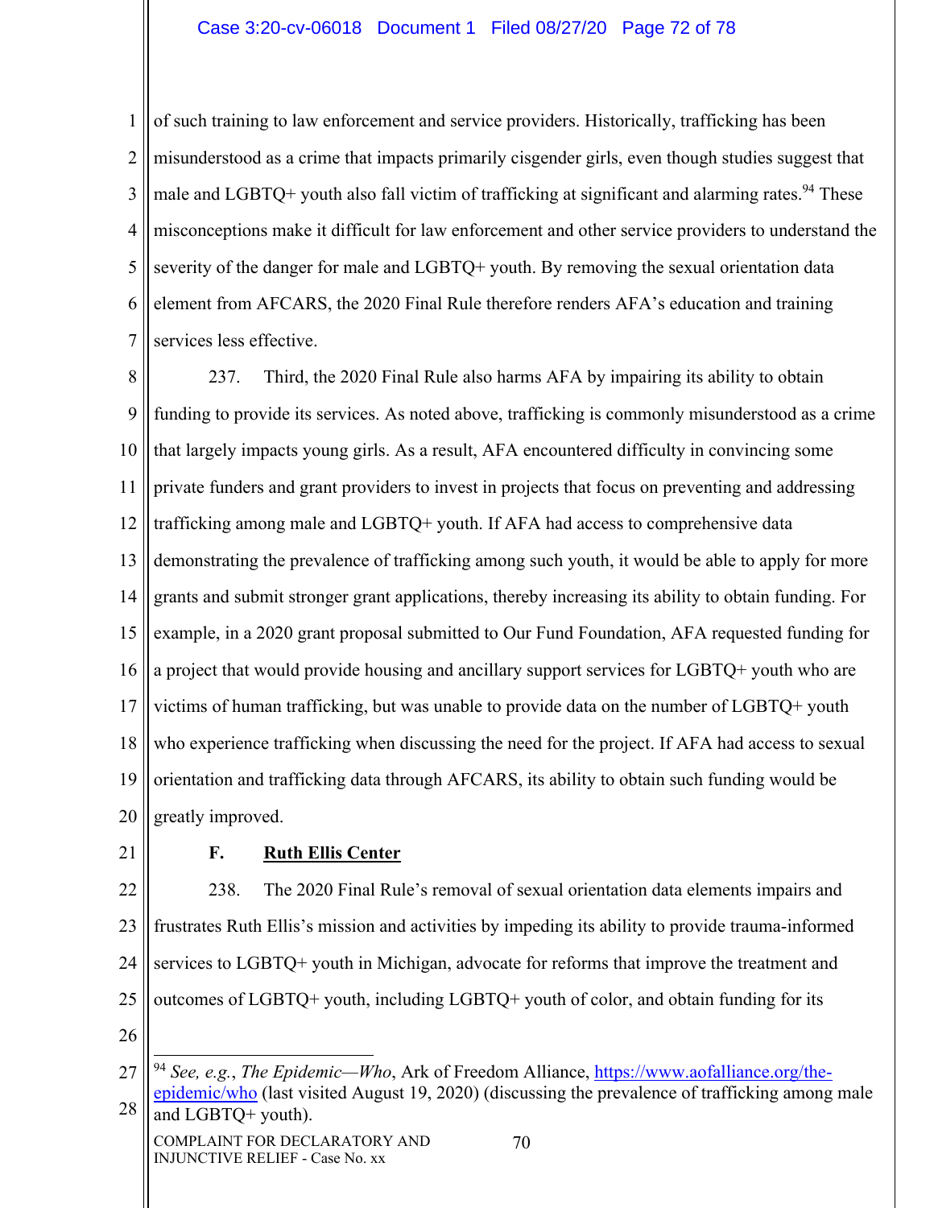of such training to law enforcement and service providers. Historically, trafficking has been misunderstood as a crime that impacts primarily cisgender girls, even though studies suggest that male and LGBTQ+ youth also fall victim of trafficking at significant and alarming rates.[94] These misconceptions make it difficult for law enforcement and other service providers to understand the severity of the danger for male and LGBTQ+ youth. By removing the sexual orientation data element from AFCARS, the 2020 Final Rule therefore renders AFA's education and training services less effective.

237. Third, the 2020 Final Rule also harms AFA by impairing its ability to obtain funding to provide its services. As noted above, trafficking is commonly misunderstood as a crime that largely impacts young girls. As a result, AFA encountered difficulty in convincing some private funders and grant providers to invest in projects that focus on preventing and addressing trafficking among male and LGBTQ+ youth. If AFA had access to comprehensive data demonstrating the prevalence of trafficking among such youth, it would be able to apply for more grants and submit stronger grant applications, thereby increasing its ability to obtain funding. For example, in a 2020 grant proposal submitted to Our Fund Foundation, AFA requested funding for a project that would provide housing and ancillary support services for LGBTQ+ youth who are victims of human trafficking, but was unable to provide data on the number of LGBTQ+ youth who experience trafficking when discussing the need for the project. If AFA had access to sexual orientation and trafficking data through AFCARS, its ability to obtain such funding would be greatly improved.

### F. **Ruth Ellis Center**

238. The 2020 Final Rule's removal of sexual orientation data elements impairs and frustrates Ruth Ellis's mission and activities by impeding its ability to provide trauma-informed services to LGBTQ+ youth in Michigan, advocate for reforms that improve the treatment and outcomes of LGBTQ+ youth, including LGBTQ+ youth of color, and obtain funding for its

---

[94] *See, e.g.*, *The Epidemic—Who*, Ark of Freedom Alliance, https://www.aofalliance.org/the-epidemic/who (last visited August 19, 2020) (discussing the prevalence of trafficking among male and LGBTQ+ youth).

COMPLAINT FOR DECLARATORY AND INJUNCTIVE RELIEF - Case No. xx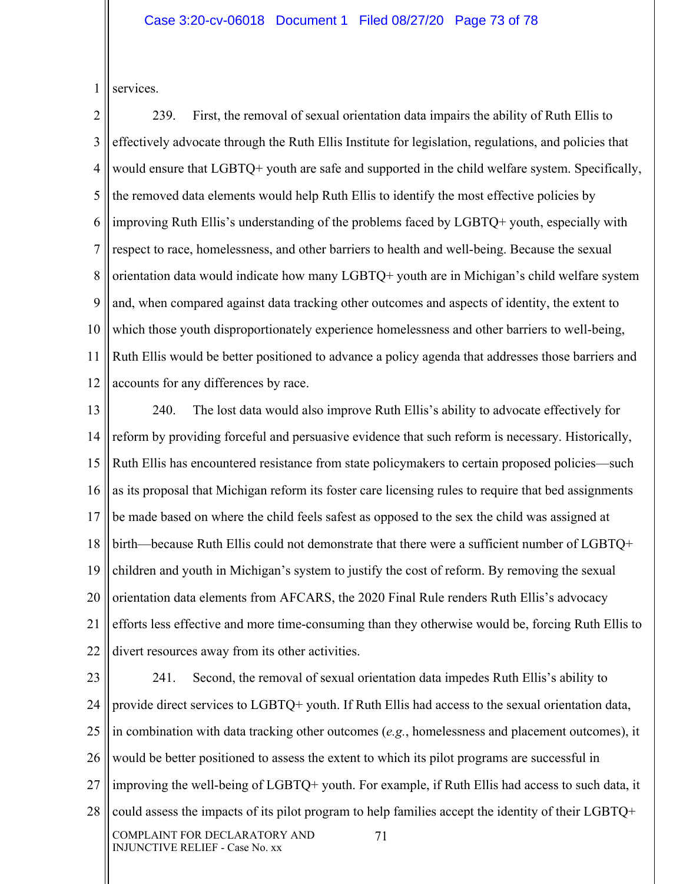services.

239. First, the removal of sexual orientation data impairs the ability of Ruth Ellis to effectively advocate through the Ruth Ellis Institute for legislation, regulations, and policies that would ensure that LGBTQ+ youth are safe and supported in the child welfare system. Specifically, the removed data elements would help Ruth Ellis to identify the most effective policies by improving Ruth Ellis's understanding of the problems faced by LGBTQ+ youth, especially with respect to race, homelessness, and other barriers to health and well-being. Because the sexual orientation data would indicate how many LGBTQ+ youth are in Michigan's child welfare system and, when compared against data tracking other outcomes and aspects of identity, the extent to which those youth disproportionately experience homelessness and other barriers to well-being, Ruth Ellis would be better positioned to advance a policy agenda that addresses those barriers and accounts for any differences by race.

240. The lost data would also improve Ruth Ellis's ability to advocate effectively for reform by providing forceful and persuasive evidence that such reform is necessary. Historically, Ruth Ellis has encountered resistance from state policymakers to certain proposed policies—such as its proposal that Michigan reform its foster care licensing rules to require that bed assignments be made based on where the child feels safest as opposed to the sex the child was assigned at birth—because Ruth Ellis could not demonstrate that there were a sufficient number of LGBTQ+ children and youth in Michigan's system to justify the cost of reform. By removing the sexual orientation data elements from AFCARS, the 2020 Final Rule renders Ruth Ellis's advocacy efforts less effective and more time-consuming than they otherwise would be, forcing Ruth Ellis to divert resources away from its other activities.

241. Second, the removal of sexual orientation data impedes Ruth Ellis's ability to provide direct services to LGBTQ+ youth. If Ruth Ellis had access to the sexual orientation data, in combination with data tracking other outcomes (*e.g.*, homelessness and placement outcomes), it would be better positioned to assess the extent to which its pilot programs are successful in improving the well-being of LGBTQ+ youth. For example, if Ruth Ellis had access to such data, it could assess the impacts of its pilot program to help families accept the identity of their LGBTQ+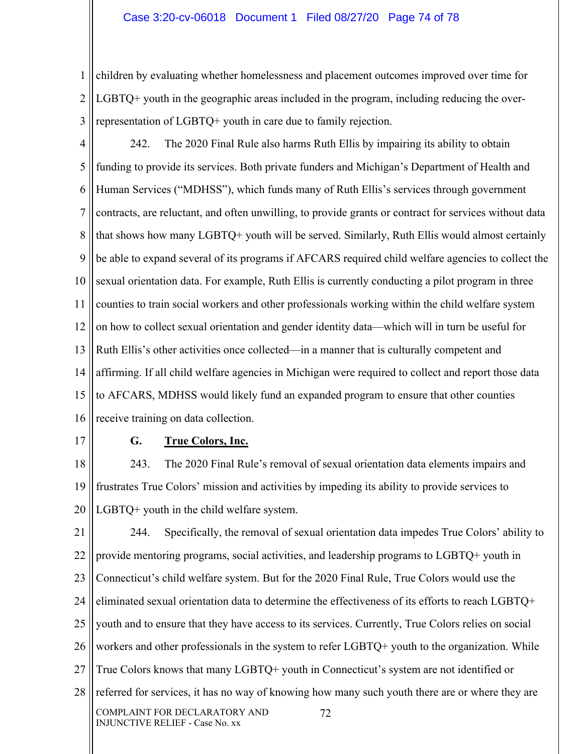children by evaluating whether homelessness and placement outcomes improved over time for LGBTQ+ youth in the geographic areas included in the program, including reducing the over-representation of LGBTQ+ youth in care due to family rejection.

242. The 2020 Final Rule also harms Ruth Ellis by impairing its ability to obtain funding to provide its services. Both private funders and Michigan's Department of Health and Human Services ("MDHSS"), which funds many of Ruth Ellis's services through government contracts, are reluctant, and often unwilling, to provide grants or contract for services without data that shows how many LGBTQ+ youth will be served. Similarly, Ruth Ellis would almost certainly be able to expand several of its programs if AFCARS required child welfare agencies to collect the sexual orientation data. For example, Ruth Ellis is currently conducting a pilot program in three counties to train social workers and other professionals working within the child welfare system on how to collect sexual orientation and gender identity data—which will in turn be useful for Ruth Ellis's other activities once collected—in a manner that is culturally competent and affirming. If all child welfare agencies in Michigan were required to collect and report those data to AFCARS, MDHSS would likely fund an expanded program to ensure that other counties receive training on data collection.

**G. <u>True Colors, Inc.</u>**

243. The 2020 Final Rule's removal of sexual orientation data elements impairs and frustrates True Colors' mission and activities by impeding its ability to provide services to LGBTQ+ youth in the child welfare system.

244. Specifically, the removal of sexual orientation data impedes True Colors' ability to provide mentoring programs, social activities, and leadership programs to LGBTQ+ youth in Connecticut's child welfare system. But for the 2020 Final Rule, True Colors would use the eliminated sexual orientation data to determine the effectiveness of its efforts to reach LGBTQ+ youth and to ensure that they have access to its services. Currently, True Colors relies on social workers and other professionals in the system to refer LGBTQ+ youth to the organization. While True Colors knows that many LGBTQ+ youth in Connecticut's system are not identified or referred for services, it has no way of knowing how many such youth there are or where they are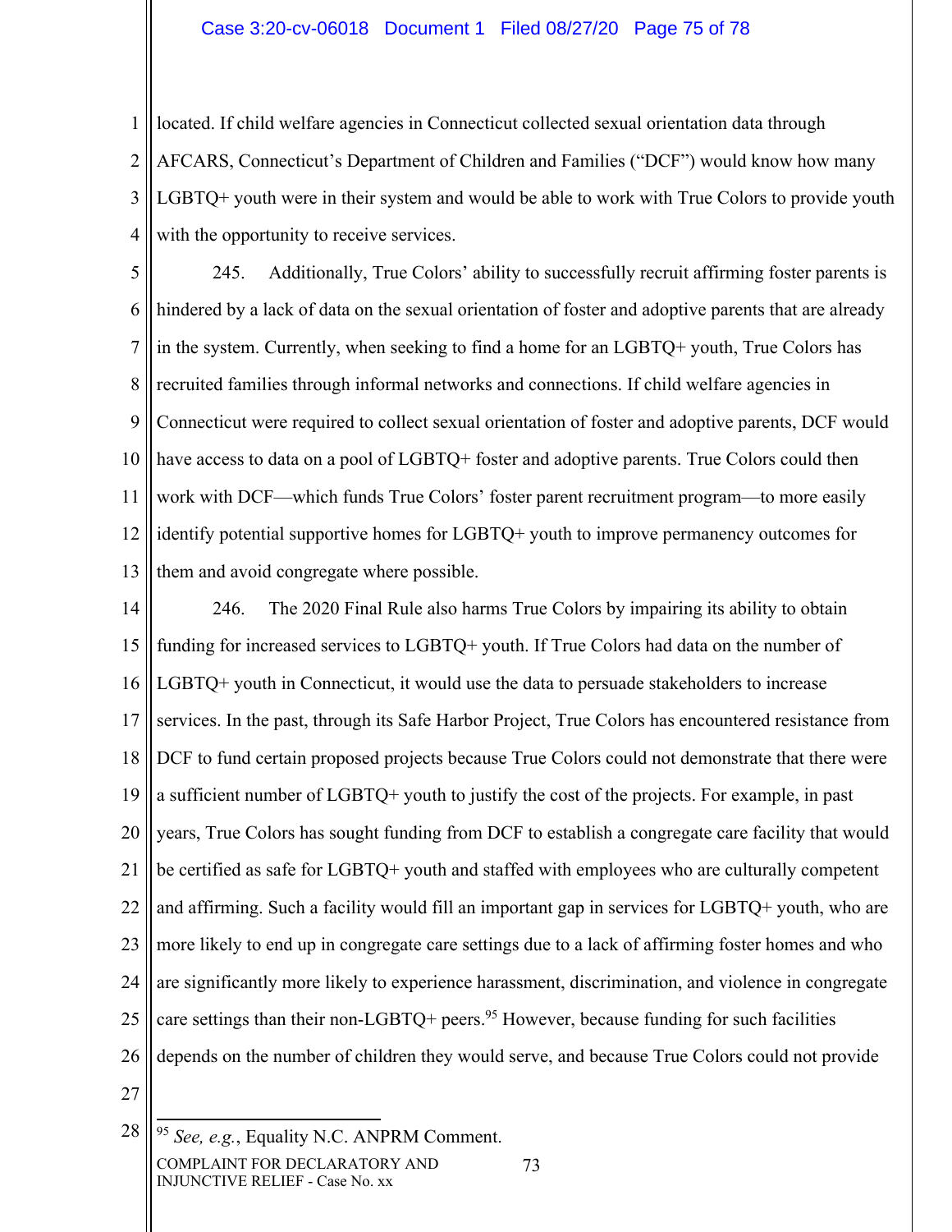located. If child welfare agencies in Connecticut collected sexual orientation data through AFCARS, Connecticut's Department of Children and Families ("DCF") would know how many LGBTQ+ youth were in their system and would be able to work with True Colors to provide youth with the opportunity to receive services.

245. Additionally, True Colors' ability to successfully recruit affirming foster parents is hindered by a lack of data on the sexual orientation of foster and adoptive parents that are already in the system. Currently, when seeking to find a home for an LGBTQ+ youth, True Colors has recruited families through informal networks and connections. If child welfare agencies in Connecticut were required to collect sexual orientation of foster and adoptive parents, DCF would have access to data on a pool of LGBTQ+ foster and adoptive parents. True Colors could then work with DCF—which funds True Colors' foster parent recruitment program—to more easily identify potential supportive homes for LGBTQ+ youth to improve permanency outcomes for them and avoid congregate where possible.

246. The 2020 Final Rule also harms True Colors by impairing its ability to obtain funding for increased services to LGBTQ+ youth. If True Colors had data on the number of LGBTQ+ youth in Connecticut, it would use the data to persuade stakeholders to increase services. In the past, through its Safe Harbor Project, True Colors has encountered resistance from DCF to fund certain proposed projects because True Colors could not demonstrate that there were a sufficient number of LGBTQ+ youth to justify the cost of the projects. For example, in past years, True Colors has sought funding from DCF to establish a congregate care facility that would be certified as safe for LGBTQ+ youth and staffed with employees who are culturally competent and affirming. Such a facility would fill an important gap in services for LGBTQ+ youth, who are more likely to end up in congregate care settings due to a lack of affirming foster homes and who are significantly more likely to experience harassment, discrimination, and violence in congregate care settings than their non-LGBTQ+ peers.[95] However, because funding for such facilities depends on the number of children they would serve, and because True Colors could not provide

[95] *See, e.g.*, Equality N.C. ANPRM Comment.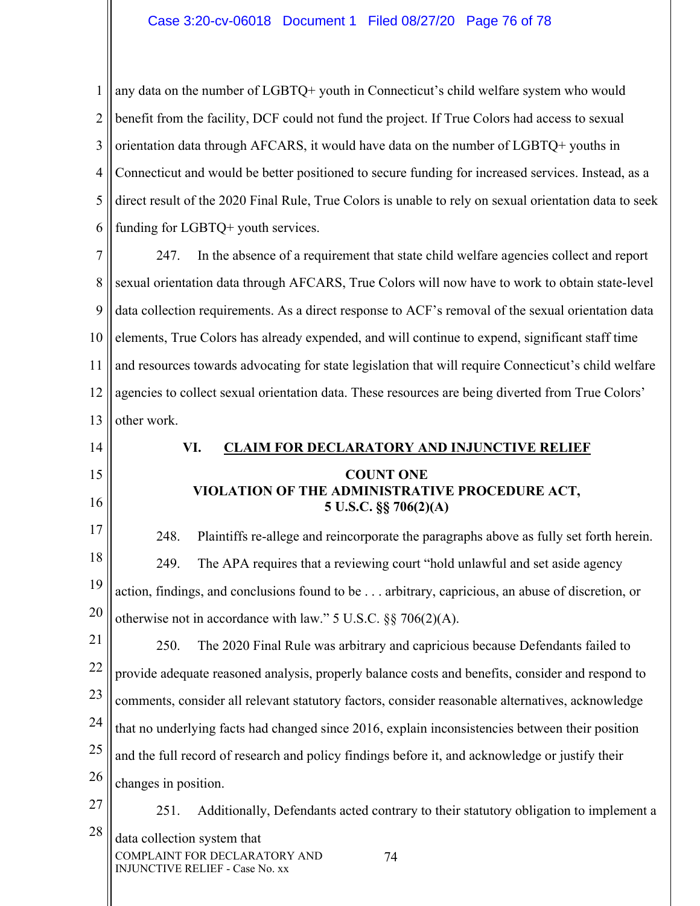any data on the number of LGBTQ+ youth in Connecticut's child welfare system who would benefit from the facility, DCF could not fund the project. If True Colors had access to sexual orientation data through AFCARS, it would have data on the number of LGBTQ+ youths in Connecticut and would be better positioned to secure funding for increased services. Instead, as a direct result of the 2020 Final Rule, True Colors is unable to rely on sexual orientation data to seek funding for LGBTQ+ youth services.

247. In the absence of a requirement that state child welfare agencies collect and report sexual orientation data through AFCARS, True Colors will now have to work to obtain state-level data collection requirements. As a direct response to ACF's removal of the sexual orientation data elements, True Colors has already expended, and will continue to expend, significant staff time and resources towards advocating for state legislation that will require Connecticut's child welfare agencies to collect sexual orientation data. These resources are being diverted from True Colors' other work.

## VI. CLAIM FOR DECLARATORY AND INJUNCTIVE RELIEF

### COUNT ONE
### VIOLATION OF THE ADMINISTRATIVE PROCEDURE ACT, 5 U.S.C. §§ 706(2)(A)

248. Plaintiffs re-allege and reincorporate the paragraphs above as fully set forth herein.

249. The APA requires that a reviewing court "hold unlawful and set aside agency action, findings, and conclusions found to be . . . arbitrary, capricious, an abuse of discretion, or otherwise not in accordance with law." 5 U.S.C. §§ 706(2)(A).

250. The 2020 Final Rule was arbitrary and capricious because Defendants failed to provide adequate reasoned analysis, properly balance costs and benefits, consider and respond to comments, consider all relevant statutory factors, consider reasonable alternatives, acknowledge that no underlying facts had changed since 2016, explain inconsistencies between their position and the full record of research and policy findings before it, and acknowledge or justify their changes in position.

251. Additionally, Defendants acted contrary to their statutory obligation to implement a data collection system that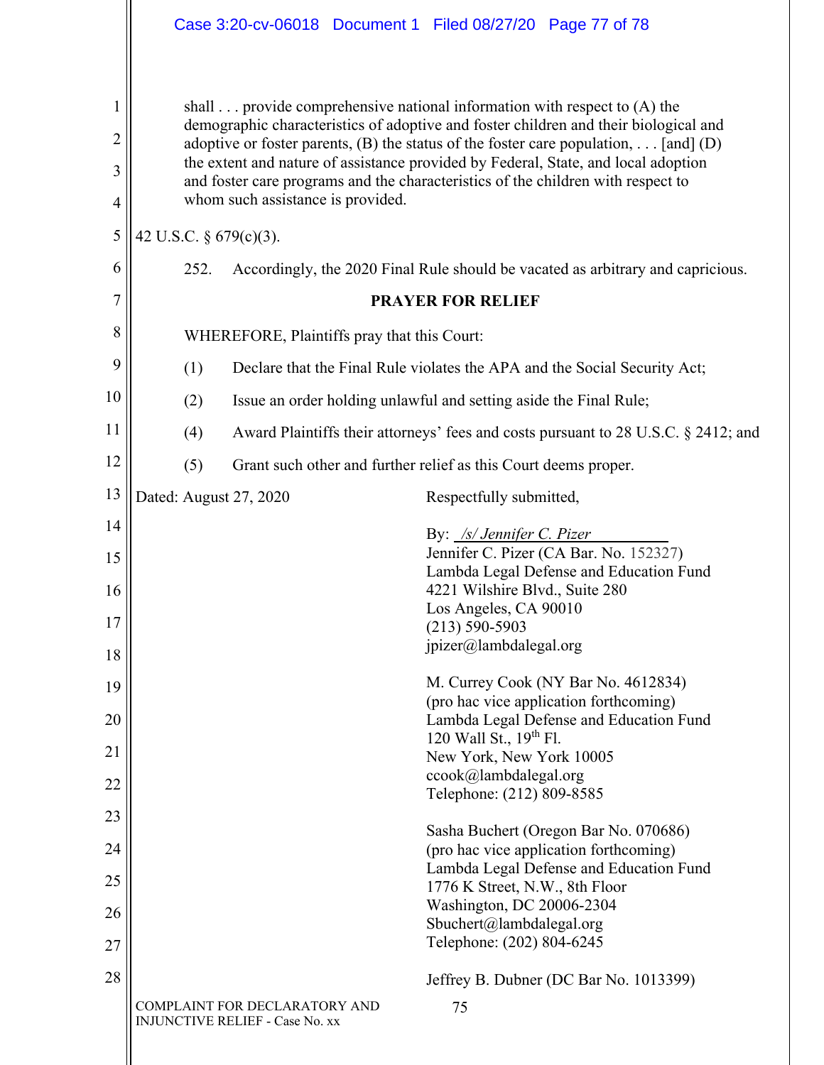> shall . . . provide comprehensive national information with respect to (A) the demographic characteristics of adoptive and foster children and their biological and adoptive or foster parents, (B) the status of the foster care population, . . . [and] (D) the extent and nature of assistance provided by Federal, State, and local adoption and foster care programs and the characteristics of the children with respect to whom such assistance is provided.

42 U.S.C. § 679(c)(3).

252. Accordingly, the 2020 Final Rule should be vacated as arbitrary and capricious.

**PRAYER FOR RELIEF**

WHEREFORE, Plaintiffs pray that this Court:

(1) Declare that the Final Rule violates the APA and the Social Security Act;

(2) Issue an order holding unlawful and setting aside the Final Rule;

(4) Award Plaintiffs their attorneys' fees and costs pursuant to 28 U.S.C. § 2412; and

(5) Grant such other and further relief as this Court deems proper.

Dated: August 27, 2020

Respectfully submitted,

By: /s/ Jennifer C. Pizer
Jennifer C. Pizer (CA Bar. No. 152327)
Lambda Legal Defense and Education Fund
4221 Wilshire Blvd., Suite 280
Los Angeles, CA 90010
(213) 590-5903
jpizer@lambdalegal.org

M. Currey Cook (NY Bar No. 4612834)
(pro hac vice application forthcoming)
Lambda Legal Defense and Education Fund
120 Wall St., 19th Fl.
New York, New York 10005
ccook@lambdalegal.org
Telephone: (212) 809-8585

Sasha Buchert (Oregon Bar No. 070686)
(pro hac vice application forthcoming)
Lambda Legal Defense and Education Fund
1776 K Street, N.W., 8th Floor
Washington, DC 20006-2304
Sbuchert@lambdalegal.org
Telephone: (202) 804-6245

Jeffrey B. Dubner (DC Bar No. 1013399)

COMPLAINT FOR DECLARATORY AND INJUNCTIVE RELIEF - Case No. xx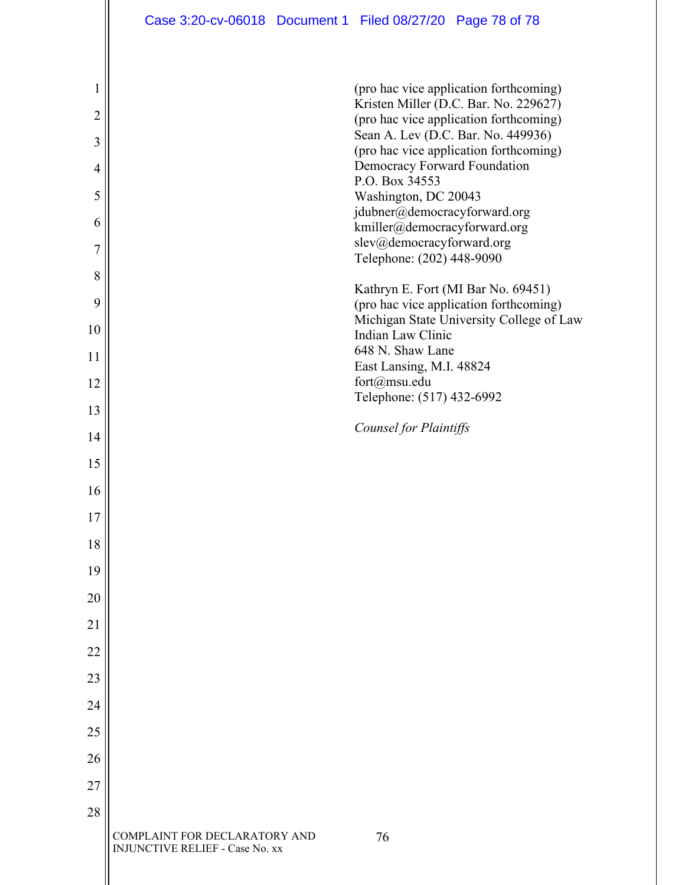(pro hac vice application forthcoming)
Kristen Miller (D.C. Bar. No. 229627)
(pro hac vice application forthcoming)
Sean A. Lev (D.C. Bar. No. 449936)
(pro hac vice application forthcoming)
Democracy Forward Foundation
P.O. Box 34553
Washington, DC 20043
jdubner@democracyforward.org
kmiller@democracyforward.org
slev@democracyforward.org
Telephone: (202) 448-9090

Kathryn E. Fort (MI Bar No. 69451)
(pro hac vice application forthcoming)
Michigan State University College of Law
Indian Law Clinic
648 N. Shaw Lane
East Lansing, M.I. 48824
fort@msu.edu
Telephone: (517) 432-6992

*Counsel for Plaintiffs*